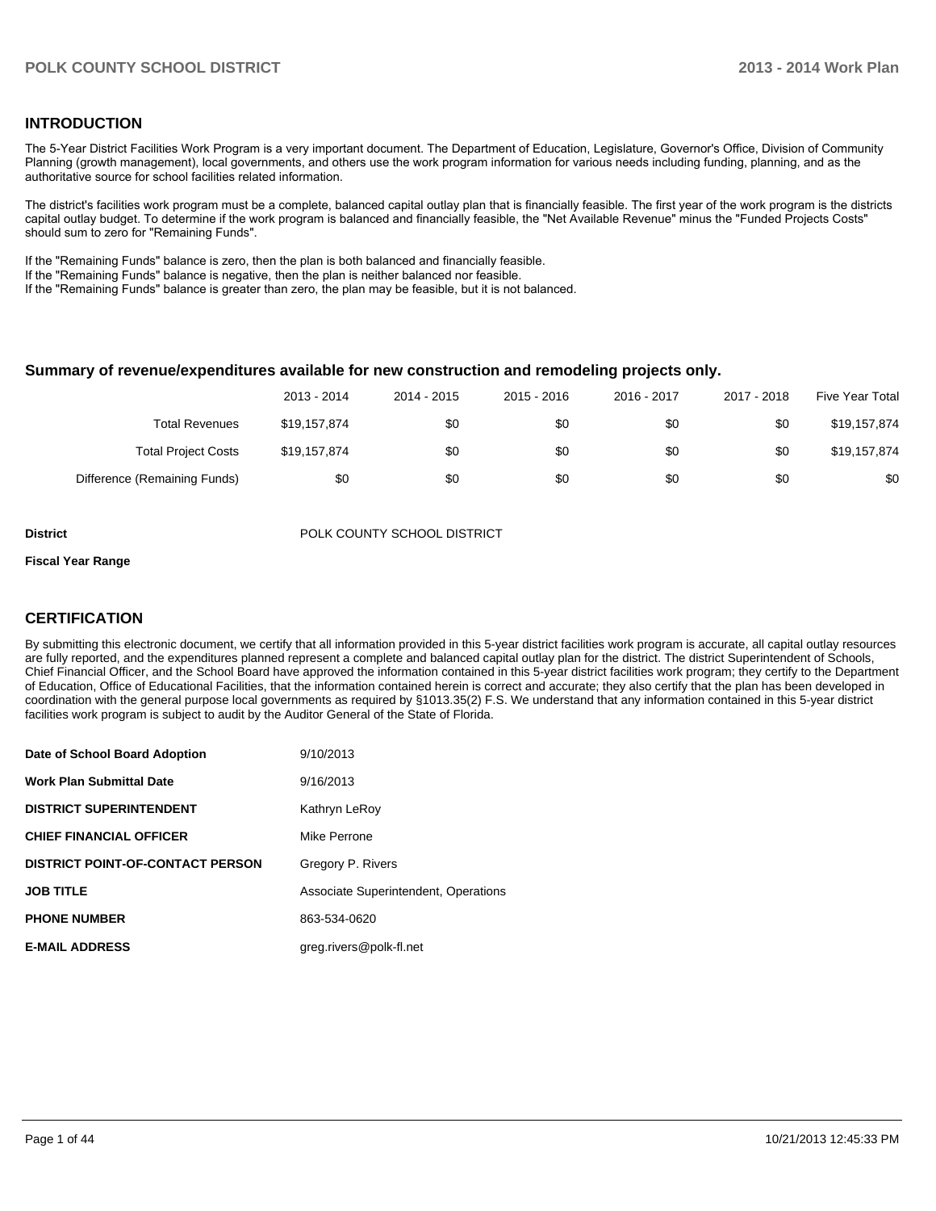## INTRODUCTION

The 5-Year District Facilities Work Program is a very important document. The Department of Education, Legislature, Governor's Office, Division of Community Planning (growth management), local governments, and others use the work program information for various needs including funding, planning, and as the authoritative source for school facilities related information.

The district's facilities work program must be a complete, balanced capital outlay plan that is financially feasible. The first year of the work program is the districts capital outlay budget. To determine if the work program is balanced and financially feasible, the "Net Available Revenue" minus the "Funded Projects Costs" should sum to zero for "Remaining Funds".

If the "Remaining Funds" balance is zero, then the plan is both balanced and financially feasible.
If the "Remaining Funds" balance is negative, then the plan is neither balanced nor feasible.
If the "Remaining Funds" balance is greater than zero, the plan may be feasible, but it is not balanced.

### Summary of revenue/expenditures available for new construction and remodeling projects only.

| | 2013 - 2014 | 2014 - 2015 | 2015 - 2016 | 2016 - 2017 | 2017 - 2018 | Five Year Total |
|---|---|---|---|---|---|---|
| Total Revenues | $19,157,874 | $0 | $0 | $0 | $0 | $19,157,874 |
| Total Project Costs | $19,157,874 | $0 | $0 | $0 | $0 | $19,157,874 |
| Difference (Remaining Funds) | $0 | $0 | $0 | $0 | $0 | $0 |

**District** POLK COUNTY SCHOOL DISTRICT

**Fiscal Year Range**

## CERTIFICATION

By submitting this electronic document, we certify that all information provided in this 5-year district facilities work program is accurate, all capital outlay resources are fully reported, and the expenditures planned represent a complete and balanced capital outlay plan for the district. The district Superintendent of Schools, Chief Financial Officer, and the School Board have approved the information contained in this 5-year district facilities work program; they certify to the Department of Education, Office of Educational Facilities, that the information contained herein is correct and accurate; they also certify that the plan has been developed in coordination with the general purpose local governments as required by §1013.35(2) F.S. We understand that any information contained in this 5-year district facilities work program is subject to audit by the Auditor General of the State of Florida.

| | |
|---|---|
| **Date of School Board Adoption** | 9/10/2013 |
| **Work Plan Submittal Date** | 9/16/2013 |
| **DISTRICT SUPERINTENDENT** | Kathryn LeRoy |
| **CHIEF FINANCIAL OFFICER** | Mike Perrone |
| **DISTRICT POINT-OF-CONTACT PERSON** | Gregory P. Rivers |
| **JOB TITLE** | Associate Superintendent, Operations |
| **PHONE NUMBER** | 863-534-0620 |
| **E-MAIL ADDRESS** | greg.rivers@polk-fl.net |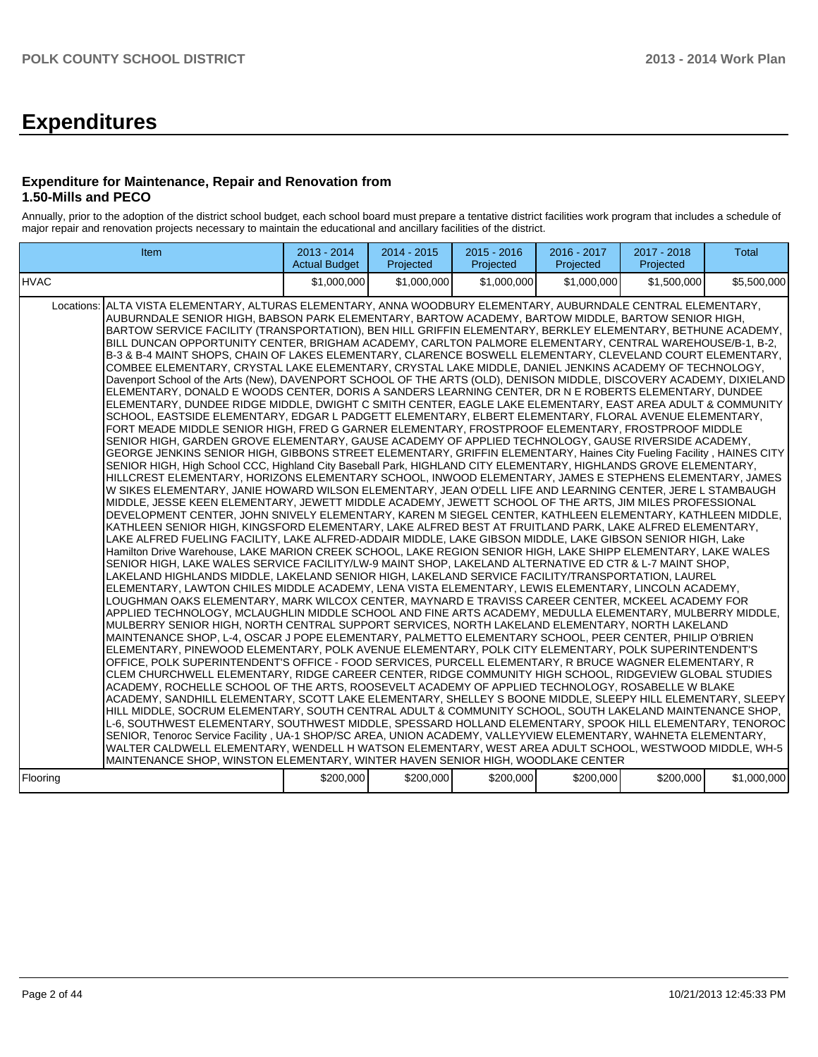# Expenditures

### Expenditure for Maintenance, Repair and Renovation from 1.50-Mills and PECO

Annually, prior to the adoption of the district school budget, each school board must prepare a tentative district facilities work program that includes a schedule of major repair and renovation projects necessary to maintain the educational and ancillary facilities of the district.

| Item | | 2013 - 2014 Actual Budget | 2014 - 2015 Projected | 2015 - 2016 Projected | 2016 - 2017 Projected | 2017 - 2018 Projected | Total |
|---|---|---|---|---|---|---|---|
| HVAC | | $1,000,000 | $1,000,000 | $1,000,000 | $1,000,000 | $1,500,000 | $5,500,000 |
| Locations: | ALTA VISTA ELEMENTARY, ALTURAS ELEMENTARY, ANNA WOODBURY ELEMENTARY, AUBURNDALE CENTRAL ELEMENTARY, AUBURNDALE SENIOR HIGH, BABSON PARK ELEMENTARY, BARTOW ACADEMY, BARTOW MIDDLE, BARTOW SENIOR HIGH, BARTOW SERVICE FACILITY (TRANSPORTATION), BEN HILL GRIFFIN ELEMENTARY, BERKLEY ELEMENTARY, BETHUNE ACADEMY, BILL DUNCAN OPPORTUNITY CENTER, BRIGHAM ACADEMY, CARLTON PALMORE ELEMENTARY, CENTRAL WAREHOUSE/B-1, B-2, B-3 & B-4 MAINT SHOPS, CHAIN OF LAKES ELEMENTARY, CLARENCE BOSWELL ELEMENTARY, CLEVELAND COURT ELEMENTARY, COMBEE ELEMENTARY, CRYSTAL LAKE ELEMENTARY, CRYSTAL LAKE MIDDLE, DANIEL JENKINS ACADEMY OF TECHNOLOGY, Davenport School of the Arts (New), DAVENPORT SCHOOL OF THE ARTS (OLD), DENISON MIDDLE, DISCOVERY ACADEMY, DIXIELAND ELEMENTARY, DONALD E WOODS CENTER, DORIS A SANDERS LEARNING CENTER, DR N E ROBERTS ELEMENTARY, DUNDEE ELEMENTARY, DUNDEE RIDGE MIDDLE, DWIGHT C SMITH CENTER, EAGLE LAKE ELEMENTARY, EAST AREA ADULT & COMMUNITY SCHOOL, EASTSIDE ELEMENTARY, EDGAR L PADGETT ELEMENTARY, ELBERT ELEMENTARY, FLORAL AVENUE ELEMENTARY, FORT MEADE MIDDLE SENIOR HIGH, FRED G GARNER ELEMENTARY, FROSTPROOF ELEMENTARY, FROSTPROOF MIDDLE SENIOR HIGH, GARDEN GROVE ELEMENTARY, GAUSE ACADEMY OF APPLIED TECHNOLOGY, GAUSE RIVERSIDE ACADEMY, GEORGE JENKINS SENIOR HIGH, GIBBONS STREET ELEMENTARY, GRIFFIN ELEMENTARY, Haines City Fueling Facility , HAINES CITY SENIOR HIGH, High School CCC, Highland City Baseball Park, HIGHLAND CITY ELEMENTARY, HIGHLANDS GROVE ELEMENTARY, HILLCREST ELEMENTARY, HORIZONS ELEMENTARY SCHOOL, INWOOD ELEMENTARY, JAMES E STEPHENS ELEMENTARY, JAMES W SIKES ELEMENTARY, JANIE HOWARD WILSON ELEMENTARY, JEAN O'DELL LIFE AND LEARNING CENTER, JERE L STAMBAUGH MIDDLE, JESSE KEEN ELEMENTARY, JEWETT MIDDLE ACADEMY, JEWETT SCHOOL OF THE ARTS, JIM MILES PROFESSIONAL DEVELOPMENT CENTER, JOHN SNIVELY ELEMENTARY, KAREN M SIEGEL CENTER, KATHLEEN ELEMENTARY, KATHLEEN MIDDLE, KATHLEEN SENIOR HIGH, KINGSFORD ELEMENTARY, LAKE ALFRED BEST AT FRUITLAND PARK, LAKE ALFRED ELEMENTARY, LAKE ALFRED FUELING FACILITY, LAKE ALFRED-ADDAIR MIDDLE, LAKE GIBSON MIDDLE, LAKE GIBSON SENIOR HIGH, Lake Hamilton Drive Warehouse, LAKE MARION CREEK SCHOOL, LAKE REGION SENIOR HIGH, LAKE SHIPP ELEMENTARY, LAKE WALES SENIOR HIGH, LAKE WALES SERVICE FACILITY/LW-9 MAINT SHOP, LAKELAND ALTERNATIVE ED CTR & L-7 MAINT SHOP, LAKELAND HIGHLANDS MIDDLE, LAKELAND SENIOR HIGH, LAKELAND SERVICE FACILITY/TRANSPORTATION, LAUREL ELEMENTARY, LAWTON CHILES MIDDLE ACADEMY, LENA VISTA ELEMENTARY, LEWIS ELEMENTARY, LINCOLN ACADEMY, LOUGHMAN OAKS ELEMENTARY, MARK WILCOX CENTER, MAYNARD E TRAVISS CAREER CENTER, MCKEEL ACADEMY FOR APPLIED TECHNOLOGY, MCLAUGHLIN MIDDLE SCHOOL AND FINE ARTS ACADEMY, MEDULLA ELEMENTARY, MULBERRY MIDDLE, MULBERRY SENIOR HIGH, NORTH CENTRAL SUPPORT SERVICES, NORTH LAKELAND ELEMENTARY, NORTH LAKELAND MAINTENANCE SHOP, L-4, OSCAR J POPE ELEMENTARY, PALMETTO ELEMENTARY SCHOOL, PEER CENTER, PHILIP O'BRIEN ELEMENTARY, PINEWOOD ELEMENTARY, POLK AVENUE ELEMENTARY, POLK CITY ELEMENTARY, POLK SUPERINTENDENT'S OFFICE, POLK SUPERINTENDENT'S OFFICE - FOOD SERVICES, PURCELL ELEMENTARY, R BRUCE WAGNER ELEMENTARY, R CLEM CHURCHWELL ELEMENTARY, RIDGE CAREER CENTER, RIDGE COMMUNITY HIGH SCHOOL, RIDGEVIEW GLOBAL STUDIES ACADEMY, ROCHELLE SCHOOL OF THE ARTS, ROOSEVELT ACADEMY OF APPLIED TECHNOLOGY, ROSABELLE W BLAKE ACADEMY, SANDHILL ELEMENTARY, SCOTT LAKE ELEMENTARY, SHELLEY S BOONE MIDDLE, SLEEPY HILL ELEMENTARY, SLEEPY HILL MIDDLE, SOCRUM ELEMENTARY, SOUTH CENTRAL ADULT & COMMUNITY SCHOOL, SOUTH LAKELAND MAINTENANCE SHOP, L-6, SOUTHWEST ELEMENTARY, SOUTHWEST MIDDLE, SPESSARD HOLLAND ELEMENTARY, SPOOK HILL ELEMENTARY, TENOROC SENIOR, Tenoroc Service Facility , UA-1 SHOP/SC AREA, UNION ACADEMY, VALLEYVIEW ELEMENTARY, WAHNETA ELEMENTARY, WALTER CALDWELL ELEMENTARY, WENDELL H WATSON ELEMENTARY, WEST AREA ADULT SCHOOL, WESTWOOD MIDDLE, WH-5 MAINTENANCE SHOP, WINSTON ELEMENTARY, WINTER HAVEN SENIOR HIGH, WOODLAKE CENTER | | | | | | |
| Flooring | | $200,000 | $200,000 | $200,000 | $200,000 | $200,000 | $1,000,000 |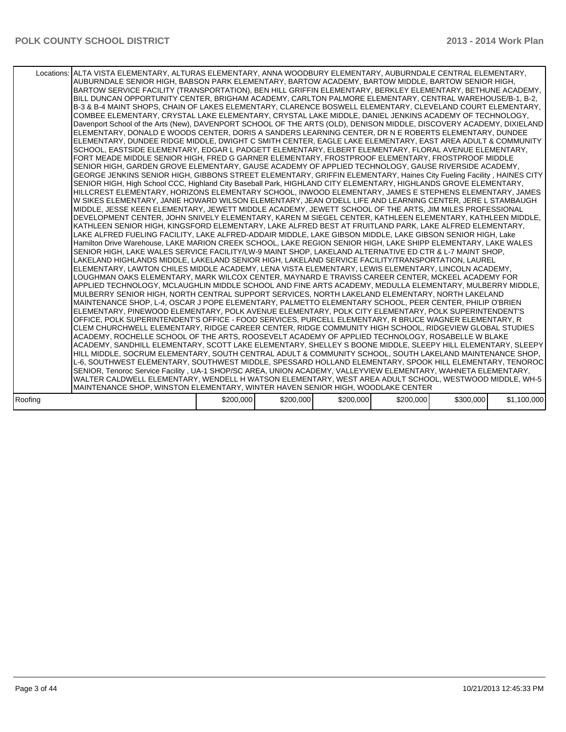| | Locations: | | | | | | |
|---|---|---|---|---|---|---|---|
| | ALTA VISTA ELEMENTARY, ALTURAS ELEMENTARY, ANNA WOODBURY ELEMENTARY, AUBURNDALE CENTRAL ELEMENTARY, AUBURNDALE SENIOR HIGH, BABSON PARK ELEMENTARY, BARTOW ACADEMY, BARTOW MIDDLE, BARTOW SENIOR HIGH, BARTOW SERVICE FACILITY (TRANSPORTATION), BEN HILL GRIFFIN ELEMENTARY, BERKLEY ELEMENTARY, BETHUNE ACADEMY, BILL DUNCAN OPPORTUNITY CENTER, BRIGHAM ACADEMY, CARLTON PALMORE ELEMENTARY, CENTRAL WAREHOUSE/B-1, B-2, B-3 & B-4 MAINT SHOPS, CHAIN OF LAKES ELEMENTARY, CLARENCE BOSWELL ELEMENTARY, CLEVELAND COURT ELEMENTARY, COMBEE ELEMENTARY, CRYSTAL LAKE ELEMENTARY, CRYSTAL LAKE MIDDLE, DANIEL JENKINS ACADEMY OF TECHNOLOGY, Davenport School of the Arts (New), DAVENPORT SCHOOL OF THE ARTS (OLD), DENISON MIDDLE, DISCOVERY ACADEMY, DIXIELAND ELEMENTARY, DONALD E WOODS CENTER, DORIS A SANDERS LEARNING CENTER, DR N E ROBERTS ELEMENTARY, DUNDEE ELEMENTARY, DUNDEE RIDGE MIDDLE, DWIGHT C SMITH CENTER, EAGLE LAKE ELEMENTARY, EAST AREA ADULT & COMMUNITY SCHOOL, EASTSIDE ELEMENTARY, EDGAR L PADGETT ELEMENTARY, ELBERT ELEMENTARY, FLORAL AVENUE ELEMENTARY, FORT MEADE MIDDLE SENIOR HIGH, FRED G GARNER ELEMENTARY, FROSTPROOF ELEMENTARY, FROSTPROOF MIDDLE SENIOR HIGH, GARDEN GROVE ELEMENTARY, GAUSE ACADEMY OF APPLIED TECHNOLOGY, GAUSE RIVERSIDE ACADEMY, GEORGE JENKINS SENIOR HIGH, GIBBONS STREET ELEMENTARY, GRIFFIN ELEMENTARY, Haines City Fueling Facility , HAINES CITY SENIOR HIGH, High School CCC, Highland City Baseball Park, HIGHLAND CITY ELEMENTARY, HIGHLANDS GROVE ELEMENTARY, HILLCREST ELEMENTARY, HORIZONS ELEMENTARY SCHOOL, INWOOD ELEMENTARY, JAMES E STEPHENS ELEMENTARY, JAMES W SIKES ELEMENTARY, JANIE HOWARD WILSON ELEMENTARY, JEAN O'DELL LIFE AND LEARNING CENTER, JERE L STAMBAUGH MIDDLE, JESSE KEEN ELEMENTARY, JEWETT MIDDLE ACADEMY, JEWETT SCHOOL OF THE ARTS, JIM MILES PROFESSIONAL DEVELOPMENT CENTER, JOHN SNIVELY ELEMENTARY, KAREN M SIEGEL CENTER, KATHLEEN ELEMENTARY, KATHLEEN MIDDLE, KATHLEEN SENIOR HIGH, KINGSFORD ELEMENTARY, LAKE ALFRED BEST AT FRUITLAND PARK, LAKE ALFRED ELEMENTARY, LAKE ALFRED FUELING FACILITY, LAKE ALFRED-ADDAIR MIDDLE, LAKE GIBSON MIDDLE, LAKE GIBSON SENIOR HIGH, Lake Hamilton Drive Warehouse, LAKE MARION CREEK SCHOOL, LAKE REGION SENIOR HIGH, LAKE SHIPP ELEMENTARY, LAKE WALES SENIOR HIGH, LAKE WALES SERVICE FACILITY/LW-9 MAINT SHOP, LAKELAND ALTERNATIVE ED CTR & L-7 MAINT SHOP, LAKELAND HIGHLANDS MIDDLE, LAKELAND SENIOR HIGH, LAKELAND SERVICE FACILITY/TRANSPORTATION, LAUREL ELEMENTARY, LAWTON CHILES MIDDLE ACADEMY, LENA VISTA ELEMENTARY, LEWIS ELEMENTARY, LINCOLN ACADEMY, LOUGHMAN OAKS ELEMENTARY, MARK WILCOX CENTER, MAYNARD E TRAVISS CAREER CENTER, MCKEEL ACADEMY FOR APPLIED TECHNOLOGY, MCLAUGHLIN MIDDLE SCHOOL AND FINE ARTS ACADEMY, MEDULLA ELEMENTARY, MULBERRY MIDDLE, MULBERRY SENIOR HIGH, NORTH CENTRAL SUPPORT SERVICES, NORTH LAKELAND ELEMENTARY, NORTH LAKELAND MAINTENANCE SHOP, L-4, OSCAR J POPE ELEMENTARY, PALMETTO ELEMENTARY SCHOOL, PEER CENTER, PHILIP O'BRIEN ELEMENTARY, PINEWOOD ELEMENTARY, POLK AVENUE ELEMENTARY, POLK CITY ELEMENTARY, POLK SUPERINTENDENT'S OFFICE, POLK SUPERINTENDENT'S OFFICE - FOOD SERVICES, PURCELL ELEMENTARY, R BRUCE WAGNER ELEMENTARY, R CLEM CHURCHWELL ELEMENTARY, RIDGE CAREER CENTER, RIDGE COMMUNITY HIGH SCHOOL, RIDGEVIEW GLOBAL STUDIES ACADEMY, ROCHELLE SCHOOL OF THE ARTS, ROOSEVELT ACADEMY OF APPLIED TECHNOLOGY, ROSABELLE W BLAKE ACADEMY, SANDHILL ELEMENTARY, SCOTT LAKE ELEMENTARY, SHELLEY S BOONE MIDDLE, SLEEPY HILL ELEMENTARY, SLEEPY HILL MIDDLE, SOCRUM ELEMENTARY, SOUTH CENTRAL ADULT & COMMUNITY SCHOOL, SOUTH LAKELAND MAINTENANCE SHOP, L-6, SOUTHWEST ELEMENTARY, SOUTHWEST MIDDLE, SPESSARD HOLLAND ELEMENTARY, SPOOK HILL ELEMENTARY, TENOROC SENIOR, Tenoroc Service Facility , UA-1 SHOP/SC AREA, UNION ACADEMY, VALLEYVIEW ELEMENTARY, WAHNETA ELEMENTARY, WALTER CALDWELL ELEMENTARY, WENDELL H WATSON ELEMENTARY, WEST AREA ADULT SCHOOL, WESTWOOD MIDDLE, WH-5 MAINTENANCE SHOP, WINSTON ELEMENTARY, WINTER HAVEN SENIOR HIGH, WOODLAKE CENTER | | | | | | |
| Roofing | | $200,000 | $200,000 | $200,000 | $200,000 | $300,000 | $1,100,000 |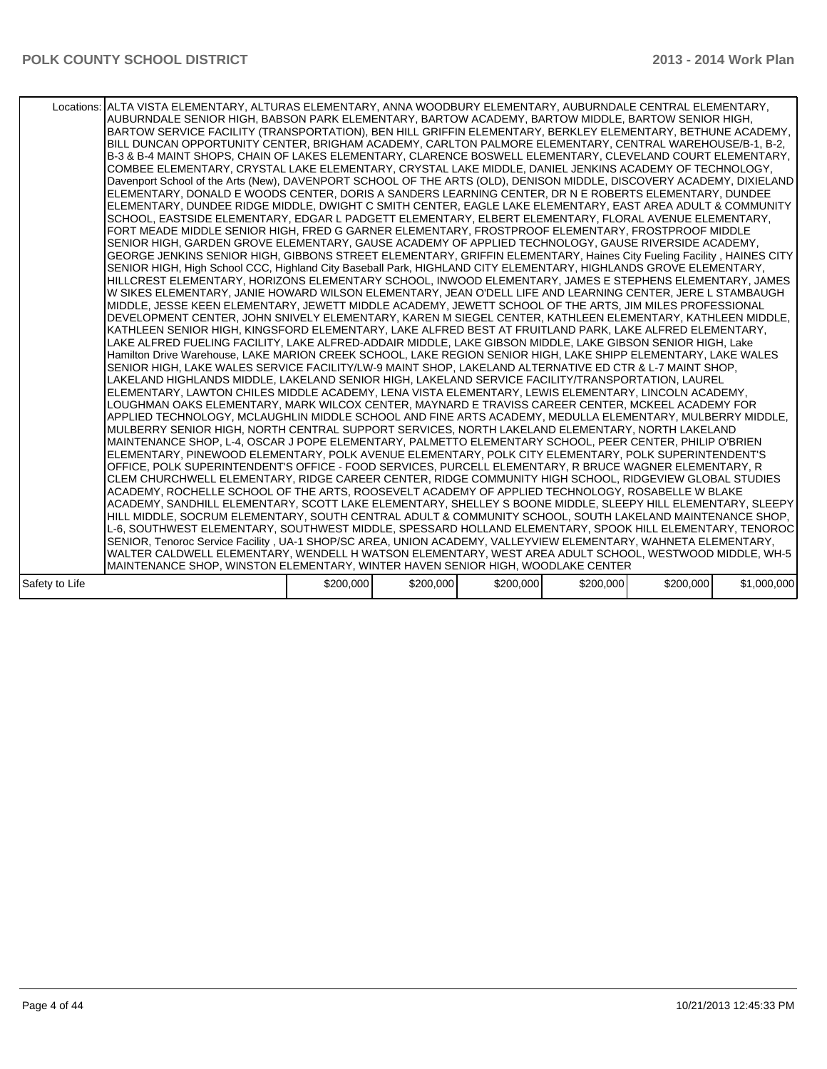| | Locations: | ALTA VISTA ELEMENTARY, ALTURAS ELEMENTARY, ANNA WOODBURY ELEMENTARY, AUBURNDALE CENTRAL ELEMENTARY, AUBURNDALE SENIOR HIGH, BABSON PARK ELEMENTARY, BARTOW ACADEMY, BARTOW MIDDLE, BARTOW SENIOR HIGH, BARTOW SERVICE FACILITY (TRANSPORTATION), BEN HILL GRIFFIN ELEMENTARY, BERKLEY ELEMENTARY, BETHUNE ACADEMY, BILL DUNCAN OPPORTUNITY CENTER, BRIGHAM ACADEMY, CARLTON PALMORE ELEMENTARY, CENTRAL WAREHOUSE/B-1, B-2, B-3 & B-4 MAINT SHOPS, CHAIN OF LAKES ELEMENTARY, CLARENCE BOSWELL ELEMENTARY, CLEVELAND COURT ELEMENTARY, COMBEE ELEMENTARY, CRYSTAL LAKE ELEMENTARY, CRYSTAL LAKE MIDDLE, DANIEL JENKINS ACADEMY OF TECHNOLOGY, Davenport School of the Arts (New), DAVENPORT SCHOOL OF THE ARTS (OLD), DENISON MIDDLE, DISCOVERY ACADEMY, DIXIELAND ELEMENTARY, DONALD E WOODS CENTER, DORIS A SANDERS LEARNING CENTER, DR N E ROBERTS ELEMENTARY, DUNDEE ELEMENTARY, DUNDEE RIDGE MIDDLE, DWIGHT C SMITH CENTER, EAGLE LAKE ELEMENTARY, EAST AREA ADULT & COMMUNITY SCHOOL, EASTSIDE ELEMENTARY, EDGAR L PADGETT ELEMENTARY, ELBERT ELEMENTARY, FLORAL AVENUE ELEMENTARY, FORT MEADE MIDDLE SENIOR HIGH, FRED G GARNER ELEMENTARY, FROSTPROOF ELEMENTARY, FROSTPROOF MIDDLE SENIOR HIGH, GARDEN GROVE ELEMENTARY, GAUSE ACADEMY OF APPLIED TECHNOLOGY, GAUSE RIVERSIDE ACADEMY, GEORGE JENKINS SENIOR HIGH, GIBBONS STREET ELEMENTARY, GRIFFIN ELEMENTARY, Haines City Fueling Facility , HAINES CITY SENIOR HIGH, High School CCC, Highland City Baseball Park, HIGHLAND CITY ELEMENTARY, HIGHLANDS GROVE ELEMENTARY, HILLCREST ELEMENTARY, HORIZONS ELEMENTARY SCHOOL, INWOOD ELEMENTARY, JAMES E STEPHENS ELEMENTARY, JAMES W SIKES ELEMENTARY, JANIE HOWARD WILSON ELEMENTARY, JEAN O'DELL LIFE AND LEARNING CENTER, JERE L STAMBAUGH MIDDLE, JESSE KEEN ELEMENTARY, JEWETT MIDDLE ACADEMY, JEWETT SCHOOL OF THE ARTS, JIM MILES PROFESSIONAL DEVELOPMENT CENTER, JOHN SNIVELY ELEMENTARY, KAREN M SIEGEL CENTER, KATHLEEN ELEMENTARY, KATHLEEN MIDDLE, KATHLEEN SENIOR HIGH, KINGSFORD ELEMENTARY, LAKE ALFRED BEST AT FRUITLAND PARK, LAKE ALFRED ELEMENTARY, LAKE ALFRED FUELING FACILITY, LAKE ALFRED-ADDAIR MIDDLE, LAKE GIBSON MIDDLE, LAKE GIBSON SENIOR HIGH, Lake Hamilton Drive Warehouse, LAKE MARION CREEK SCHOOL, LAKE REGION SENIOR HIGH, LAKE SHIPP ELEMENTARY, LAKE WALES SENIOR HIGH, LAKE WALES SERVICE FACILITY/LW-9 MAINT SHOP, LAKELAND ALTERNATIVE ED CTR & L-7 MAINT SHOP, LAKELAND HIGHLANDS MIDDLE, LAKELAND SENIOR HIGH, LAKELAND SERVICE FACILITY/TRANSPORTATION, LAUREL ELEMENTARY, LAWTON CHILES MIDDLE ACADEMY, LENA VISTA ELEMENTARY, LEWIS ELEMENTARY, LINCOLN ACADEMY, LOUGHMAN OAKS ELEMENTARY, MARK WILCOX CENTER, MAYNARD E TRAVISS CAREER CENTER, MCKEEL ACADEMY FOR APPLIED TECHNOLOGY, MCLAUGHLIN MIDDLE SCHOOL AND FINE ARTS ACADEMY, MEDULLA ELEMENTARY, MULBERRY MIDDLE, MULBERRY SENIOR HIGH, NORTH CENTRAL SUPPORT SERVICES, NORTH LAKELAND ELEMENTARY, NORTH LAKELAND MAINTENANCE SHOP, L-4, OSCAR J POPE ELEMENTARY, PALMETTO ELEMENTARY SCHOOL, PEER CENTER, PHILIP O'BRIEN ELEMENTARY, PINEWOOD ELEMENTARY, POLK AVENUE ELEMENTARY, POLK CITY ELEMENTARY, POLK SUPERINTENDENT'S OFFICE, POLK SUPERINTENDENT'S OFFICE - FOOD SERVICES, PURCELL ELEMENTARY, R BRUCE WAGNER ELEMENTARY, R CLEM CHURCHWELL ELEMENTARY, RIDGE CAREER CENTER, RIDGE COMMUNITY HIGH SCHOOL, RIDGEVIEW GLOBAL STUDIES ACADEMY, ROCHELLE SCHOOL OF THE ARTS, ROOSEVELT ACADEMY OF APPLIED TECHNOLOGY, ROSABELLE W BLAKE ACADEMY, SANDHILL ELEMENTARY, SCOTT LAKE ELEMENTARY, SHELLEY S BOONE MIDDLE, SLEEPY HILL ELEMENTARY, SLEEPY HILL MIDDLE, SOCRUM ELEMENTARY, SOUTH CENTRAL ADULT & COMMUNITY SCHOOL, SOUTH LAKELAND MAINTENANCE SHOP, L-6, SOUTHWEST ELEMENTARY, SOUTHWEST MIDDLE, SPESSARD HOLLAND ELEMENTARY, SPOOK HILL ELEMENTARY, TENOROC SENIOR, Tenoroc Service Facility , UA-1 SHOP/SC AREA, UNION ACADEMY, VALLEYVIEW ELEMENTARY, WAHNETA ELEMENTARY, WALTER CALDWELL ELEMENTARY, WENDELL H WATSON ELEMENTARY, WEST AREA ADULT SCHOOL, WESTWOOD MIDDLE, WH-5 MAINTENANCE SHOP, WINSTON ELEMENTARY, WINTER HAVEN SENIOR HIGH, WOODLAKE CENTER |
|---|---|---|

| Safety to Life | $200,000 | $200,000 | $200,000 | $200,000 | $200,000 | $1,000,000 |
|---|---|---|---|---|---|---|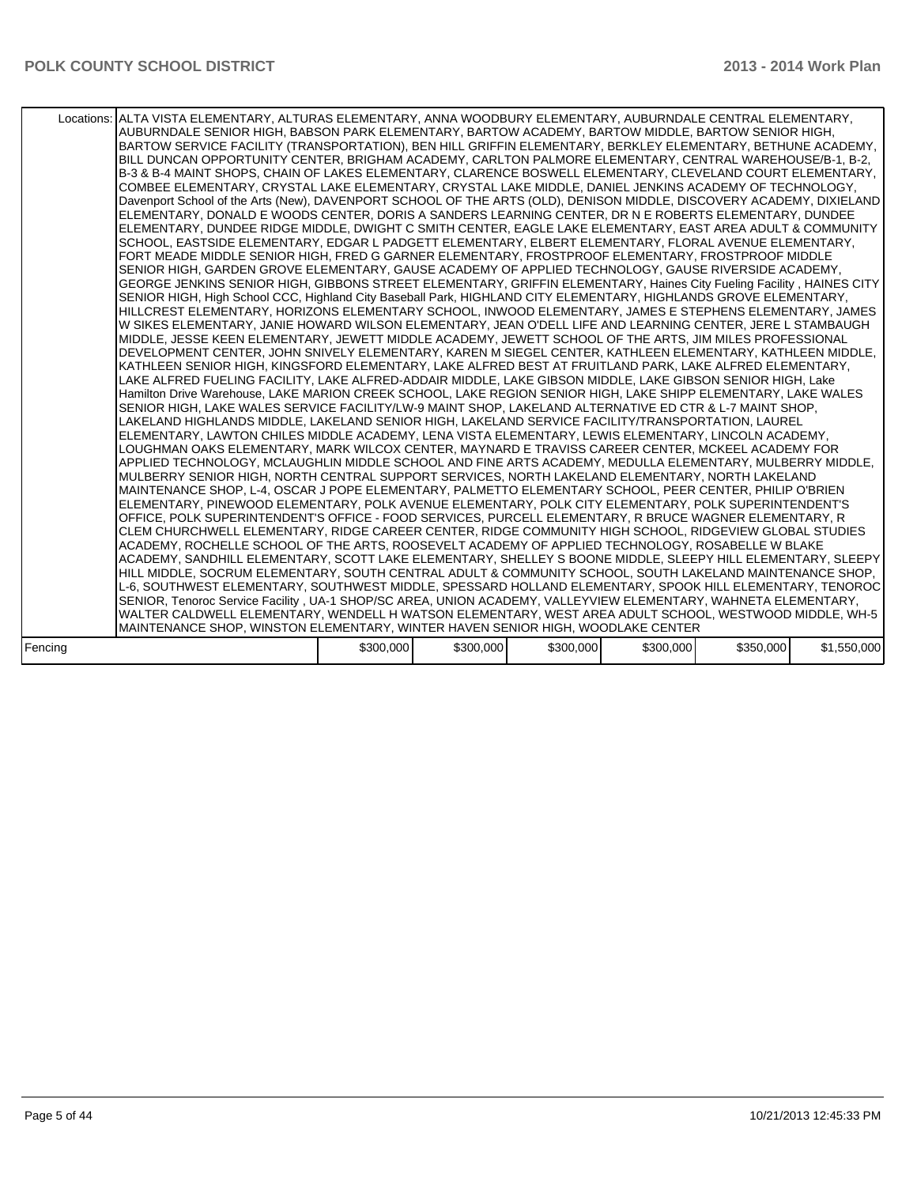| | Locations: | ALTA VISTA ELEMENTARY, ALTURAS ELEMENTARY, ANNA WOODBURY ELEMENTARY, AUBURNDALE CENTRAL ELEMENTARY, AUBURNDALE SENIOR HIGH, BABSON PARK ELEMENTARY, BARTOW ACADEMY, BARTOW MIDDLE, BARTOW SENIOR HIGH, BARTOW SERVICE FACILITY (TRANSPORTATION), BEN HILL GRIFFIN ELEMENTARY, BERKLEY ELEMENTARY, BETHUNE ACADEMY, BILL DUNCAN OPPORTUNITY CENTER, BRIGHAM ACADEMY, CARLTON PALMORE ELEMENTARY, CENTRAL WAREHOUSE/B-1, B-2, B-3 & B-4 MAINT SHOPS, CHAIN OF LAKES ELEMENTARY, CLARENCE BOSWELL ELEMENTARY, CLEVELAND COURT ELEMENTARY, COMBEE ELEMENTARY, CRYSTAL LAKE ELEMENTARY, CRYSTAL LAKE MIDDLE, DANIEL JENKINS ACADEMY OF TECHNOLOGY, Davenport School of the Arts (New), DAVENPORT SCHOOL OF THE ARTS (OLD), DENISON MIDDLE, DISCOVERY ACADEMY, DIXIELAND ELEMENTARY, DONALD E WOODS CENTER, DORIS A SANDERS LEARNING CENTER, DR N E ROBERTS ELEMENTARY, DUNDEE ELEMENTARY, DUNDEE RIDGE MIDDLE, DWIGHT C SMITH CENTER, EAGLE LAKE ELEMENTARY, EAST AREA ADULT & COMMUNITY SCHOOL, EASTSIDE ELEMENTARY, EDGAR L PADGETT ELEMENTARY, ELBERT ELEMENTARY, FLORAL AVENUE ELEMENTARY, FORT MEADE MIDDLE SENIOR HIGH, FRED G GARNER ELEMENTARY, FROSTPROOF ELEMENTARY, FROSTPROOF MIDDLE SENIOR HIGH, GARDEN GROVE ELEMENTARY, GAUSE ACADEMY OF APPLIED TECHNOLOGY, GAUSE RIVERSIDE ACADEMY, GEORGE JENKINS SENIOR HIGH, GIBBONS STREET ELEMENTARY, GRIFFIN ELEMENTARY, Haines City Fueling Facility , HAINES CITY SENIOR HIGH, High School CCC, Highland City Baseball Park, HIGHLAND CITY ELEMENTARY, HIGHLANDS GROVE ELEMENTARY, HILLCREST ELEMENTARY, HORIZONS ELEMENTARY SCHOOL, INWOOD ELEMENTARY, JAMES E STEPHENS ELEMENTARY, JAMES W SIKES ELEMENTARY, JANIE HOWARD WILSON ELEMENTARY, JEAN O'DELL LIFE AND LEARNING CENTER, JERE L STAMBAUGH MIDDLE, JESSE KEEN ELEMENTARY, JEWETT MIDDLE ACADEMY, JEWETT SCHOOL OF THE ARTS, JIM MILES PROFESSIONAL DEVELOPMENT CENTER, JOHN SNIVELY ELEMENTARY, KAREN M SIEGEL CENTER, KATHLEEN ELEMENTARY, KATHLEEN MIDDLE, KATHLEEN SENIOR HIGH, KINGSFORD ELEMENTARY, LAKE ALFRED BEST AT FRUITLAND PARK, LAKE ALFRED ELEMENTARY, LAKE ALFRED FUELING FACILITY, LAKE ALFRED-ADDAIR MIDDLE, LAKE GIBSON MIDDLE, LAKE GIBSON SENIOR HIGH, Lake Hamilton Drive Warehouse, LAKE MARION CREEK SCHOOL, LAKE REGION SENIOR HIGH, LAKE SHIPP ELEMENTARY, LAKE WALES SENIOR HIGH, LAKE WALES SERVICE FACILITY/LW-9 MAINT SHOP, LAKELAND ALTERNATIVE ED CTR & L-7 MAINT SHOP, LAKELAND HIGHLANDS MIDDLE, LAKELAND SENIOR HIGH, LAKELAND SERVICE FACILITY/TRANSPORTATION, LAUREL ELEMENTARY, LAWTON CHILES MIDDLE ACADEMY, LENA VISTA ELEMENTARY, LEWIS ELEMENTARY, LINCOLN ACADEMY, LOUGHMAN OAKS ELEMENTARY, MARK WILCOX CENTER, MAYNARD E TRAVISS CAREER CENTER, MCKEEL ACADEMY FOR APPLIED TECHNOLOGY, MCLAUGHLIN MIDDLE SCHOOL AND FINE ARTS ACADEMY, MEDULLA ELEMENTARY, MULBERRY MIDDLE, MULBERRY SENIOR HIGH, NORTH CENTRAL SUPPORT SERVICES, NORTH LAKELAND ELEMENTARY, NORTH LAKELAND MAINTENANCE SHOP, L-4, OSCAR J POPE ELEMENTARY, PALMETTO ELEMENTARY SCHOOL, PEER CENTER, PHILIP O'BRIEN ELEMENTARY, PINEWOOD ELEMENTARY, POLK AVENUE ELEMENTARY, POLK CITY ELEMENTARY, POLK SUPERINTENDENT'S OFFICE, POLK SUPERINTENDENT'S OFFICE - FOOD SERVICES, PURCELL ELEMENTARY, R BRUCE WAGNER ELEMENTARY, R CLEM CHURCHWELL ELEMENTARY, RIDGE CAREER CENTER, RIDGE COMMUNITY HIGH SCHOOL, RIDGEVIEW GLOBAL STUDIES ACADEMY, ROCHELLE SCHOOL OF THE ARTS, ROOSEVELT ACADEMY OF APPLIED TECHNOLOGY, ROSABELLE W BLAKE ACADEMY, SANDHILL ELEMENTARY, SCOTT LAKE ELEMENTARY, SHELLEY S BOONE MIDDLE, SLEEPY HILL ELEMENTARY, SLEEPY HILL MIDDLE, SOCRUM ELEMENTARY, SOUTH CENTRAL ADULT & COMMUNITY SCHOOL, SOUTH LAKELAND MAINTENANCE SHOP, L-6, SOUTHWEST ELEMENTARY, SOUTHWEST MIDDLE, SPESSARD HOLLAND ELEMENTARY, SPOOK HILL ELEMENTARY, TENOROC SENIOR, Tenoroc Service Facility , UA-1 SHOP/SC AREA, UNION ACADEMY, VALLEYVIEW ELEMENTARY, WAHNETA ELEMENTARY, WALTER CALDWELL ELEMENTARY, WENDELL H WATSON ELEMENTARY, WEST AREA ADULT SCHOOL, WESTWOOD MIDDLE, WH-5 MAINTENANCE SHOP, WINSTON ELEMENTARY, WINTER HAVEN SENIOR HIGH, WOODLAKE CENTER | | | | | |
|---|---|---|---|---|---|---|---|
| Fencing | | $300,000 | $300,000 | $300,000 | $300,000 | $350,000 | $1,550,000 |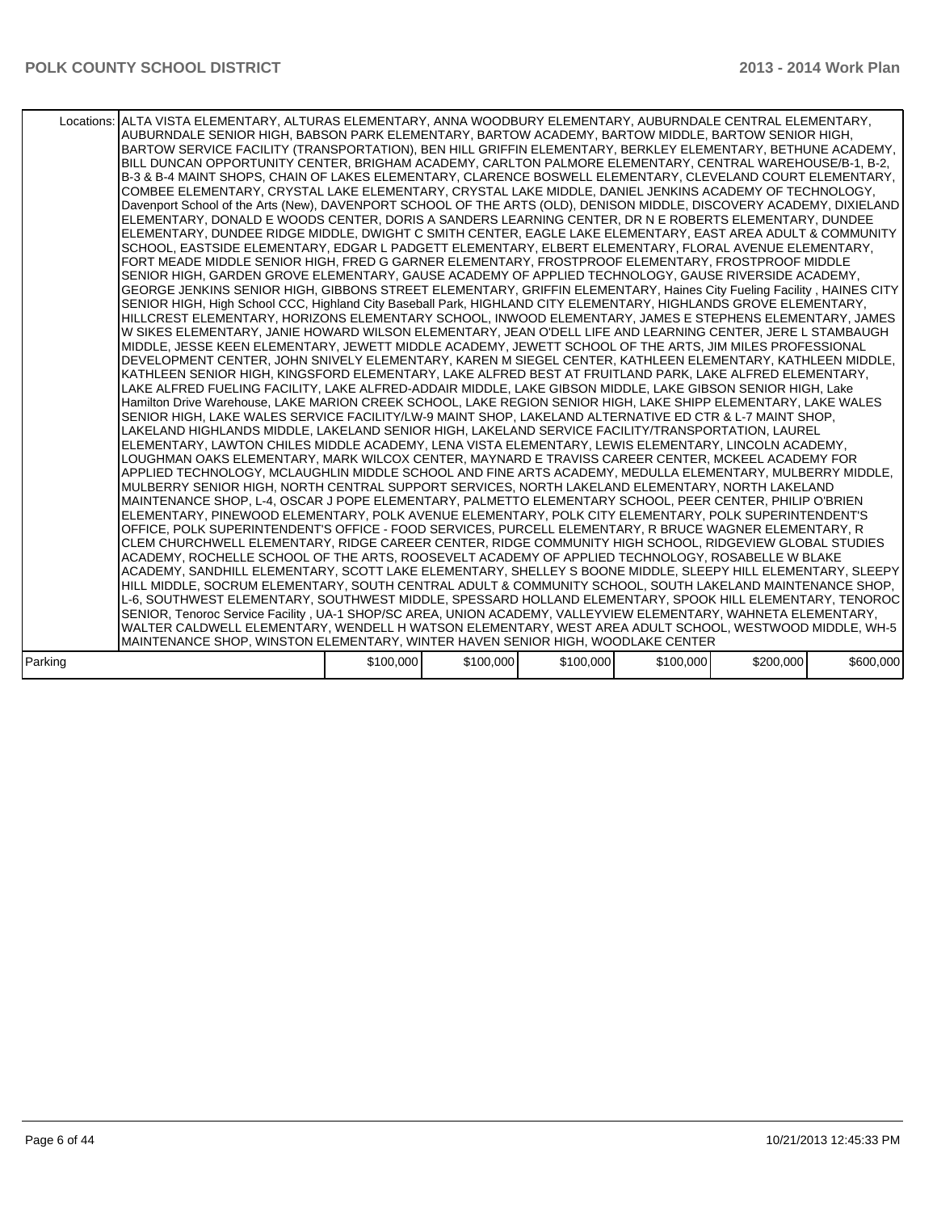| | | | | | | |
|---|---|---|---|---|---|---|
| Locations: | ALTA VISTA ELEMENTARY, ALTURAS ELEMENTARY, ANNA WOODBURY ELEMENTARY, AUBURNDALE CENTRAL ELEMENTARY, AUBURNDALE SENIOR HIGH, BABSON PARK ELEMENTARY, BARTOW ACADEMY, BARTOW MIDDLE, BARTOW SENIOR HIGH, BARTOW SERVICE FACILITY (TRANSPORTATION), BEN HILL GRIFFIN ELEMENTARY, BERKLEY ELEMENTARY, BETHUNE ACADEMY, BILL DUNCAN OPPORTUNITY CENTER, BRIGHAM ACADEMY, CARLTON PALMORE ELEMENTARY, CENTRAL WAREHOUSE/B-1, B-2, B-3 & B-4 MAINT SHOPS, CHAIN OF LAKES ELEMENTARY, CLARENCE BOSWELL ELEMENTARY, CLEVELAND COURT ELEMENTARY, COMBEE ELEMENTARY, CRYSTAL LAKE ELEMENTARY, CRYSTAL LAKE MIDDLE, DANIEL JENKINS ACADEMY OF TECHNOLOGY, Davenport School of the Arts (New), DAVENPORT SCHOOL OF THE ARTS (OLD), DENISON MIDDLE, DISCOVERY ACADEMY, DIXIELAND ELEMENTARY, DONALD E WOODS CENTER, DORIS A SANDERS LEARNING CENTER, DR N E ROBERTS ELEMENTARY, DUNDEE ELEMENTARY, DUNDEE RIDGE MIDDLE, DWIGHT C SMITH CENTER, EAGLE LAKE ELEMENTARY, EAST AREA ADULT & COMMUNITY SCHOOL, EASTSIDE ELEMENTARY, EDGAR L PADGETT ELEMENTARY, ELBERT ELEMENTARY, FLORAL AVENUE ELEMENTARY, FORT MEADE MIDDLE SENIOR HIGH, FRED G GARNER ELEMENTARY, FROSTPROOF ELEMENTARY, FROSTPROOF MIDDLE SENIOR HIGH, GARDEN GROVE ELEMENTARY, GAUSE ACADEMY OF APPLIED TECHNOLOGY, GAUSE RIVERSIDE ACADEMY, GEORGE JENKINS SENIOR HIGH, GIBBONS STREET ELEMENTARY, GRIFFIN ELEMENTARY, Haines City Fueling Facility , HAINES CITY SENIOR HIGH, High School CCC, Highland City Baseball Park, HIGHLAND CITY ELEMENTARY, HIGHLANDS GROVE ELEMENTARY, HILLCREST ELEMENTARY, HORIZONS ELEMENTARY SCHOOL, INWOOD ELEMENTARY, JAMES E STEPHENS ELEMENTARY, JAMES W SIKES ELEMENTARY, JANIE HOWARD WILSON ELEMENTARY, JEAN O'DELL LIFE AND LEARNING CENTER, JERE L STAMBAUGH MIDDLE, JESSE KEEN ELEMENTARY, JEWETT MIDDLE ACADEMY, JEWETT SCHOOL OF THE ARTS, JIM MILES PROFESSIONAL DEVELOPMENT CENTER, JOHN SNIVELY ELEMENTARY, KAREN M SIEGEL CENTER, KATHLEEN ELEMENTARY, KATHLEEN MIDDLE, KATHLEEN SENIOR HIGH, KINGSFORD ELEMENTARY, LAKE ALFRED BEST AT FRUITLAND PARK, LAKE ALFRED ELEMENTARY, LAKE ALFRED FUELING FACILITY, LAKE ALFRED-ADDAIR MIDDLE, LAKE GIBSON MIDDLE, LAKE GIBSON SENIOR HIGH, Lake Hamilton Drive Warehouse, LAKE MARION CREEK SCHOOL, LAKE REGION SENIOR HIGH, LAKE SHIPP ELEMENTARY, LAKE WALES SENIOR HIGH, LAKE WALES SERVICE FACILITY/LW-9 MAINT SHOP, LAKELAND ALTERNATIVE ED CTR & L-7 MAINT SHOP, LAKELAND HIGHLANDS MIDDLE, LAKELAND SENIOR HIGH, LAKELAND SERVICE FACILITY/TRANSPORTATION, LAUREL ELEMENTARY, LAWTON CHILES MIDDLE ACADEMY, LENA VISTA ELEMENTARY, LEWIS ELEMENTARY, LINCOLN ACADEMY, LOUGHMAN OAKS ELEMENTARY, MARK WILCOX CENTER, MAYNARD E TRAVISS CAREER CENTER, MCKEEL ACADEMY FOR APPLIED TECHNOLOGY, MCLAUGHLIN MIDDLE SCHOOL AND FINE ARTS ACADEMY, MEDULLA ELEMENTARY, MULBERRY MIDDLE, MULBERRY SENIOR HIGH, NORTH CENTRAL SUPPORT SERVICES, NORTH LAKELAND ELEMENTARY, NORTH LAKELAND MAINTENANCE SHOP, L-4, OSCAR J POPE ELEMENTARY, PALMETTO ELEMENTARY SCHOOL, PEER CENTER, PHILIP O'BRIEN ELEMENTARY, PINEWOOD ELEMENTARY, POLK AVENUE ELEMENTARY, POLK CITY ELEMENTARY, POLK SUPERINTENDENT'S OFFICE, POLK SUPERINTENDENT'S OFFICE - FOOD SERVICES, PURCELL ELEMENTARY, R BRUCE WAGNER ELEMENTARY, R CLEM CHURCHWELL ELEMENTARY, RIDGE CAREER CENTER, RIDGE COMMUNITY HIGH SCHOOL, RIDGEVIEW GLOBAL STUDIES ACADEMY, ROCHELLE SCHOOL OF THE ARTS, ROOSEVELT ACADEMY OF APPLIED TECHNOLOGY, ROSABELLE W BLAKE ACADEMY, SANDHILL ELEMENTARY, SCOTT LAKE ELEMENTARY, SHELLEY S BOONE MIDDLE, SLEEPY HILL ELEMENTARY, SLEEPY HILL MIDDLE, SOCRUM ELEMENTARY, SOUTH CENTRAL ADULT & COMMUNITY SCHOOL, SOUTH LAKELAND MAINTENANCE SHOP, L-6, SOUTHWEST ELEMENTARY, SOUTHWEST MIDDLE, SPESSARD HOLLAND ELEMENTARY, SPOOK HILL ELEMENTARY, TENOROC SENIOR, Tenoroc Service Facility , UA-1 SHOP/SC AREA, UNION ACADEMY, VALLEYVIEW ELEMENTARY, WAHNETA ELEMENTARY, WALTER CALDWELL ELEMENTARY, WENDELL H WATSON ELEMENTARY, WEST AREA ADULT SCHOOL, WESTWOOD MIDDLE, WH-5 MAINTENANCE SHOP, WINSTON ELEMENTARY, WINTER HAVEN SENIOR HIGH, WOODLAKE CENTER | | | | | |
| Parking | | $100,000 | $100,000 | $100,000 | $100,000 | $200,000 | $600,000 |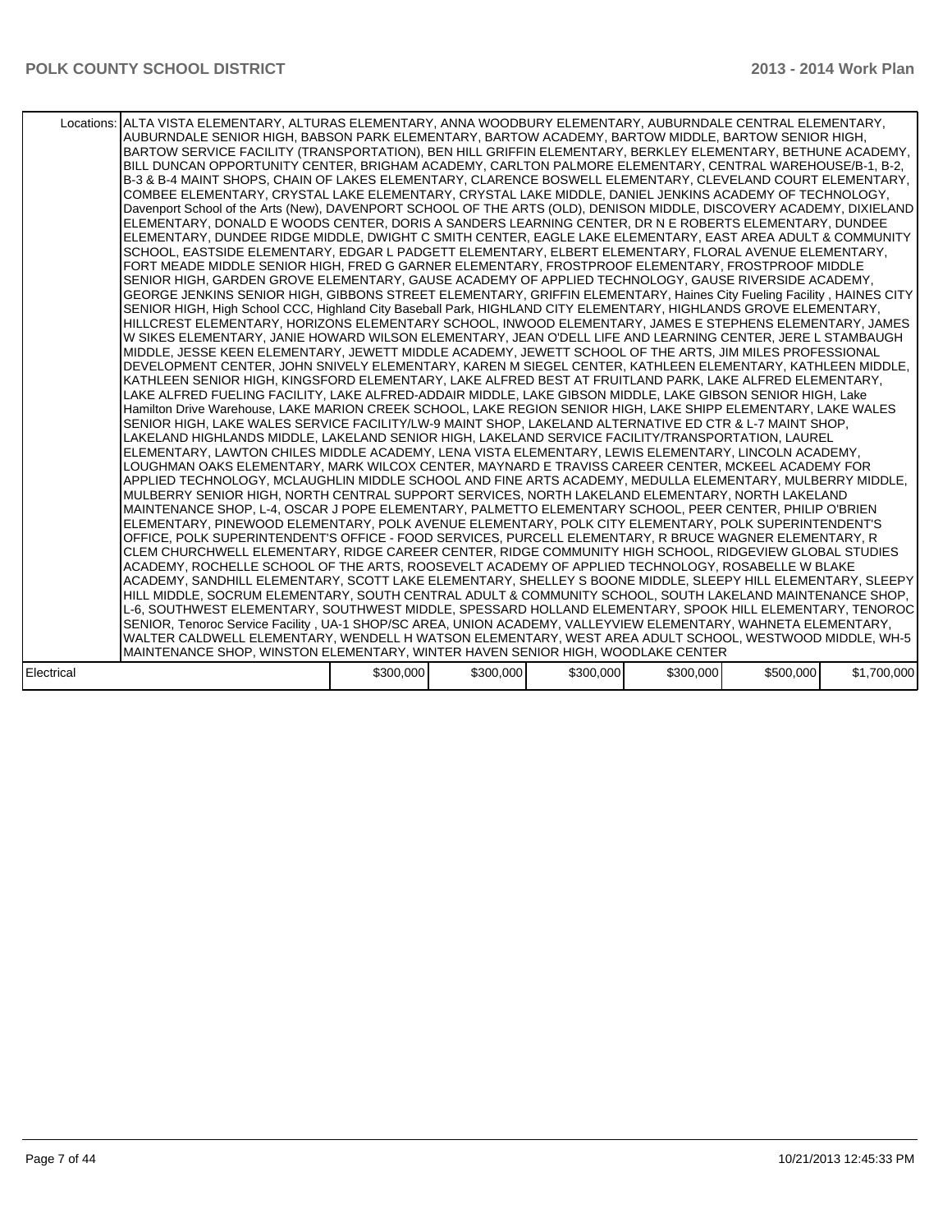| | | | | | | |
|---|---|---|---|---|---|---|
| Locations: | ALTA VISTA ELEMENTARY, ALTURAS ELEMENTARY, ANNA WOODBURY ELEMENTARY, AUBURNDALE CENTRAL ELEMENTARY, AUBURNDALE SENIOR HIGH, BABSON PARK ELEMENTARY, BARTOW ACADEMY, BARTOW MIDDLE, BARTOW SENIOR HIGH, BARTOW SERVICE FACILITY (TRANSPORTATION), BEN HILL GRIFFIN ELEMENTARY, BERKLEY ELEMENTARY, BETHUNE ACADEMY, BILL DUNCAN OPPORTUNITY CENTER, BRIGHAM ACADEMY, CARLTON PALMORE ELEMENTARY, CENTRAL WAREHOUSE/B-1, B-2, B-3 & B-4 MAINT SHOPS, CHAIN OF LAKES ELEMENTARY, CLARENCE BOSWELL ELEMENTARY, CLEVELAND COURT ELEMENTARY, COMBEE ELEMENTARY, CRYSTAL LAKE ELEMENTARY, CRYSTAL LAKE MIDDLE, DANIEL JENKINS ACADEMY OF TECHNOLOGY, Davenport School of the Arts (New), DAVENPORT SCHOOL OF THE ARTS (OLD), DENISON MIDDLE, DISCOVERY ACADEMY, DIXIELAND ELEMENTARY, DONALD E WOODS CENTER, DORIS A SANDERS LEARNING CENTER, DR N E ROBERTS ELEMENTARY, DUNDEE ELEMENTARY, DUNDEE RIDGE MIDDLE, DWIGHT C SMITH CENTER, EAGLE LAKE ELEMENTARY, EAST AREA ADULT & COMMUNITY SCHOOL, EASTSIDE ELEMENTARY, EDGAR L PADGETT ELEMENTARY, ELBERT ELEMENTARY, FLORAL AVENUE ELEMENTARY, FORT MEADE MIDDLE SENIOR HIGH, FRED G GARNER ELEMENTARY, FROSTPROOF ELEMENTARY, FROSTPROOF MIDDLE SENIOR HIGH, GARDEN GROVE ELEMENTARY, GAUSE ACADEMY OF APPLIED TECHNOLOGY, GAUSE RIVERSIDE ACADEMY, GEORGE JENKINS SENIOR HIGH, GIBBONS STREET ELEMENTARY, GRIFFIN ELEMENTARY, Haines City Fueling Facility , HAINES CITY SENIOR HIGH, High School CCC, Highland City Baseball Park, HIGHLAND CITY ELEMENTARY, HIGHLANDS GROVE ELEMENTARY, HILLCREST ELEMENTARY, HORIZONS ELEMENTARY SCHOOL, INWOOD ELEMENTARY, JAMES E STEPHENS ELEMENTARY, JAMES W SIKES ELEMENTARY, JANIE HOWARD WILSON ELEMENTARY, JEAN O'DELL LIFE AND LEARNING CENTER, JERE L STAMBAUGH MIDDLE, JESSE KEEN ELEMENTARY, JEWETT MIDDLE ACADEMY, JEWETT SCHOOL OF THE ARTS, JIM MILES PROFESSIONAL DEVELOPMENT CENTER, JOHN SNIVELY ELEMENTARY, KAREN M SIEGEL CENTER, KATHLEEN ELEMENTARY, KATHLEEN MIDDLE, KATHLEEN SENIOR HIGH, KINGSFORD ELEMENTARY, LAKE ALFRED BEST AT FRUITLAND PARK, LAKE ALFRED ELEMENTARY, LAKE ALFRED FUELING FACILITY, LAKE ALFRED-ADDAIR MIDDLE, LAKE GIBSON MIDDLE, LAKE GIBSON SENIOR HIGH, Lake Hamilton Drive Warehouse, LAKE MARION CREEK SCHOOL, LAKE REGION SENIOR HIGH, LAKE SHIPP ELEMENTARY, LAKE WALES SENIOR HIGH, LAKE WALES SERVICE FACILITY/LW-9 MAINT SHOP, LAKELAND ALTERNATIVE ED CTR & L-7 MAINT SHOP, LAKELAND HIGHLANDS MIDDLE, LAKELAND SENIOR HIGH, LAKELAND SERVICE FACILITY/TRANSPORTATION, LAUREL ELEMENTARY, LAWTON CHILES MIDDLE ACADEMY, LENA VISTA ELEMENTARY, LEWIS ELEMENTARY, LINCOLN ACADEMY, LOUGHMAN OAKS ELEMENTARY, MARK WILCOX CENTER, MAYNARD E TRAVISS CAREER CENTER, MCKEEL ACADEMY FOR APPLIED TECHNOLOGY, MCLAUGHLIN MIDDLE SCHOOL AND FINE ARTS ACADEMY, MEDULLA ELEMENTARY, MULBERRY MIDDLE, MULBERRY SENIOR HIGH, NORTH CENTRAL SUPPORT SERVICES, NORTH LAKELAND ELEMENTARY, NORTH LAKELAND MAINTENANCE SHOP, L-4, OSCAR J POPE ELEMENTARY, PALMETTO ELEMENTARY SCHOOL, PEER CENTER, PHILIP O'BRIEN ELEMENTARY, PINEWOOD ELEMENTARY, POLK AVENUE ELEMENTARY, POLK CITY ELEMENTARY, POLK SUPERINTENDENT'S OFFICE, POLK SUPERINTENDENT'S OFFICE - FOOD SERVICES, PURCELL ELEMENTARY, R BRUCE WAGNER ELEMENTARY, R CLEM CHURCHWELL ELEMENTARY, RIDGE CAREER CENTER, RIDGE COMMUNITY HIGH SCHOOL, RIDGEVIEW GLOBAL STUDIES ACADEMY, ROCHELLE SCHOOL OF THE ARTS, ROOSEVELT ACADEMY OF APPLIED TECHNOLOGY, ROSABELLE W BLAKE ACADEMY, SANDHILL ELEMENTARY, SCOTT LAKE ELEMENTARY, SHELLEY S BOONE MIDDLE, SLEEPY HILL ELEMENTARY, SLEEPY HILL MIDDLE, SOCRUM ELEMENTARY, SOUTH CENTRAL ADULT & COMMUNITY SCHOOL, SOUTH LAKELAND MAINTENANCE SHOP, L-6, SOUTHWEST ELEMENTARY, SOUTHWEST MIDDLE, SPESSARD HOLLAND ELEMENTARY, SPOOK HILL ELEMENTARY, TENOROC SENIOR, Tenoroc Service Facility , UA-1 SHOP/SC AREA, UNION ACADEMY, VALLEYVIEW ELEMENTARY, WAHNETA ELEMENTARY, WALTER CALDWELL ELEMENTARY, WENDELL H WATSON ELEMENTARY, WEST AREA ADULT SCHOOL, WESTWOOD MIDDLE, WH-5 MAINTENANCE SHOP, WINSTON ELEMENTARY, WINTER HAVEN SENIOR HIGH, WOODLAKE CENTER | | | | | |
| Electrical | $300,000 | $300,000 | $300,000 | $300,000 | $500,000 | $1,700,000 |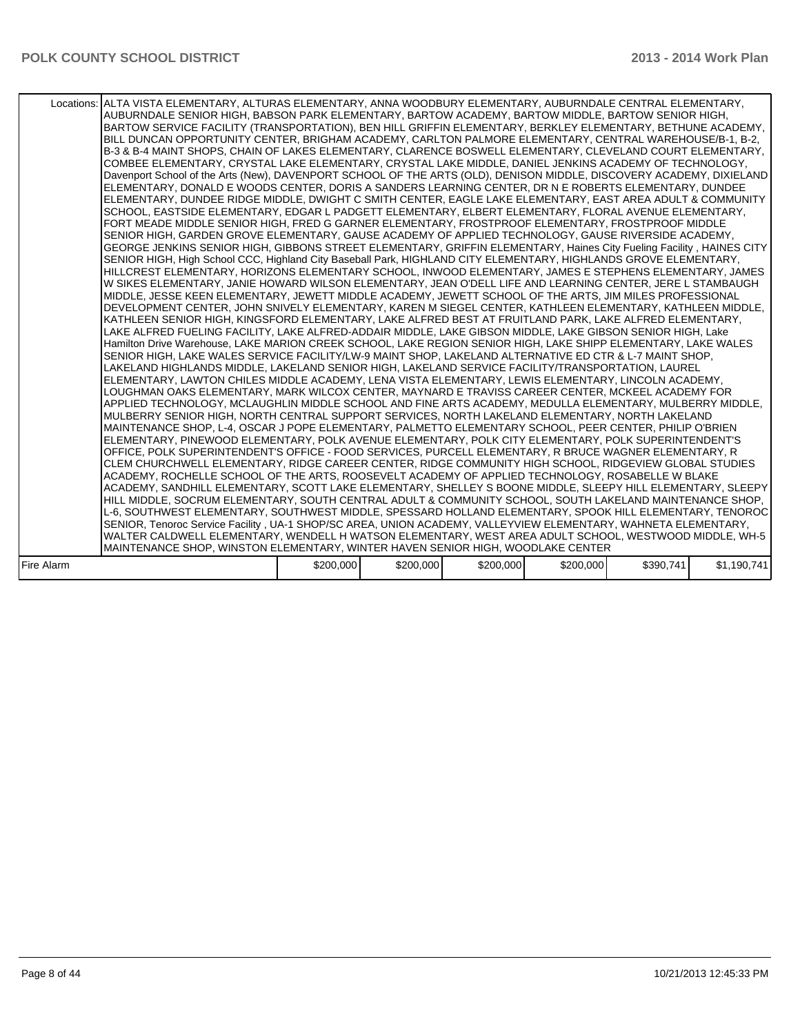| | | | | | | |
|---|---|---|---|---|---|---|
| Locations: | ALTA VISTA ELEMENTARY, ALTURAS ELEMENTARY, ANNA WOODBURY ELEMENTARY, AUBURNDALE CENTRAL ELEMENTARY, AUBURNDALE SENIOR HIGH, BABSON PARK ELEMENTARY, BARTOW ACADEMY, BARTOW MIDDLE, BARTOW SENIOR HIGH, BARTOW SERVICE FACILITY (TRANSPORTATION), BEN HILL GRIFFIN ELEMENTARY, BERKLEY ELEMENTARY, BETHUNE ACADEMY, BILL DUNCAN OPPORTUNITY CENTER, BRIGHAM ACADEMY, CARLTON PALMORE ELEMENTARY, CENTRAL WAREHOUSE/B-1, B-2, B-3 & B-4 MAINT SHOPS, CHAIN OF LAKES ELEMENTARY, CLARENCE BOSWELL ELEMENTARY, CLEVELAND COURT ELEMENTARY, COMBEE ELEMENTARY, CRYSTAL LAKE ELEMENTARY, CRYSTAL LAKE MIDDLE, DANIEL JENKINS ACADEMY OF TECHNOLOGY, Davenport School of the Arts (New), DAVENPORT SCHOOL OF THE ARTS (OLD), DENISON MIDDLE, DISCOVERY ACADEMY, DIXIELAND ELEMENTARY, DONALD E WOODS CENTER, DORIS A SANDERS LEARNING CENTER, DR N E ROBERTS ELEMENTARY, DUNDEE ELEMENTARY, DUNDEE RIDGE MIDDLE, DWIGHT C SMITH CENTER, EAGLE LAKE ELEMENTARY, EAST AREA ADULT & COMMUNITY SCHOOL, EASTSIDE ELEMENTARY, EDGAR L PADGETT ELEMENTARY, ELBERT ELEMENTARY, FLORAL AVENUE ELEMENTARY, FORT MEADE MIDDLE SENIOR HIGH, FRED G GARNER ELEMENTARY, FROSTPROOF ELEMENTARY, FROSTPROOF MIDDLE SENIOR HIGH, GARDEN GROVE ELEMENTARY, GAUSE ACADEMY OF APPLIED TECHNOLOGY, GAUSE RIVERSIDE ACADEMY, GEORGE JENKINS SENIOR HIGH, GIBBONS STREET ELEMENTARY, GRIFFIN ELEMENTARY, Haines City Fueling Facility , HAINES CITY SENIOR HIGH, High School CCC, Highland City Baseball Park, HIGHLAND CITY ELEMENTARY, HIGHLANDS GROVE ELEMENTARY, HILLCREST ELEMENTARY, HORIZONS ELEMENTARY SCHOOL, INWOOD ELEMENTARY, JAMES E STEPHENS ELEMENTARY, JAMES W SIKES ELEMENTARY, JANIE HOWARD WILSON ELEMENTARY, JEAN O'DELL LIFE AND LEARNING CENTER, JERE L STAMBAUGH MIDDLE, JESSE KEEN ELEMENTARY, JEWETT MIDDLE ACADEMY, JEWETT SCHOOL OF THE ARTS, JIM MILES PROFESSIONAL DEVELOPMENT CENTER, JOHN SNIVELY ELEMENTARY, KAREN M SIEGEL CENTER, KATHLEEN ELEMENTARY, KATHLEEN MIDDLE, KATHLEEN SENIOR HIGH, KINGSFORD ELEMENTARY, LAKE ALFRED BEST AT FRUITLAND PARK, LAKE ALFRED ELEMENTARY, LAKE ALFRED FUELING FACILITY, LAKE ALFRED-ADDAIR MIDDLE, LAKE GIBSON MIDDLE, LAKE GIBSON SENIOR HIGH, Lake Hamilton Drive Warehouse, LAKE MARION CREEK SCHOOL, LAKE REGION SENIOR HIGH, LAKE SHIPP ELEMENTARY, LAKE WALES SENIOR HIGH, LAKE WALES SERVICE FACILITY/LW-9 MAINT SHOP, LAKELAND ALTERNATIVE ED CTR & L-7 MAINT SHOP, LAKELAND HIGHLANDS MIDDLE, LAKELAND SENIOR HIGH, LAKELAND SERVICE FACILITY/TRANSPORTATION, LAUREL ELEMENTARY, LAWTON CHILES MIDDLE ACADEMY, LENA VISTA ELEMENTARY, LEWIS ELEMENTARY, LINCOLN ACADEMY, LOUGHMAN OAKS ELEMENTARY, MARK WILCOX CENTER, MAYNARD E TRAVISS CAREER CENTER, MCKEEL ACADEMY FOR APPLIED TECHNOLOGY, MCLAUGHLIN MIDDLE SCHOOL AND FINE ARTS ACADEMY, MEDULLA ELEMENTARY, MULBERRY MIDDLE, MULBERRY SENIOR HIGH, NORTH CENTRAL SUPPORT SERVICES, NORTH LAKELAND ELEMENTARY, NORTH LAKELAND MAINTENANCE SHOP, L-4, OSCAR J POPE ELEMENTARY, PALMETTO ELEMENTARY SCHOOL, PEER CENTER, PHILIP O'BRIEN ELEMENTARY, PINEWOOD ELEMENTARY, POLK AVENUE ELEMENTARY, POLK CITY ELEMENTARY, POLK SUPERINTENDENT'S OFFICE, POLK SUPERINTENDENT'S OFFICE - FOOD SERVICES, PURCELL ELEMENTARY, R BRUCE WAGNER ELEMENTARY, R CLEM CHURCHWELL ELEMENTARY, RIDGE CAREER CENTER, RIDGE COMMUNITY HIGH SCHOOL, RIDGEVIEW GLOBAL STUDIES ACADEMY, ROCHELLE SCHOOL OF THE ARTS, ROOSEVELT ACADEMY OF APPLIED TECHNOLOGY, ROSABELLE W BLAKE ACADEMY, SANDHILL ELEMENTARY, SCOTT LAKE ELEMENTARY, SHELLEY S BOONE MIDDLE, SLEEPY HILL ELEMENTARY, SLEEPY HILL MIDDLE, SOCRUM ELEMENTARY, SOUTH CENTRAL ADULT & COMMUNITY SCHOOL, SOUTH LAKELAND MAINTENANCE SHOP, L-6, SOUTHWEST ELEMENTARY, SOUTHWEST MIDDLE, SPESSARD HOLLAND ELEMENTARY, SPOOK HILL ELEMENTARY, TENOROC SENIOR, Tenoroc Service Facility , UA-1 SHOP/SC AREA, UNION ACADEMY, VALLEYVIEW ELEMENTARY, WAHNETA ELEMENTARY, WALTER CALDWELL ELEMENTARY, WENDELL H WATSON ELEMENTARY, WEST AREA ADULT SCHOOL, WESTWOOD MIDDLE, WH-5 MAINTENANCE SHOP, WINSTON ELEMENTARY, WINTER HAVEN SENIOR HIGH, WOODLAKE CENTER | | | | | |
| Fire Alarm | $200,000 | $200,000 | $200,000 | $200,000 | $390,741 | $1,190,741 |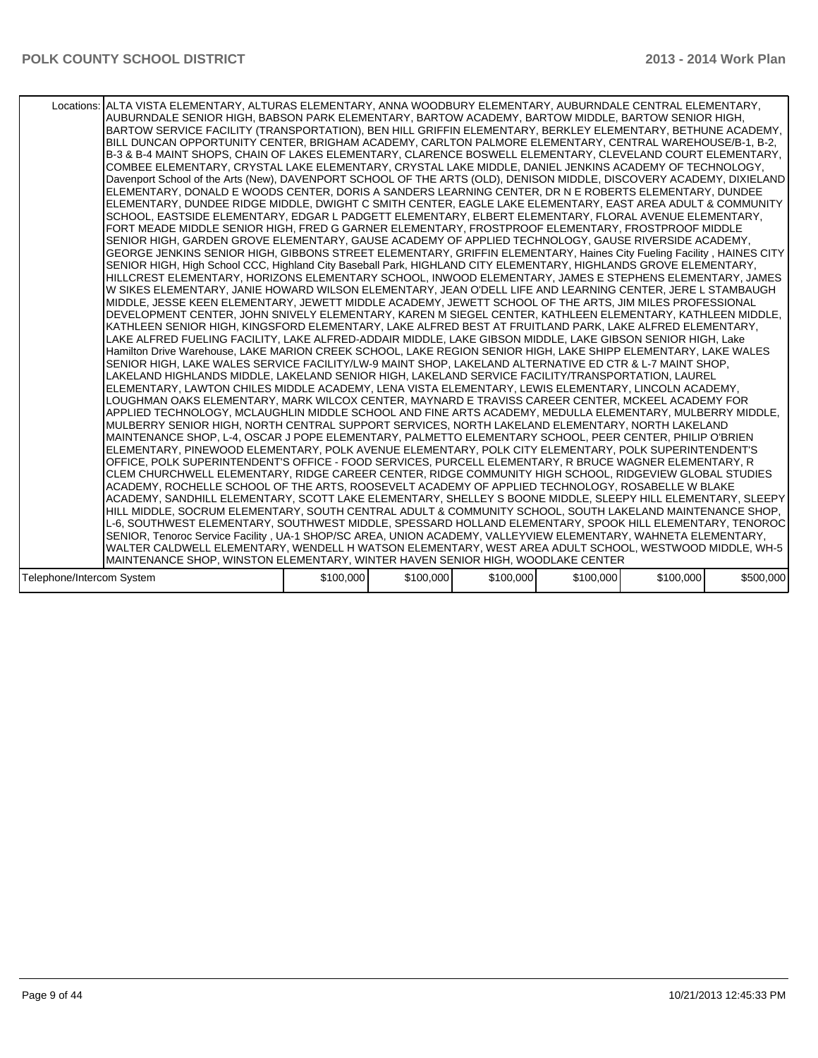| | | | | | | |
|---|---|---|---|---|---|---|
| Locations: | ALTA VISTA ELEMENTARY, ALTURAS ELEMENTARY, ANNA WOODBURY ELEMENTARY, AUBURNDALE CENTRAL ELEMENTARY, AUBURNDALE SENIOR HIGH, BABSON PARK ELEMENTARY, BARTOW ACADEMY, BARTOW MIDDLE, BARTOW SENIOR HIGH, BARTOW SERVICE FACILITY (TRANSPORTATION), BEN HILL GRIFFIN ELEMENTARY, BERKLEY ELEMENTARY, BETHUNE ACADEMY, BILL DUNCAN OPPORTUNITY CENTER, BRIGHAM ACADEMY, CARLTON PALMORE ELEMENTARY, CENTRAL WAREHOUSE/B-1, B-2, B-3 & B-4 MAINT SHOPS, CHAIN OF LAKES ELEMENTARY, CLARENCE BOSWELL ELEMENTARY, CLEVELAND COURT ELEMENTARY, COMBEE ELEMENTARY, CRYSTAL LAKE ELEMENTARY, CRYSTAL LAKE MIDDLE, DANIEL JENKINS ACADEMY OF TECHNOLOGY, Davenport School of the Arts (New), DAVENPORT SCHOOL OF THE ARTS (OLD), DENISON MIDDLE, DISCOVERY ACADEMY, DIXIELAND ELEMENTARY, DONALD E WOODS CENTER, DORIS A SANDERS LEARNING CENTER, DR N E ROBERTS ELEMENTARY, DUNDEE ELEMENTARY, DUNDEE RIDGE MIDDLE, DWIGHT C SMITH CENTER, EAGLE LAKE ELEMENTARY, EAST AREA ADULT & COMMUNITY SCHOOL, EASTSIDE ELEMENTARY, EDGAR L PADGETT ELEMENTARY, ELBERT ELEMENTARY, FLORAL AVENUE ELEMENTARY, FORT MEADE MIDDLE SENIOR HIGH, FRED G GARNER ELEMENTARY, FROSTPROOF ELEMENTARY, FROSTPROOF MIDDLE SENIOR HIGH, GARDEN GROVE ELEMENTARY, GAUSE ACADEMY OF APPLIED TECHNOLOGY, GAUSE RIVERSIDE ACADEMY, GEORGE JENKINS SENIOR HIGH, GIBBONS STREET ELEMENTARY, GRIFFIN ELEMENTARY, Haines City Fueling Facility , HAINES CITY SENIOR HIGH, High School CCC, Highland City Baseball Park, HIGHLAND CITY ELEMENTARY, HIGHLANDS GROVE ELEMENTARY, HILLCREST ELEMENTARY, HORIZONS ELEMENTARY SCHOOL, INWOOD ELEMENTARY, JAMES E STEPHENS ELEMENTARY, JAMES W SIKES ELEMENTARY, JANIE HOWARD WILSON ELEMENTARY, JEAN O'DELL LIFE AND LEARNING CENTER, JERE L STAMBAUGH MIDDLE, JESSE KEEN ELEMENTARY, JEWETT MIDDLE ACADEMY, JEWETT SCHOOL OF THE ARTS, JIM MILES PROFESSIONAL DEVELOPMENT CENTER, JOHN SNIVELY ELEMENTARY, KAREN M SIEGEL CENTER, KATHLEEN ELEMENTARY, KATHLEEN MIDDLE, KATHLEEN SENIOR HIGH, KINGSFORD ELEMENTARY, LAKE ALFRED BEST AT FRUITLAND PARK, LAKE ALFRED ELEMENTARY, LAKE ALFRED FUELING FACILITY, LAKE ALFRED-ADDAIR MIDDLE, LAKE GIBSON MIDDLE, LAKE GIBSON SENIOR HIGH, Lake Hamilton Drive Warehouse, LAKE MARION CREEK SCHOOL, LAKE REGION SENIOR HIGH, LAKE SHIPP ELEMENTARY, LAKE WALES SENIOR HIGH, LAKE WALES SERVICE FACILITY/LW-9 MAINT SHOP, LAKELAND ALTERNATIVE ED CTR & L-7 MAINT SHOP, LAKELAND HIGHLANDS MIDDLE, LAKELAND SENIOR HIGH, LAKELAND SERVICE FACILITY/TRANSPORTATION, LAUREL ELEMENTARY, LAWTON CHILES MIDDLE ACADEMY, LENA VISTA ELEMENTARY, LEWIS ELEMENTARY, LINCOLN ACADEMY, LOUGHMAN OAKS ELEMENTARY, MARK WILCOX CENTER, MAYNARD E TRAVISS CAREER CENTER, MCKEEL ACADEMY FOR APPLIED TECHNOLOGY, MCLAUGHLIN MIDDLE SCHOOL AND FINE ARTS ACADEMY, MEDULLA ELEMENTARY, MULBERRY MIDDLE, MULBERRY SENIOR HIGH, NORTH CENTRAL SUPPORT SERVICES, NORTH LAKELAND ELEMENTARY, NORTH LAKELAND MAINTENANCE SHOP, L-4, OSCAR J POPE ELEMENTARY, PALMETTO ELEMENTARY SCHOOL, PEER CENTER, PHILIP O'BRIEN ELEMENTARY, PINEWOOD ELEMENTARY, POLK AVENUE ELEMENTARY, POLK CITY ELEMENTARY, POLK SUPERINTENDENT'S OFFICE, POLK SUPERINTENDENT'S OFFICE - FOOD SERVICES, PURCELL ELEMENTARY, R BRUCE WAGNER ELEMENTARY, R CLEM CHURCHWELL ELEMENTARY, RIDGE CAREER CENTER, RIDGE COMMUNITY HIGH SCHOOL, RIDGEVIEW GLOBAL STUDIES ACADEMY, ROCHELLE SCHOOL OF THE ARTS, ROOSEVELT ACADEMY OF APPLIED TECHNOLOGY, ROSABELLE W BLAKE ACADEMY, SANDHILL ELEMENTARY, SCOTT LAKE ELEMENTARY, SHELLEY S BOONE MIDDLE, SLEEPY HILL ELEMENTARY, SLEEPY HILL MIDDLE, SOCRUM ELEMENTARY, SOUTH CENTRAL ADULT & COMMUNITY SCHOOL, SOUTH LAKELAND MAINTENANCE SHOP, L-6, SOUTHWEST ELEMENTARY, SOUTHWEST MIDDLE, SPESSARD HOLLAND ELEMENTARY, SPOOK HILL ELEMENTARY, TENOROC SENIOR, Tenoroc Service Facility , UA-1 SHOP/SC AREA, UNION ACADEMY, VALLEYVIEW ELEMENTARY, WAHNETA ELEMENTARY, WALTER CALDWELL ELEMENTARY, WENDELL H WATSON ELEMENTARY, WEST AREA ADULT SCHOOL, WESTWOOD MIDDLE, WH-5 MAINTENANCE SHOP, WINSTON ELEMENTARY, WINTER HAVEN SENIOR HIGH, WOODLAKE CENTER | | | | | |
| Telephone/Intercom System | | $100,000 | $100,000 | $100,000 | $100,000 | $100,000 | $500,000 |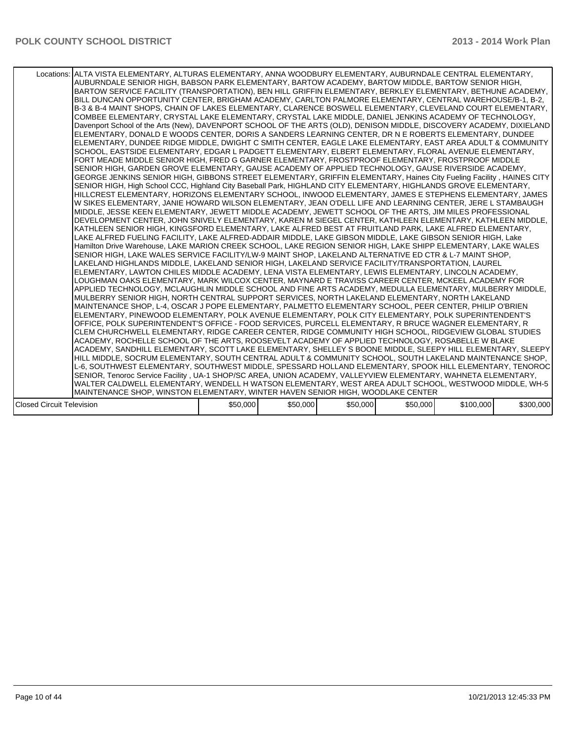| | | | | | | |
|---|---|---|---|---|---|---|
| Locations: | ALTA VISTA ELEMENTARY, ALTURAS ELEMENTARY, ANNA WOODBURY ELEMENTARY, AUBURNDALE CENTRAL ELEMENTARY, AUBURNDALE SENIOR HIGH, BABSON PARK ELEMENTARY, BARTOW ACADEMY, BARTOW MIDDLE, BARTOW SENIOR HIGH, BARTOW SERVICE FACILITY (TRANSPORTATION), BEN HILL GRIFFIN ELEMENTARY, BERKLEY ELEMENTARY, BETHUNE ACADEMY, BILL DUNCAN OPPORTUNITY CENTER, BRIGHAM ACADEMY, CARLTON PALMORE ELEMENTARY, CENTRAL WAREHOUSE/B-1, B-2, B-3 & B-4 MAINT SHOPS, CHAIN OF LAKES ELEMENTARY, CLARENCE BOSWELL ELEMENTARY, CLEVELAND COURT ELEMENTARY, COMBEE ELEMENTARY, CRYSTAL LAKE ELEMENTARY, CRYSTAL LAKE MIDDLE, DANIEL JENKINS ACADEMY OF TECHNOLOGY, Davenport School of the Arts (New), DAVENPORT SCHOOL OF THE ARTS (OLD), DENISON MIDDLE, DISCOVERY ACADEMY, DIXIELAND ELEMENTARY, DONALD E WOODS CENTER, DORIS A SANDERS LEARNING CENTER, DR N E ROBERTS ELEMENTARY, DUNDEE ELEMENTARY, DUNDEE RIDGE MIDDLE, DWIGHT C SMITH CENTER, EAGLE LAKE ELEMENTARY, EAST AREA ADULT & COMMUNITY SCHOOL, EASTSIDE ELEMENTARY, EDGAR L PADGETT ELEMENTARY, ELBERT ELEMENTARY, FLORAL AVENUE ELEMENTARY, FORT MEADE MIDDLE SENIOR HIGH, FRED G GARNER ELEMENTARY, FROSTPROOF ELEMENTARY, FROSTPROOF MIDDLE SENIOR HIGH, GARDEN GROVE ELEMENTARY, GAUSE ACADEMY OF APPLIED TECHNOLOGY, GAUSE RIVERSIDE ACADEMY, GEORGE JENKINS SENIOR HIGH, GIBBONS STREET ELEMENTARY, GRIFFIN ELEMENTARY, Haines City Fueling Facility , HAINES CITY SENIOR HIGH, High School CCC, Highland City Baseball Park, HIGHLAND CITY ELEMENTARY, HIGHLANDS GROVE ELEMENTARY, HILLCREST ELEMENTARY, HORIZONS ELEMENTARY SCHOOL, INWOOD ELEMENTARY, JAMES E STEPHENS ELEMENTARY, JAMES W SIKES ELEMENTARY, JANIE HOWARD WILSON ELEMENTARY, JEAN O'DELL LIFE AND LEARNING CENTER, JERE L STAMBAUGH MIDDLE, JESSE KEEN ELEMENTARY, JEWETT MIDDLE ACADEMY, JEWETT SCHOOL OF THE ARTS, JIM MILES PROFESSIONAL DEVELOPMENT CENTER, JOHN SNIVELY ELEMENTARY, KAREN M SIEGEL CENTER, KATHLEEN ELEMENTARY, KATHLEEN MIDDLE, KATHLEEN SENIOR HIGH, KINGSFORD ELEMENTARY, LAKE ALFRED BEST AT FRUITLAND PARK, LAKE ALFRED ELEMENTARY, LAKE ALFRED FUELING FACILITY, LAKE ALFRED-ADDAIR MIDDLE, LAKE GIBSON MIDDLE, LAKE GIBSON SENIOR HIGH, Lake Hamilton Drive Warehouse, LAKE MARION CREEK SCHOOL, LAKE REGION SENIOR HIGH, LAKE SHIPP ELEMENTARY, LAKE WALES SENIOR HIGH, LAKE WALES SERVICE FACILITY/LW-9 MAINT SHOP, LAKELAND ALTERNATIVE ED CTR & L-7 MAINT SHOP, LAKELAND HIGHLANDS MIDDLE, LAKELAND SENIOR HIGH, LAKELAND SERVICE FACILITY/TRANSPORTATION, LAUREL ELEMENTARY, LAWTON CHILES MIDDLE ACADEMY, LENA VISTA ELEMENTARY, LEWIS ELEMENTARY, LINCOLN ACADEMY, LOUGHMAN OAKS ELEMENTARY, MARK WILCOX CENTER, MAYNARD E TRAVISS CAREER CENTER, MCKEEL ACADEMY FOR APPLIED TECHNOLOGY, MCLAUGHLIN MIDDLE SCHOOL AND FINE ARTS ACADEMY, MEDULLA ELEMENTARY, MULBERRY MIDDLE, MULBERRY SENIOR HIGH, NORTH CENTRAL SUPPORT SERVICES, NORTH LAKELAND ELEMENTARY, NORTH LAKELAND MAINTENANCE SHOP, L-4, OSCAR J POPE ELEMENTARY, PALMETTO ELEMENTARY SCHOOL, PEER CENTER, PHILIP O'BRIEN ELEMENTARY, PINEWOOD ELEMENTARY, POLK AVENUE ELEMENTARY, POLK CITY ELEMENTARY, POLK SUPERINTENDENT'S OFFICE, POLK SUPERINTENDENT'S OFFICE - FOOD SERVICES, PURCELL ELEMENTARY, R BRUCE WAGNER ELEMENTARY, R CLEM CHURCHWELL ELEMENTARY, RIDGE CAREER CENTER, RIDGE COMMUNITY HIGH SCHOOL, RIDGEVIEW GLOBAL STUDIES ACADEMY, ROCHELLE SCHOOL OF THE ARTS, ROOSEVELT ACADEMY OF APPLIED TECHNOLOGY, ROSABELLE W BLAKE ACADEMY, SANDHILL ELEMENTARY, SCOTT LAKE ELEMENTARY, SHELLEY S BOONE MIDDLE, SLEEPY HILL ELEMENTARY, SLEEPY HILL MIDDLE, SOCRUM ELEMENTARY, SOUTH CENTRAL ADULT & COMMUNITY SCHOOL, SOUTH LAKELAND MAINTENANCE SHOP, L-6, SOUTHWEST ELEMENTARY, SOUTHWEST MIDDLE, SPESSARD HOLLAND ELEMENTARY, SPOOK HILL ELEMENTARY, TENOROC SENIOR, Tenoroc Service Facility , UA-1 SHOP/SC AREA, UNION ACADEMY, VALLEYVIEW ELEMENTARY, WAHNETA ELEMENTARY, WALTER CALDWELL ELEMENTARY, WENDELL H WATSON ELEMENTARY, WEST AREA ADULT SCHOOL, WESTWOOD MIDDLE, WH-5 MAINTENANCE SHOP, WINSTON ELEMENTARY, WINTER HAVEN SENIOR HIGH, WOODLAKE CENTER | | | | | |
| Closed Circuit Television | | $50,000 | $50,000 | $50,000 | $50,000 | $100,000 | $300,000 |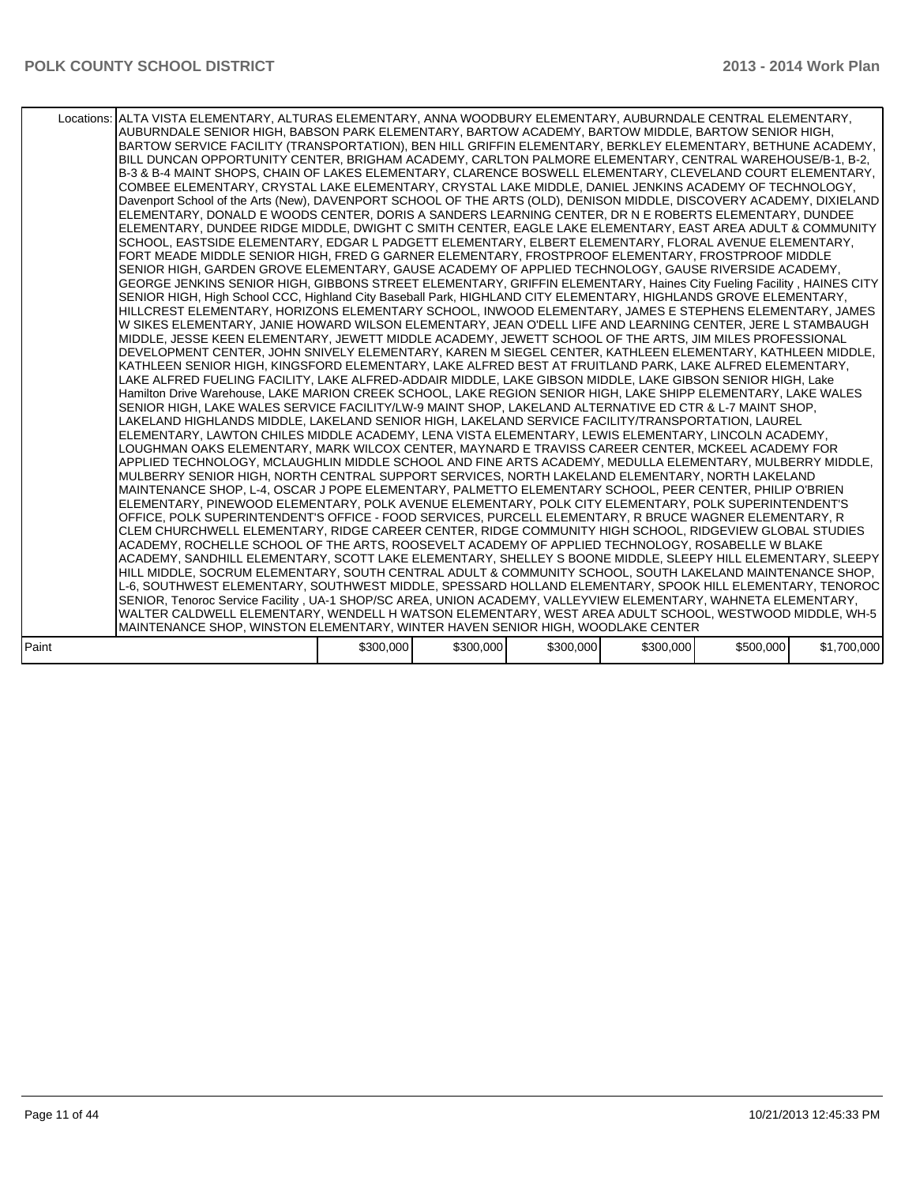| | | | | | | |
|---|---|---|---|---|---|---|
| Locations: | ALTA VISTA ELEMENTARY, ALTURAS ELEMENTARY, ANNA WOODBURY ELEMENTARY, AUBURNDALE CENTRAL ELEMENTARY, AUBURNDALE SENIOR HIGH, BABSON PARK ELEMENTARY, BARTOW ACADEMY, BARTOW MIDDLE, BARTOW SENIOR HIGH, BARTOW SERVICE FACILITY (TRANSPORTATION), BEN HILL GRIFFIN ELEMENTARY, BERKLEY ELEMENTARY, BETHUNE ACADEMY, BILL DUNCAN OPPORTUNITY CENTER, BRIGHAM ACADEMY, CARLTON PALMORE ELEMENTARY, CENTRAL WAREHOUSE/B-1, B-2, B-3 & B-4 MAINT SHOPS, CHAIN OF LAKES ELEMENTARY, CLARENCE BOSWELL ELEMENTARY, CLEVELAND COURT ELEMENTARY, COMBEE ELEMENTARY, CRYSTAL LAKE ELEMENTARY, CRYSTAL LAKE MIDDLE, DANIEL JENKINS ACADEMY OF TECHNOLOGY, Davenport School of the Arts (New), DAVENPORT SCHOOL OF THE ARTS (OLD), DENISON MIDDLE, DISCOVERY ACADEMY, DIXIELAND ELEMENTARY, DONALD E WOODS CENTER, DORIS A SANDERS LEARNING CENTER, DR N E ROBERTS ELEMENTARY, DUNDEE ELEMENTARY, DUNDEE RIDGE MIDDLE, DWIGHT C SMITH CENTER, EAGLE LAKE ELEMENTARY, EAST AREA ADULT & COMMUNITY SCHOOL, EASTSIDE ELEMENTARY, EDGAR L PADGETT ELEMENTARY, ELBERT ELEMENTARY, FLORAL AVENUE ELEMENTARY, FORT MEADE MIDDLE SENIOR HIGH, FRED G GARNER ELEMENTARY, FROSTPROOF ELEMENTARY, FROSTPROOF MIDDLE SENIOR HIGH, GARDEN GROVE ELEMENTARY, GAUSE ACADEMY OF APPLIED TECHNOLOGY, GAUSE RIVERSIDE ACADEMY, GEORGE JENKINS SENIOR HIGH, GIBBONS STREET ELEMENTARY, GRIFFIN ELEMENTARY, Haines City Fueling Facility , HAINES CITY SENIOR HIGH, High School CCC, Highland City Baseball Park, HIGHLAND CITY ELEMENTARY, HIGHLANDS GROVE ELEMENTARY, HILLCREST ELEMENTARY, HORIZONS ELEMENTARY SCHOOL, INWOOD ELEMENTARY, JAMES E STEPHENS ELEMENTARY, JAMES W SIKES ELEMENTARY, JANIE HOWARD WILSON ELEMENTARY, JEAN O'DELL LIFE AND LEARNING CENTER, JERE L STAMBAUGH MIDDLE, JESSE KEEN ELEMENTARY, JEWETT MIDDLE ACADEMY, JEWETT SCHOOL OF THE ARTS, JIM MILES PROFESSIONAL DEVELOPMENT CENTER, JOHN SNIVELY ELEMENTARY, KAREN M SIEGEL CENTER, KATHLEEN ELEMENTARY, KATHLEEN MIDDLE, KATHLEEN SENIOR HIGH, KINGSFORD ELEMENTARY, LAKE ALFRED BEST AT FRUITLAND PARK, LAKE ALFRED ELEMENTARY, LAKE ALFRED FUELING FACILITY, LAKE ALFRED-ADDAIR MIDDLE, LAKE GIBSON MIDDLE, LAKE GIBSON SENIOR HIGH, Lake Hamilton Drive Warehouse, LAKE MARION CREEK SCHOOL, LAKE REGION SENIOR HIGH, LAKE SHIPP ELEMENTARY, LAKE WALES SENIOR HIGH, LAKE WALES SERVICE FACILITY/LW-9 MAINT SHOP, LAKELAND ALTERNATIVE ED CTR & L-7 MAINT SHOP, LAKELAND HIGHLANDS MIDDLE, LAKELAND SENIOR HIGH, LAKELAND SERVICE FACILITY/TRANSPORTATION, LAUREL ELEMENTARY, LAWTON CHILES MIDDLE ACADEMY, LENA VISTA ELEMENTARY, LEWIS ELEMENTARY, LINCOLN ACADEMY, LOUGHMAN OAKS ELEMENTARY, MARK WILCOX CENTER, MAYNARD E TRAVISS CAREER CENTER, MCKEEL ACADEMY FOR APPLIED TECHNOLOGY, MCLAUGHLIN MIDDLE SCHOOL AND FINE ARTS ACADEMY, MEDULLA ELEMENTARY, MULBERRY MIDDLE, MULBERRY SENIOR HIGH, NORTH CENTRAL SUPPORT SERVICES, NORTH LAKELAND ELEMENTARY, NORTH LAKELAND MAINTENANCE SHOP, L-4, OSCAR J POPE ELEMENTARY, PALMETTO ELEMENTARY SCHOOL, PEER CENTER, PHILIP O'BRIEN ELEMENTARY, PINEWOOD ELEMENTARY, POLK AVENUE ELEMENTARY, POLK CITY ELEMENTARY, POLK SUPERINTENDENT'S OFFICE, POLK SUPERINTENDENT'S OFFICE - FOOD SERVICES, PURCELL ELEMENTARY, R BRUCE WAGNER ELEMENTARY, R CLEM CHURCHWELL ELEMENTARY, RIDGE CAREER CENTER, RIDGE COMMUNITY HIGH SCHOOL, RIDGEVIEW GLOBAL STUDIES ACADEMY, ROCHELLE SCHOOL OF THE ARTS, ROOSEVELT ACADEMY OF APPLIED TECHNOLOGY, ROSABELLE W BLAKE ACADEMY, SANDHILL ELEMENTARY, SCOTT LAKE ELEMENTARY, SHELLEY S BOONE MIDDLE, SLEEPY HILL ELEMENTARY, SLEEPY HILL MIDDLE, SOCRUM ELEMENTARY, SOUTH CENTRAL ADULT & COMMUNITY SCHOOL, SOUTH LAKELAND MAINTENANCE SHOP, L-6, SOUTHWEST ELEMENTARY, SOUTHWEST MIDDLE, SPESSARD HOLLAND ELEMENTARY, SPOOK HILL ELEMENTARY, TENOROC SENIOR, Tenoroc Service Facility , UA-1 SHOP/SC AREA, UNION ACADEMY, VALLEYVIEW ELEMENTARY, WAHNETA ELEMENTARY, WALTER CALDWELL ELEMENTARY, WENDELL H WATSON ELEMENTARY, WEST AREA ADULT SCHOOL, WESTWOOD MIDDLE, WH-5 MAINTENANCE SHOP, WINSTON ELEMENTARY, WINTER HAVEN SENIOR HIGH, WOODLAKE CENTER | | | | | |
| Paint | $300,000 | $300,000 | $300,000 | $300,000 | $500,000 | $1,700,000 |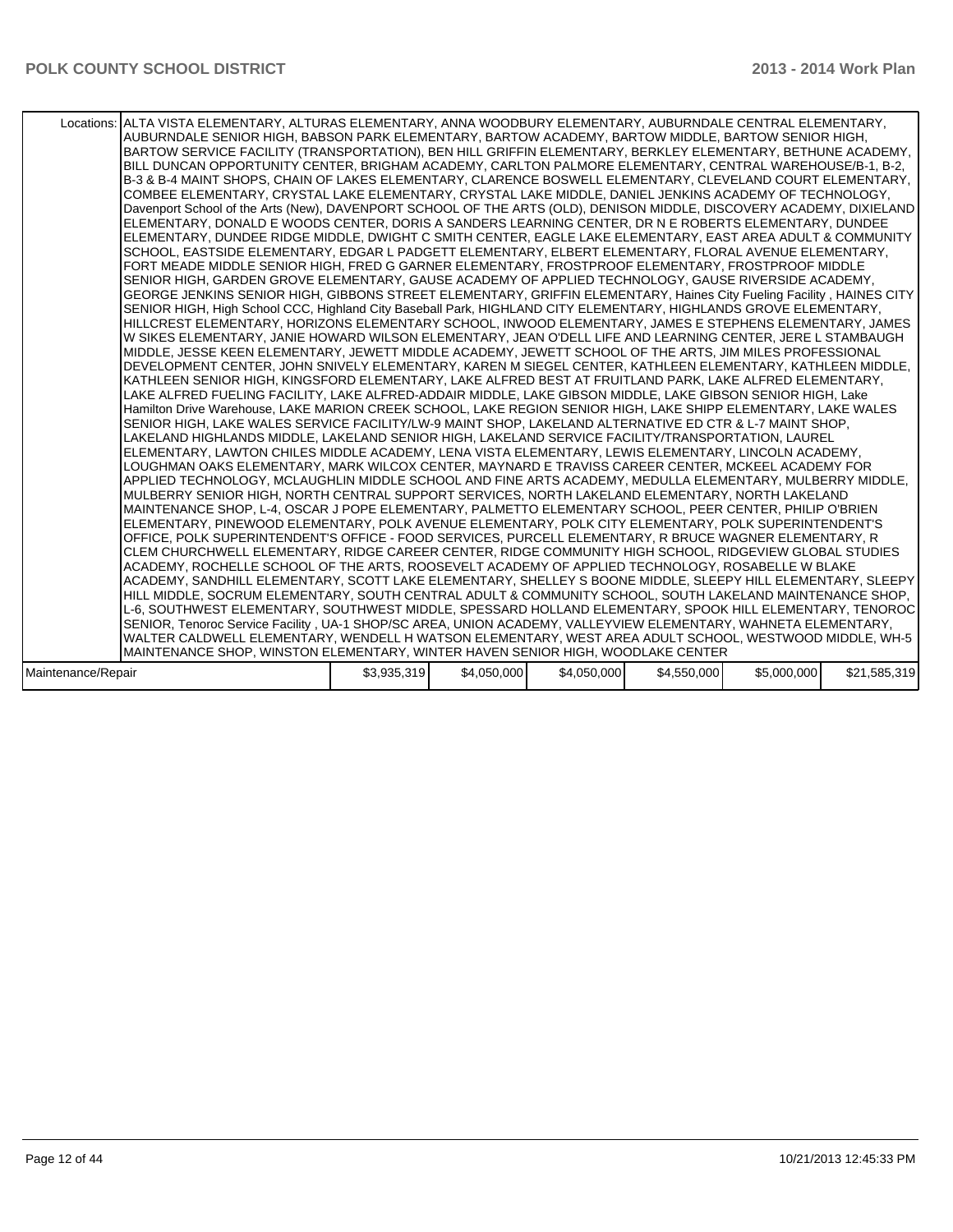| | | | | | | |
|---|---|---|---|---|---|---|
| Locations: | ALTA VISTA ELEMENTARY, ALTURAS ELEMENTARY, ANNA WOODBURY ELEMENTARY, AUBURNDALE CENTRAL ELEMENTARY, AUBURNDALE SENIOR HIGH, BABSON PARK ELEMENTARY, BARTOW ACADEMY, BARTOW MIDDLE, BARTOW SENIOR HIGH, BARTOW SERVICE FACILITY (TRANSPORTATION), BEN HILL GRIFFIN ELEMENTARY, BERKLEY ELEMENTARY, BETHUNE ACADEMY, BILL DUNCAN OPPORTUNITY CENTER, BRIGHAM ACADEMY, CARLTON PALMORE ELEMENTARY, CENTRAL WAREHOUSE/B-1, B-2, B-3 & B-4 MAINT SHOPS, CHAIN OF LAKES ELEMENTARY, CLARENCE BOSWELL ELEMENTARY, CLEVELAND COURT ELEMENTARY, COMBEE ELEMENTARY, CRYSTAL LAKE ELEMENTARY, CRYSTAL LAKE MIDDLE, DANIEL JENKINS ACADEMY OF TECHNOLOGY, Davenport School of the Arts (New), DAVENPORT SCHOOL OF THE ARTS (OLD), DENISON MIDDLE, DISCOVERY ACADEMY, DIXIELAND ELEMENTARY, DONALD E WOODS CENTER, DORIS A SANDERS LEARNING CENTER, DR N E ROBERTS ELEMENTARY, DUNDEE ELEMENTARY, DUNDEE RIDGE MIDDLE, DWIGHT C SMITH CENTER, EAGLE LAKE ELEMENTARY, EAST AREA ADULT & COMMUNITY SCHOOL, EASTSIDE ELEMENTARY, EDGAR L PADGETT ELEMENTARY, ELBERT ELEMENTARY, FLORAL AVENUE ELEMENTARY, FORT MEADE MIDDLE SENIOR HIGH, FRED G GARNER ELEMENTARY, FROSTPROOF ELEMENTARY, FROSTPROOF MIDDLE SENIOR HIGH, GARDEN GROVE ELEMENTARY, GAUSE ACADEMY OF APPLIED TECHNOLOGY, GAUSE RIVERSIDE ACADEMY, GEORGE JENKINS SENIOR HIGH, GIBBONS STREET ELEMENTARY, GRIFFIN ELEMENTARY, Haines City Fueling Facility , HAINES CITY SENIOR HIGH, High School CCC, Highland City Baseball Park, HIGHLAND CITY ELEMENTARY, HIGHLANDS GROVE ELEMENTARY, HILLCREST ELEMENTARY, HORIZONS ELEMENTARY SCHOOL, INWOOD ELEMENTARY, JAMES E STEPHENS ELEMENTARY, JAMES W SIKES ELEMENTARY, JANIE HOWARD WILSON ELEMENTARY, JEAN O'DELL LIFE AND LEARNING CENTER, JERE L STAMBAUGH MIDDLE, JESSE KEEN ELEMENTARY, JEWETT MIDDLE ACADEMY, JEWETT SCHOOL OF THE ARTS, JIM MILES PROFESSIONAL DEVELOPMENT CENTER, JOHN SNIVELY ELEMENTARY, KAREN M SIEGEL CENTER, KATHLEEN ELEMENTARY, KATHLEEN MIDDLE, KATHLEEN SENIOR HIGH, KINGSFORD ELEMENTARY, LAKE ALFRED BEST AT FRUITLAND PARK, LAKE ALFRED ELEMENTARY, LAKE ALFRED FUELING FACILITY, LAKE ALFRED-ADDAIR MIDDLE, LAKE GIBSON MIDDLE, LAKE GIBSON SENIOR HIGH, Lake Hamilton Drive Warehouse, LAKE MARION CREEK SCHOOL, LAKE REGION SENIOR HIGH, LAKE SHIPP ELEMENTARY, LAKE WALES SENIOR HIGH, LAKE WALES SERVICE FACILITY/LW-9 MAINT SHOP, LAKELAND ALTERNATIVE ED CTR & L-7 MAINT SHOP, LAKELAND HIGHLANDS MIDDLE, LAKELAND SENIOR HIGH, LAKELAND SERVICE FACILITY/TRANSPORTATION, LAUREL ELEMENTARY, LAWTON CHILES MIDDLE ACADEMY, LENA VISTA ELEMENTARY, LEWIS ELEMENTARY, LINCOLN ACADEMY, LOUGHMAN OAKS ELEMENTARY, MARK WILCOX CENTER, MAYNARD E TRAVISS CAREER CENTER, MCKEEL ACADEMY FOR APPLIED TECHNOLOGY, MCLAUGHLIN MIDDLE SCHOOL AND FINE ARTS ACADEMY, MEDULLA ELEMENTARY, MULBERRY MIDDLE, MULBERRY SENIOR HIGH, NORTH CENTRAL SUPPORT SERVICES, NORTH LAKELAND ELEMENTARY, NORTH LAKELAND MAINTENANCE SHOP, L-4, OSCAR J POPE ELEMENTARY, PALMETTO ELEMENTARY SCHOOL, PEER CENTER, PHILIP O'BRIEN ELEMENTARY, PINEWOOD ELEMENTARY, POLK AVENUE ELEMENTARY, POLK CITY ELEMENTARY, POLK SUPERINTENDENT'S OFFICE, POLK SUPERINTENDENT'S OFFICE - FOOD SERVICES, PURCELL ELEMENTARY, R BRUCE WAGNER ELEMENTARY, R CLEM CHURCHWELL ELEMENTARY, RIDGE CAREER CENTER, RIDGE COMMUNITY HIGH SCHOOL, RIDGEVIEW GLOBAL STUDIES ACADEMY, ROCHELLE SCHOOL OF THE ARTS, ROOSEVELT ACADEMY OF APPLIED TECHNOLOGY, ROSABELLE W BLAKE ACADEMY, SANDHILL ELEMENTARY, SCOTT LAKE ELEMENTARY, SHELLEY S BOONE MIDDLE, SLEEPY HILL ELEMENTARY, SLEEPY HILL MIDDLE, SOCRUM ELEMENTARY, SOUTH CENTRAL ADULT & COMMUNITY SCHOOL, SOUTH LAKELAND MAINTENANCE SHOP, L-6, SOUTHWEST ELEMENTARY, SOUTHWEST MIDDLE, SPESSARD HOLLAND ELEMENTARY, SPOOK HILL ELEMENTARY, TENOROC SENIOR, Tenoroc Service Facility , UA-1 SHOP/SC AREA, UNION ACADEMY, VALLEYVIEW ELEMENTARY, WAHNETA ELEMENTARY, WALTER CALDWELL ELEMENTARY, WENDELL H WATSON ELEMENTARY, WEST AREA ADULT SCHOOL, WESTWOOD MIDDLE, WH-5 MAINTENANCE SHOP, WINSTON ELEMENTARY, WINTER HAVEN SENIOR HIGH, WOODLAKE CENTER | | | | | |
| Maintenance/Repair | | $3,935,319 | $4,050,000 | $4,050,000 | $4,550,000 | $5,000,000 | $21,585,319 |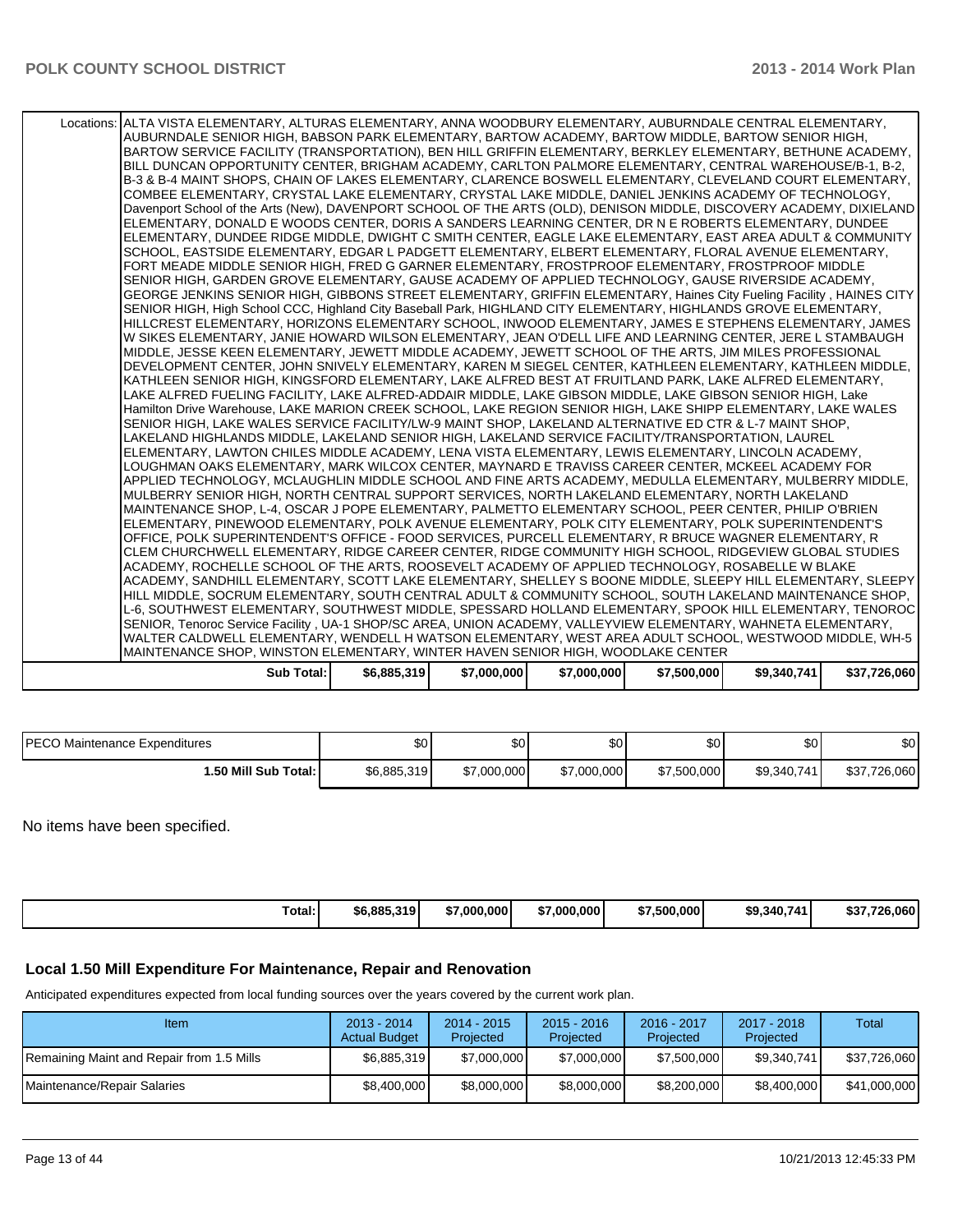| | | | | | | |
|---|---|---|---|---|---|---|
| Locations: | ALTA VISTA ELEMENTARY, ALTURAS ELEMENTARY, ANNA WOODBURY ELEMENTARY, AUBURNDALE CENTRAL ELEMENTARY, AUBURNDALE SENIOR HIGH, BABSON PARK ELEMENTARY, BARTOW ACADEMY, BARTOW MIDDLE, BARTOW SENIOR HIGH, BARTOW SERVICE FACILITY (TRANSPORTATION), BEN HILL GRIFFIN ELEMENTARY, BERKLEY ELEMENTARY, BETHUNE ACADEMY, BILL DUNCAN OPPORTUNITY CENTER, BRIGHAM ACADEMY, CARLTON PALMORE ELEMENTARY, CENTRAL WAREHOUSE/B-1, B-2, B-3 & B-4 MAINT SHOPS, CHAIN OF LAKES ELEMENTARY, CLARENCE BOSWELL ELEMENTARY, CLEVELAND COURT ELEMENTARY, COMBEE ELEMENTARY, CRYSTAL LAKE ELEMENTARY, CRYSTAL LAKE MIDDLE, DANIEL JENKINS ACADEMY OF TECHNOLOGY, Davenport School of the Arts (New), DAVENPORT SCHOOL OF THE ARTS (OLD), DENISON MIDDLE, DISCOVERY ACADEMY, DIXIELAND ELEMENTARY, DONALD E WOODS CENTER, DORIS A SANDERS LEARNING CENTER, DR N E ROBERTS ELEMENTARY, DUNDEE ELEMENTARY, DUNDEE RIDGE MIDDLE, DWIGHT C SMITH CENTER, EAGLE LAKE ELEMENTARY, EAST AREA ADULT & COMMUNITY SCHOOL, EASTSIDE ELEMENTARY, EDGAR L PADGETT ELEMENTARY, ELBERT ELEMENTARY, FLORAL AVENUE ELEMENTARY, FORT MEADE MIDDLE SENIOR HIGH, FRED G GARNER ELEMENTARY, FROSTPROOF ELEMENTARY, FROSTPROOF MIDDLE SENIOR HIGH, GARDEN GROVE ELEMENTARY, GAUSE ACADEMY OF APPLIED TECHNOLOGY, GAUSE RIVERSIDE ACADEMY, GEORGE JENKINS SENIOR HIGH, GIBBONS STREET ELEMENTARY, GRIFFIN ELEMENTARY, Haines City Fueling Facility , HAINES CITY SENIOR HIGH, High School CCC, Highland City Baseball Park, HIGHLAND CITY ELEMENTARY, HIGHLANDS GROVE ELEMENTARY, HILLCREST ELEMENTARY, HORIZONS ELEMENTARY SCHOOL, INWOOD ELEMENTARY, JAMES E STEPHENS ELEMENTARY, JAMES W SIKES ELEMENTARY, JANIE HOWARD WILSON ELEMENTARY, JEAN O'DELL LIFE AND LEARNING CENTER, JERE L STAMBAUGH MIDDLE, JESSE KEEN ELEMENTARY, JEWETT MIDDLE ACADEMY, JEWETT SCHOOL OF THE ARTS, JIM MILES PROFESSIONAL DEVELOPMENT CENTER, JOHN SNIVELY ELEMENTARY, KAREN M SIEGEL CENTER, KATHLEEN ELEMENTARY, KATHLEEN MIDDLE, KATHLEEN SENIOR HIGH, KINGSFORD ELEMENTARY, LAKE ALFRED BEST AT FRUITLAND PARK, LAKE ALFRED ELEMENTARY, LAKE ALFRED FUELING FACILITY, LAKE ALFRED-ADDAIR MIDDLE, LAKE GIBSON MIDDLE, LAKE GIBSON SENIOR HIGH, Lake Hamilton Drive Warehouse, LAKE MARION CREEK SCHOOL, LAKE REGION SENIOR HIGH, LAKE SHIPP ELEMENTARY, LAKE WALES SENIOR HIGH, LAKE WALES SERVICE FACILITY/LW-9 MAINT SHOP, LAKELAND ALTERNATIVE ED CTR & L-7 MAINT SHOP, LAKELAND HIGHLANDS MIDDLE, LAKELAND SENIOR HIGH, LAKELAND SERVICE FACILITY/TRANSPORTATION, LAUREL ELEMENTARY, LAWTON CHILES MIDDLE ACADEMY, LENA VISTA ELEMENTARY, LEWIS ELEMENTARY, LINCOLN ACADEMY, LOUGHMAN OAKS ELEMENTARY, MARK WILCOX CENTER, MAYNARD E TRAVISS CAREER CENTER, MCKEEL ACADEMY FOR APPLIED TECHNOLOGY, MCLAUGHLIN MIDDLE SCHOOL AND FINE ARTS ACADEMY, MEDULLA ELEMENTARY, MULBERRY MIDDLE, MULBERRY SENIOR HIGH, NORTH CENTRAL SUPPORT SERVICES, NORTH LAKELAND ELEMENTARY, NORTH LAKELAND MAINTENANCE SHOP, L-4, OSCAR J POPE ELEMENTARY, PALMETTO ELEMENTARY SCHOOL, PEER CENTER, PHILIP O'BRIEN ELEMENTARY, PINEWOOD ELEMENTARY, POLK AVENUE ELEMENTARY, POLK CITY ELEMENTARY, POLK SUPERINTENDENT'S OFFICE, POLK SUPERINTENDENT'S OFFICE - FOOD SERVICES, PURCELL ELEMENTARY, R BRUCE WAGNER ELEMENTARY, R CLEM CHURCHWELL ELEMENTARY, RIDGE CAREER CENTER, RIDGE COMMUNITY HIGH SCHOOL, RIDGEVIEW GLOBAL STUDIES ACADEMY, ROCHELLE SCHOOL OF THE ARTS, ROOSEVELT ACADEMY OF APPLIED TECHNOLOGY, ROSABELLE W BLAKE ACADEMY, SANDHILL ELEMENTARY, SCOTT LAKE ELEMENTARY, SHELLEY S BOONE MIDDLE, SLEEPY HILL ELEMENTARY, SLEEPY HILL MIDDLE, SOCRUM ELEMENTARY, SOUTH CENTRAL ADULT & COMMUNITY SCHOOL, SOUTH LAKELAND MAINTENANCE SHOP, L-6, SOUTHWEST ELEMENTARY, SOUTHWEST MIDDLE, SPESSARD HOLLAND ELEMENTARY, SPOOK HILL ELEMENTARY, TENOROC SENIOR, Tenoroc Service Facility , UA-1 SHOP/SC AREA, UNION ACADEMY, VALLEYVIEW ELEMENTARY, WAHNETA ELEMENTARY, WALTER CALDWELL ELEMENTARY, WENDELL H WATSON ELEMENTARY, WEST AREA ADULT SCHOOL, WESTWOOD MIDDLE, WH-5 MAINTENANCE SHOP, WINSTON ELEMENTARY, WINTER HAVEN SENIOR HIGH, WOODLAKE CENTER | | | | | |
| Sub Total: | $6,885,319 | $7,000,000 | $7,000,000 | $7,500,000 | $9,340,741 | $37,726,060 |

| | | | | | | |
|---|---|---|---|---|---|---|
| PECO Maintenance Expenditures | $0 | $0 | $0 | $0 | $0 | $0 |
| 1.50 Mill Sub Total: | $6,885,319 | $7,000,000 | $7,000,000 | $7,500,000 | $9,340,741 | $37,726,060 |

No items have been specified.

| | | | | | | |
|---|---|---|---|---|---|---|
| Total: | $6,885,319 | $7,000,000 | $7,000,000 | $7,500,000 | $9,340,741 | $37,726,060 |

### Local 1.50 Mill Expenditure For Maintenance, Repair and Renovation

Anticipated expenditures expected from local funding sources over the years covered by the current work plan.

| Item | 2013 - 2014 Actual Budget | 2014 - 2015 Projected | 2015 - 2016 Projected | 2016 - 2017 Projected | 2017 - 2018 Projected | Total |
|---|---|---|---|---|---|---|
| Remaining Maint and Repair from 1.5 Mills | $6,885,319 | $7,000,000 | $7,000,000 | $7,500,000 | $9,340,741 | $37,726,060 |
| Maintenance/Repair Salaries | $8,400,000 | $8,000,000 | $8,000,000 | $8,200,000 | $8,400,000 | $41,000,000 |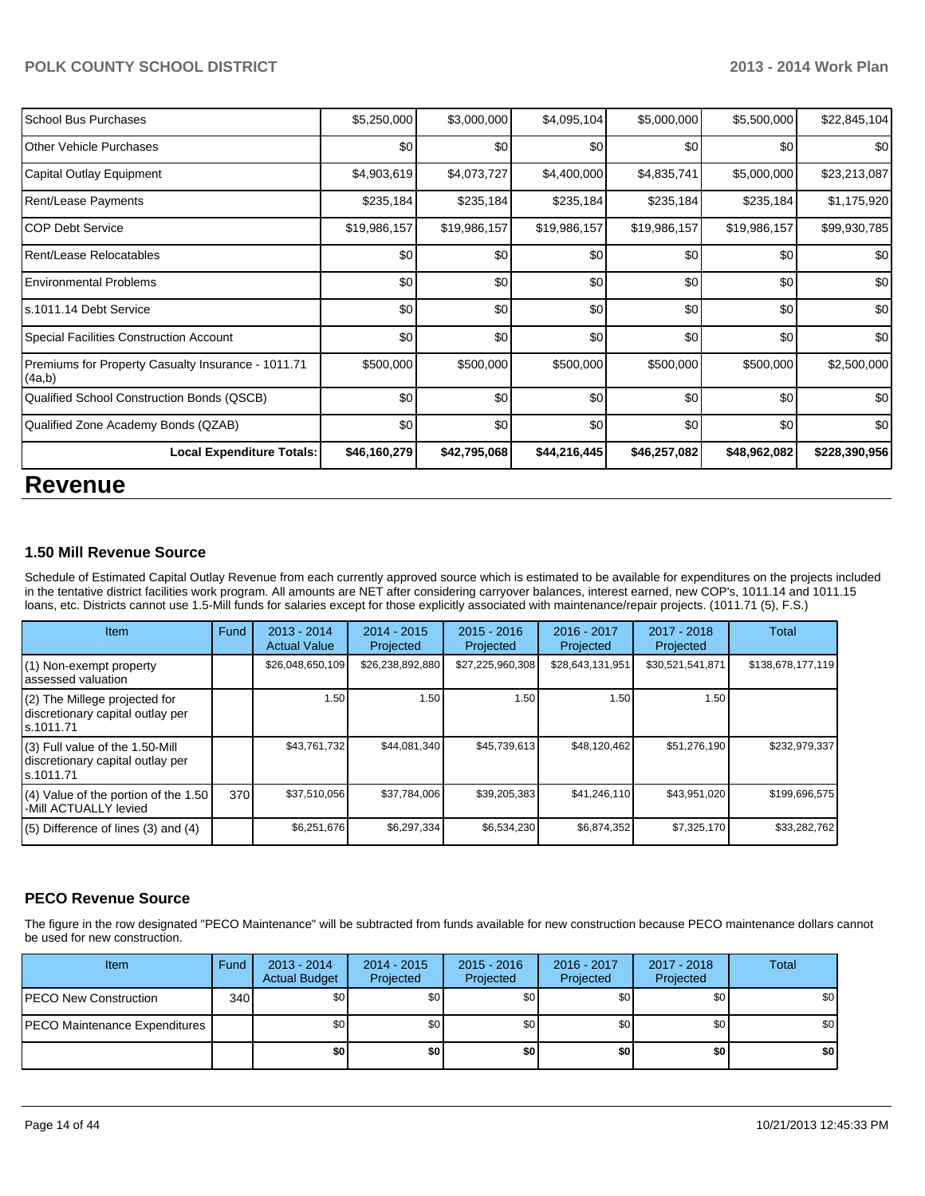| | | | | | | |
|---|---|---|---|---|---|---|
| School Bus Purchases | $5,250,000 | $3,000,000 | $4,095,104 | $5,000,000 | $5,500,000 | $22,845,104 |
| Other Vehicle Purchases | $0 | $0 | $0 | $0 | $0 | $0 |
| Capital Outlay Equipment | $4,903,619 | $4,073,727 | $4,400,000 | $4,835,741 | $5,000,000 | $23,213,087 |
| Rent/Lease Payments | $235,184 | $235,184 | $235,184 | $235,184 | $235,184 | $1,175,920 |
| COP Debt Service | $19,986,157 | $19,986,157 | $19,986,157 | $19,986,157 | $19,986,157 | $99,930,785 |
| Rent/Lease Relocatables | $0 | $0 | $0 | $0 | $0 | $0 |
| Environmental Problems | $0 | $0 | $0 | $0 | $0 | $0 |
| s.1011.14 Debt Service | $0 | $0 | $0 | $0 | $0 | $0 |
| Special Facilities Construction Account | $0 | $0 | $0 | $0 | $0 | $0 |
| Premiums for Property Casualty Insurance - 1011.71 (4a,b) | $500,000 | $500,000 | $500,000 | $500,000 | $500,000 | $2,500,000 |
| Qualified School Construction Bonds (QSCB) | $0 | $0 | $0 | $0 | $0 | $0 |
| Qualified Zone Academy Bonds (QZAB) | $0 | $0 | $0 | $0 | $0 | $0 |
| **Local Expenditure Totals:** | **$46,160,279** | **$42,795,068** | **$44,216,445** | **$46,257,082** | **$48,962,082** | **$228,390,956** |

# Revenue

### 1.50 Mill Revenue Source

Schedule of Estimated Capital Outlay Revenue from each currently approved source which is estimated to be available for expenditures on the projects included in the tentative district facilities work program. All amounts are NET after considering carryover balances, interest earned, new COP's, 1011.14 and 1011.15 loans, etc. Districts cannot use 1.5-Mill funds for salaries except for those explicitly associated with maintenance/repair projects. (1011.71 (5), F.S.)

| Item | Fund | 2013 - 2014 Actual Value | 2014 - 2015 Projected | 2015 - 2016 Projected | 2016 - 2017 Projected | 2017 - 2018 Projected | Total |
|---|---|---|---|---|---|---|---|
| (1) Non-exempt property assessed valuation | | $26,048,650,109 | $26,238,892,880 | $27,225,960,308 | $28,643,131,951 | $30,521,541,871 | $138,678,177,119 |
| (2) The Millege projected for discretionary capital outlay per s.1011.71 | | 1.50 | 1.50 | 1.50 | 1.50 | 1.50 | |
| (3) Full value of the 1.50-Mill discretionary capital outlay per s.1011.71 | | $43,761,732 | $44,081,340 | $45,739,613 | $48,120,462 | $51,276,190 | $232,979,337 |
| (4) Value of the portion of the 1.50 -Mill ACTUALLY levied | 370 | $37,510,056 | $37,784,006 | $39,205,383 | $41,246,110 | $43,951,020 | $199,696,575 |
| (5) Difference of lines (3) and (4) | | $6,251,676 | $6,297,334 | $6,534,230 | $6,874,352 | $7,325,170 | $33,282,762 |

### PECO Revenue Source

The figure in the row designated "PECO Maintenance" will be subtracted from funds available for new construction because PECO maintenance dollars cannot be used for new construction.

| Item | Fund | 2013 - 2014 Actual Budget | 2014 - 2015 Projected | 2015 - 2016 Projected | 2016 - 2017 Projected | 2017 - 2018 Projected | Total |
|---|---|---|---|---|---|---|---|
| PECO New Construction | 340 | $0 | $0 | $0 | $0 | $0 | $0 |
| PECO Maintenance Expenditures | | $0 | $0 | $0 | $0 | $0 | $0 |
| | | **$0** | **$0** | **$0** | **$0** | **$0** | **$0** |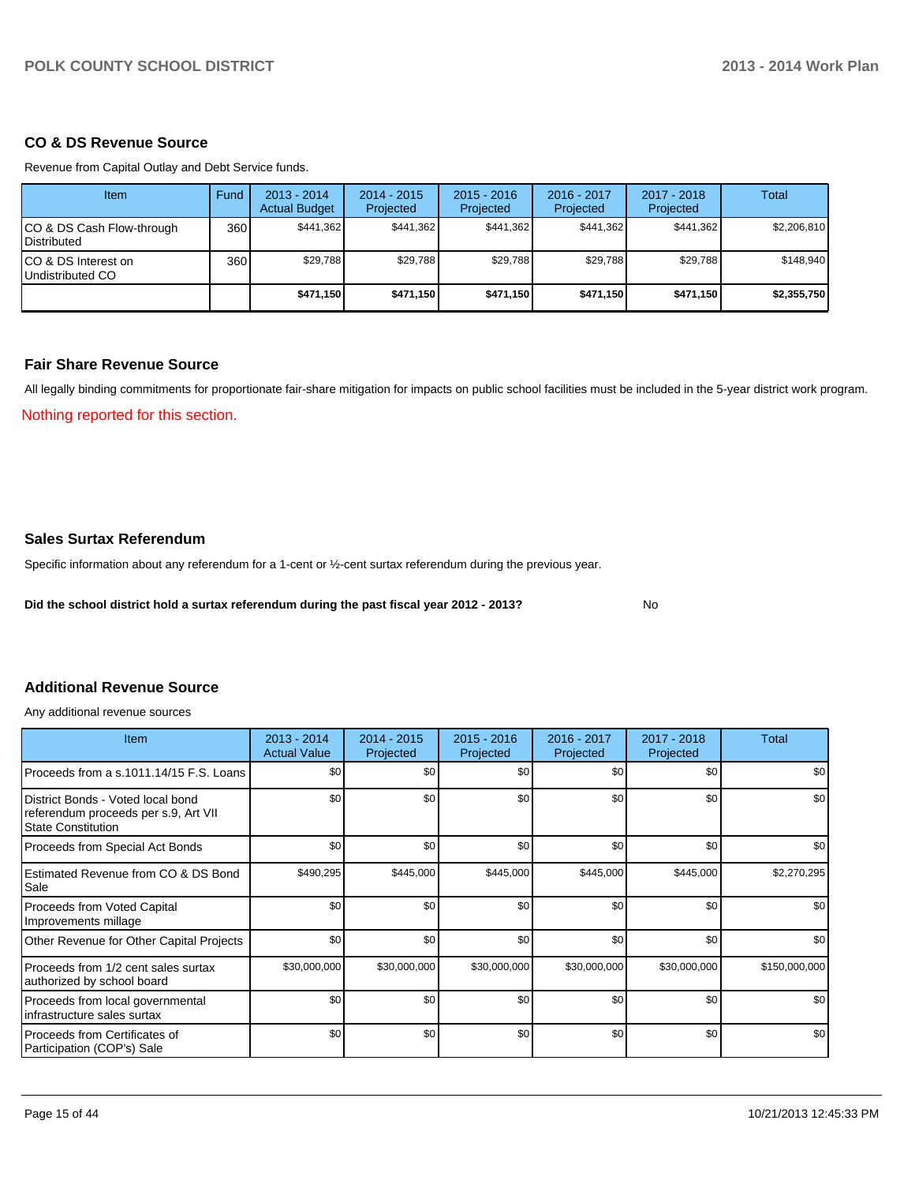## CO & DS Revenue Source

Revenue from Capital Outlay and Debt Service funds.

| Item | Fund | 2013 - 2014 Actual Budget | 2014 - 2015 Projected | 2015 - 2016 Projected | 2016 - 2017 Projected | 2017 - 2018 Projected | Total |
|---|---|---|---|---|---|---|---|
| CO & DS Cash Flow-through Distributed | 360 | $441,362 | $441,362 | $441,362 | $441,362 | $441,362 | $2,206,810 |
| CO & DS Interest on Undistributed CO | 360 | $29,788 | $29,788 | $29,788 | $29,788 | $29,788 | $148,940 |
| | | **$471,150** | **$471,150** | **$471,150** | **$471,150** | **$471,150** | **$2,355,750** |

## Fair Share Revenue Source

All legally binding commitments for proportionate fair-share mitigation for impacts on public school facilities must be included in the 5-year district work program.

Nothing reported for this section.

## Sales Surtax Referendum

Specific information about any referendum for a 1-cent or ½-cent surtax referendum during the previous year.

**Did the school district hold a surtax referendum during the past fiscal year 2012 - 2013?** No

## Additional Revenue Source

Any additional revenue sources

| Item | 2013 - 2014 Actual Value | 2014 - 2015 Projected | 2015 - 2016 Projected | 2016 - 2017 Projected | 2017 - 2018 Projected | Total |
|---|---|---|---|---|---|---|
| Proceeds from a s.1011.14/15 F.S. Loans | $0 | $0 | $0 | $0 | $0 | $0 |
| District Bonds - Voted local bond referendum proceeds per s.9, Art VII State Constitution | $0 | $0 | $0 | $0 | $0 | $0 |
| Proceeds from Special Act Bonds | $0 | $0 | $0 | $0 | $0 | $0 |
| Estimated Revenue from CO & DS Bond Sale | $490,295 | $445,000 | $445,000 | $445,000 | $445,000 | $2,270,295 |
| Proceeds from Voted Capital Improvements millage | $0 | $0 | $0 | $0 | $0 | $0 |
| Other Revenue for Other Capital Projects | $0 | $0 | $0 | $0 | $0 | $0 |
| Proceeds from 1/2 cent sales surtax authorized by school board | $30,000,000 | $30,000,000 | $30,000,000 | $30,000,000 | $30,000,000 | $150,000,000 |
| Proceeds from local governmental infrastructure sales surtax | $0 | $0 | $0 | $0 | $0 | $0 |
| Proceeds from Certificates of Participation (COP's) Sale | $0 | $0 | $0 | $0 | $0 | $0 |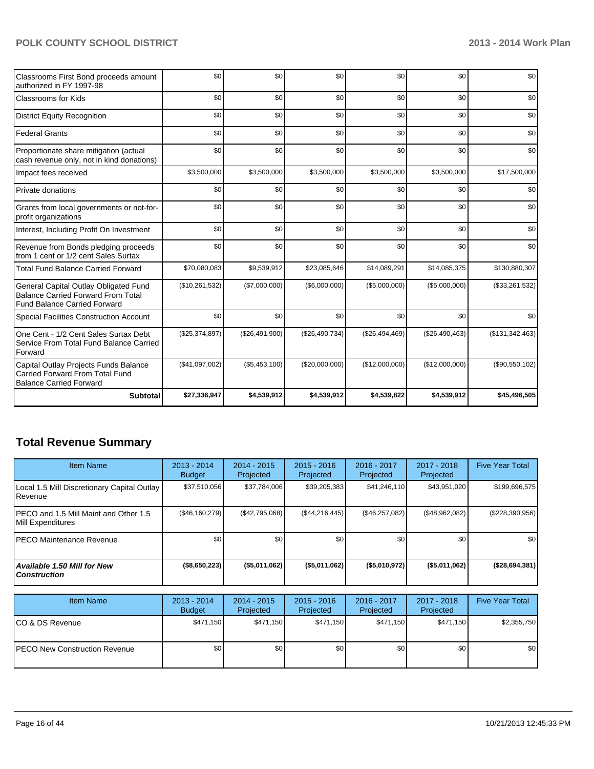| Classrooms First Bond proceeds amount authorized in FY 1997-98 | $0 | $0 | $0 | $0 | $0 | $0 |
|---|---|---|---|---|---|---|
| Classrooms for Kids | $0 | $0 | $0 | $0 | $0 | $0 |
| District Equity Recognition | $0 | $0 | $0 | $0 | $0 | $0 |
| Federal Grants | $0 | $0 | $0 | $0 | $0 | $0 |
| Proportionate share mitigation (actual cash revenue only, not in kind donations) | $0 | $0 | $0 | $0 | $0 | $0 |
| Impact fees received | $3,500,000 | $3,500,000 | $3,500,000 | $3,500,000 | $3,500,000 | $17,500,000 |
| Private donations | $0 | $0 | $0 | $0 | $0 | $0 |
| Grants from local governments or not-for-profit organizations | $0 | $0 | $0 | $0 | $0 | $0 |
| Interest, Including Profit On Investment | $0 | $0 | $0 | $0 | $0 | $0 |
| Revenue from Bonds pledging proceeds from 1 cent or 1/2 cent Sales Surtax | $0 | $0 | $0 | $0 | $0 | $0 |
| Total Fund Balance Carried Forward | $70,080,083 | $9,539,912 | $23,085,646 | $14,089,291 | $14,085,375 | $130,880,307 |
| General Capital Outlay Obligated Fund Balance Carried Forward From Total Fund Balance Carried Forward | ($10,261,532) | ($7,000,000) | ($6,000,000) | ($5,000,000) | ($5,000,000) | ($33,261,532) |
| Special Facilities Construction Account | $0 | $0 | $0 | $0 | $0 | $0 |
| One Cent - 1/2 Cent Sales Surtax Debt Service From Total Fund Balance Carried Forward | ($25,374,897) | ($26,491,900) | ($26,490,734) | ($26,494,469) | ($26,490,463) | ($131,342,463) |
| Capital Outlay Projects Funds Balance Carried Forward From Total Fund Balance Carried Forward | ($41,097,002) | ($5,453,100) | ($20,000,000) | ($12,000,000) | ($12,000,000) | ($90,550,102) |
| **Subtotal** | **$27,336,947** | **$4,539,912** | **$4,539,912** | **$4,539,822** | **$4,539,912** | **$45,496,505** |

## Total Revenue Summary

| Item Name | 2013 - 2014 Budget | 2014 - 2015 Projected | 2015 - 2016 Projected | 2016 - 2017 Projected | 2017 - 2018 Projected | Five Year Total |
|---|---|---|---|---|---|---|
| Local 1.5 Mill Discretionary Capital Outlay Revenue | $37,510,056 | $37,784,006 | $39,205,383 | $41,246,110 | $43,951,020 | $199,696,575 |
| PECO and 1.5 Mill Maint and Other 1.5 Mill Expenditures | ($46,160,279) | ($42,795,068) | ($44,216,445) | ($46,257,082) | ($48,962,082) | ($228,390,956) |
| PECO Maintenance Revenue | $0 | $0 | $0 | $0 | $0 | $0 |
| ***Available 1.50 Mill for New Construction*** | **($8,650,223)** | **($5,011,062)** | **($5,011,062)** | **($5,010,972)** | **($5,011,062)** | **($28,694,381)** |

| Item Name | 2013 - 2014 Budget | 2014 - 2015 Projected | 2015 - 2016 Projected | 2016 - 2017 Projected | 2017 - 2018 Projected | Five Year Total |
|---|---|---|---|---|---|---|
| CO & DS Revenue | $471,150 | $471,150 | $471,150 | $471,150 | $471,150 | $2,355,750 |
| PECO New Construction Revenue | $0 | $0 | $0 | $0 | $0 | $0 |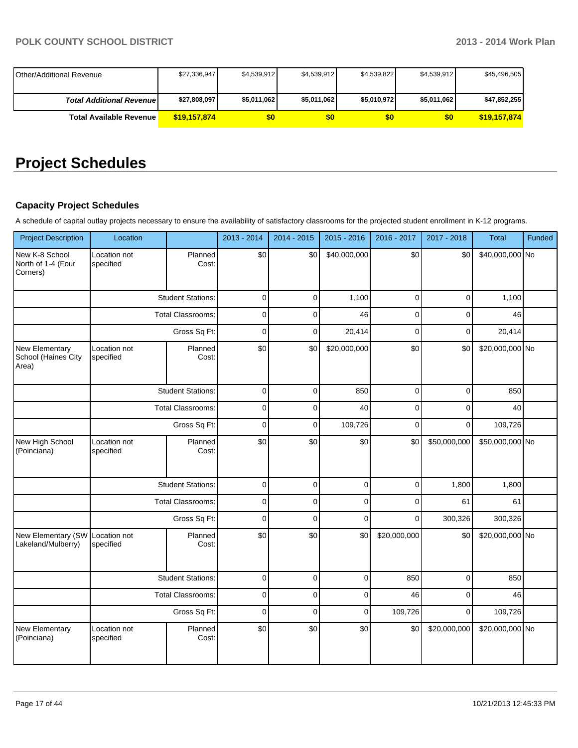| | | | | | | |
|---|---|---|---|---|---|---|
| Other/Additional Revenue | $27,336,947 | $4,539,912 | $4,539,912 | $4,539,822 | $4,539,912 | $45,496,505 |
| ***Total Additional Revenue*** | **$27,808,097** | **$5,011,062** | **$5,011,062** | **$5,010,972** | **$5,011,062** | **$47,852,255** |
| **Total Available Revenue** | **$19,157,874** | **$0** | **$0** | **$0** | **$0** | **$19,157,874** |

# Project Schedules

### Capacity Project Schedules

A schedule of capital outlay projects necessary to ensure the availability of satisfactory classrooms for the projected student enrollment in K-12 programs.

| Project Description | Location | | 2013 - 2014 | 2014 - 2015 | 2015 - 2016 | 2016 - 2017 | 2017 - 2018 | Total | Funded |
|---|---|---|---|---|---|---|---|---|---|
| New K-8 School North of 1-4 (Four Corners) | Location not specified | Planned Cost: | $0 | $0 | $40,000,000 | $0 | $0 | $40,000,000 | No |
| | | Student Stations: | 0 | 0 | 1,100 | 0 | 0 | 1,100 | |
| | | Total Classrooms: | 0 | 0 | 46 | 0 | 0 | 46 | |
| | | Gross Sq Ft: | 0 | 0 | 20,414 | 0 | 0 | 20,414 | |
| New Elementary School (Haines City Area) | Location not specified | Planned Cost: | $0 | $0 | $20,000,000 | $0 | $0 | $20,000,000 | No |
| | | Student Stations: | 0 | 0 | 850 | 0 | 0 | 850 | |
| | | Total Classrooms: | 0 | 0 | 40 | 0 | 0 | 40 | |
| | | Gross Sq Ft: | 0 | 0 | 109,726 | 0 | 0 | 109,726 | |
| New High School (Poinciana) | Location not specified | Planned Cost: | $0 | $0 | $0 | $0 | $50,000,000 | $50,000,000 | No |
| | | Student Stations: | 0 | 0 | 0 | 0 | 1,800 | 1,800 | |
| | | Total Classrooms: | 0 | 0 | 0 | 0 | 61 | 61 | |
| | | Gross Sq Ft: | 0 | 0 | 0 | 0 | 300,326 | 300,326 | |
| New Elementary (SW Lakeland/Mulberry) | Location not specified | Planned Cost: | $0 | $0 | $0 | $20,000,000 | $0 | $20,000,000 | No |
| | | Student Stations: | 0 | 0 | 0 | 850 | 0 | 850 | |
| | | Total Classrooms: | 0 | 0 | 0 | 46 | 0 | 46 | |
| | | Gross Sq Ft: | 0 | 0 | 0 | 109,726 | 0 | 109,726 | |
| New Elementary (Poinciana) | Location not specified | Planned Cost: | $0 | $0 | $0 | $0 | $20,000,000 | $20,000,000 | No |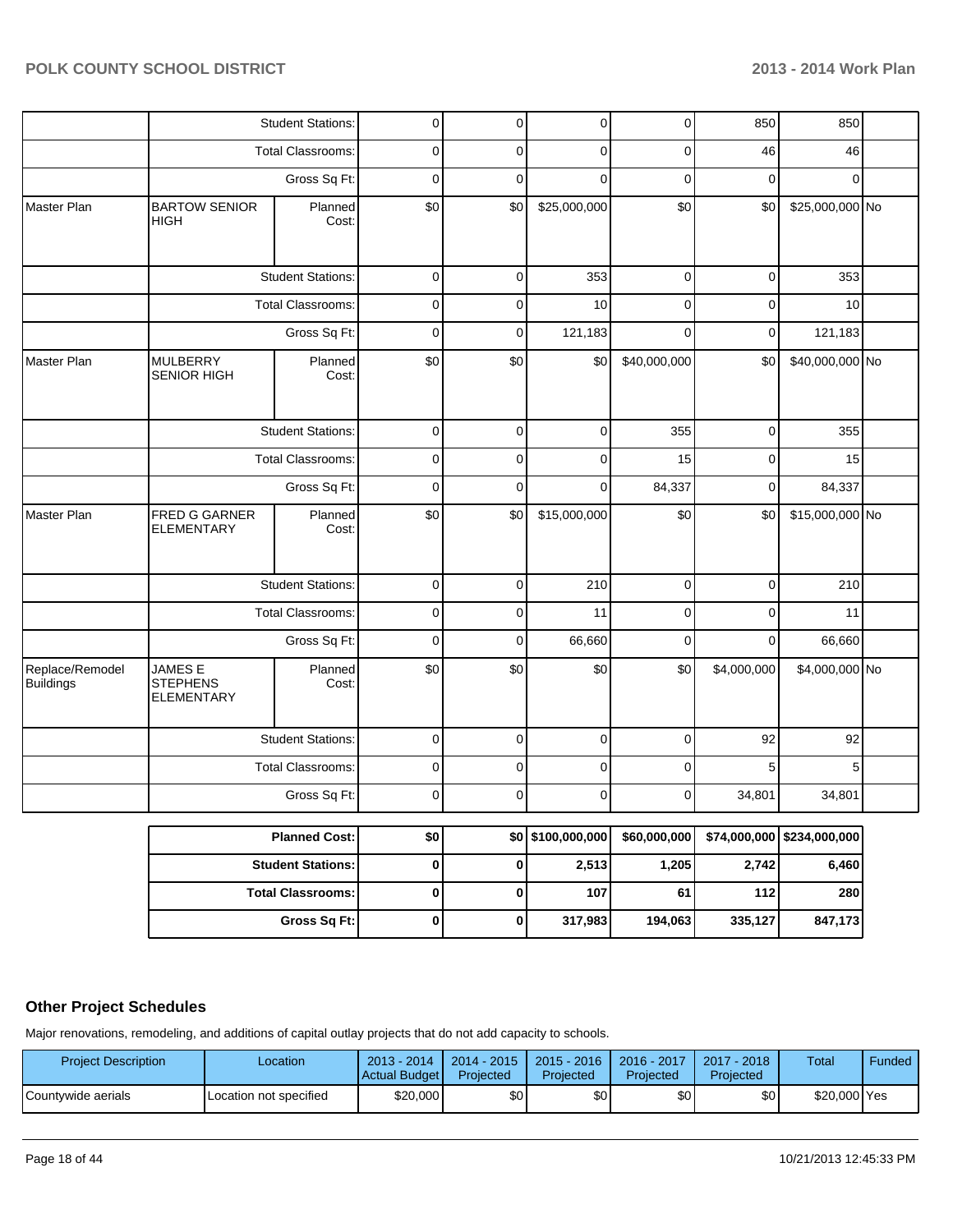| | | | | | | | | | |
|---|---|---|---|---|---|---|---|---|---|
| | Student Stations: | | 0 | 0 | 0 | 0 | 850 | 850 | |
| | Total Classrooms: | | 0 | 0 | 0 | 0 | 46 | 46 | |
| | Gross Sq Ft: | | 0 | 0 | 0 | 0 | 0 | 0 | |
| Master Plan | BARTOW SENIOR HIGH | Planned Cost: | $0 | $0 | $25,000,000 | $0 | $0 | $25,000,000 | No |
| | Student Stations: | | 0 | 0 | 353 | 0 | 0 | 353 | |
| | Total Classrooms: | | 0 | 0 | 10 | 0 | 0 | 10 | |
| | Gross Sq Ft: | | 0 | 0 | 121,183 | 0 | 0 | 121,183 | |
| Master Plan | MULBERRY SENIOR HIGH | Planned Cost: | $0 | $0 | $0 | $40,000,000 | $0 | $40,000,000 | No |
| | Student Stations: | | 0 | 0 | 0 | 355 | 0 | 355 | |
| | Total Classrooms: | | 0 | 0 | 0 | 15 | 0 | 15 | |
| | Gross Sq Ft: | | 0 | 0 | 0 | 84,337 | 0 | 84,337 | |
| Master Plan | FRED G GARNER ELEMENTARY | Planned Cost: | $0 | $0 | $15,000,000 | $0 | $0 | $15,000,000 | No |
| | Student Stations: | | 0 | 0 | 210 | 0 | 0 | 210 | |
| | Total Classrooms: | | 0 | 0 | 11 | 0 | 0 | 11 | |
| | Gross Sq Ft: | | 0 | 0 | 66,660 | 0 | 0 | 66,660 | |
| Replace/Remodel Buildings | JAMES E STEPHENS ELEMENTARY | Planned Cost: | $0 | $0 | $0 | $0 | $4,000,000 | $4,000,000 | No |
| | Student Stations: | | 0 | 0 | 0 | 0 | 92 | 92 | |
| | Total Classrooms: | | 0 | 0 | 0 | 0 | 5 | 5 | |
| | Gross Sq Ft: | | 0 | 0 | 0 | 0 | 34,801 | 34,801 | |

| | | | | | | |
|---|---|---|---|---|---|---|
| **Planned Cost:** | **$0** | **$0** | **$100,000,000** | **$60,000,000** | **$74,000,000** | **$234,000,000** |
| **Student Stations:** | **0** | **0** | **2,513** | **1,205** | **2,742** | **6,460** |
| **Total Classrooms:** | **0** | **0** | **107** | **61** | **112** | **280** |
| **Gross Sq Ft:** | **0** | **0** | **317,983** | **194,063** | **335,127** | **847,173** |

## Other Project Schedules

Major renovations, remodeling, and additions of capital outlay projects that do not add capacity to schools.

| Project Description | Location | 2013 - 2014 Actual Budget | 2014 - 2015 Projected | 2015 - 2016 Projected | 2016 - 2017 Projected | 2017 - 2018 Projected | Total | Funded |
|---|---|---|---|---|---|---|---|---|
| Countywide aerials | Location not specified | $20,000 | $0 | $0 | $0 | $0 | $20,000 | Yes |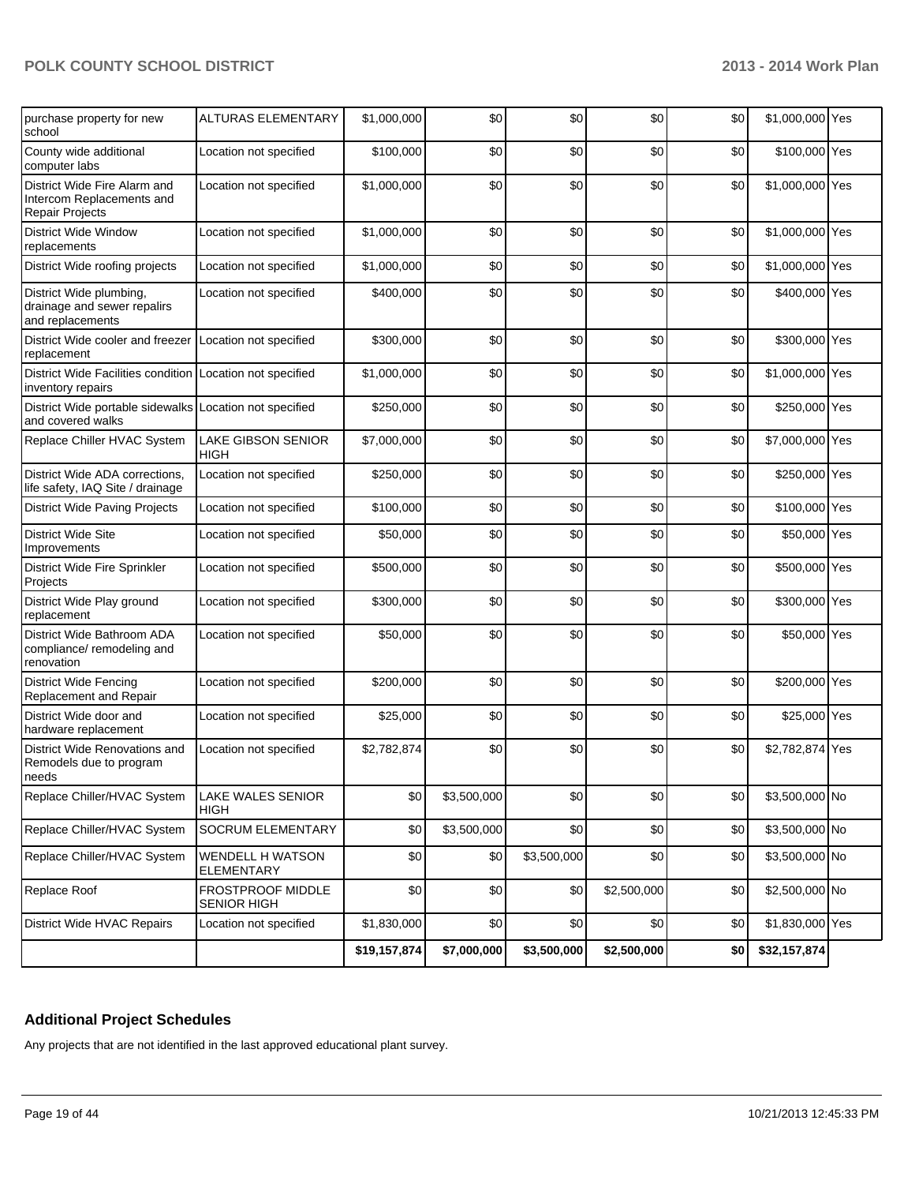| | | | | | | | | |
|---|---|---|---|---|---|---|---|---|
| purchase property for new school | ALTURAS ELEMENTARY | $1,000,000 | $0 | $0 | $0 | $0 | $1,000,000 | Yes |
| County wide additional computer labs | Location not specified | $100,000 | $0 | $0 | $0 | $0 | $100,000 | Yes |
| District Wide Fire Alarm and Intercom Replacements and Repair Projects | Location not specified | $1,000,000 | $0 | $0 | $0 | $0 | $1,000,000 | Yes |
| District Wide Window replacements | Location not specified | $1,000,000 | $0 | $0 | $0 | $0 | $1,000,000 | Yes |
| District Wide roofing projects | Location not specified | $1,000,000 | $0 | $0 | $0 | $0 | $1,000,000 | Yes |
| District Wide plumbing, drainage and sewer repairs and replacements | Location not specified | $400,000 | $0 | $0 | $0 | $0 | $400,000 | Yes |
| District Wide cooler and freezer replacement | Location not specified | $300,000 | $0 | $0 | $0 | $0 | $300,000 | Yes |
| District Wide Facilities condition inventory repairs | Location not specified | $1,000,000 | $0 | $0 | $0 | $0 | $1,000,000 | Yes |
| District Wide portable sidewalks and covered walks | Location not specified | $250,000 | $0 | $0 | $0 | $0 | $250,000 | Yes |
| Replace Chiller HVAC System | LAKE GIBSON SENIOR HIGH | $7,000,000 | $0 | $0 | $0 | $0 | $7,000,000 | Yes |
| District Wide ADA corrections, life safety, IAQ Site / drainage | Location not specified | $250,000 | $0 | $0 | $0 | $0 | $250,000 | Yes |
| District Wide Paving Projects | Location not specified | $100,000 | $0 | $0 | $0 | $0 | $100,000 | Yes |
| District Wide Site Improvements | Location not specified | $50,000 | $0 | $0 | $0 | $0 | $50,000 | Yes |
| District Wide Fire Sprinkler Projects | Location not specified | $500,000 | $0 | $0 | $0 | $0 | $500,000 | Yes |
| District Wide Play ground replacement | Location not specified | $300,000 | $0 | $0 | $0 | $0 | $300,000 | Yes |
| District Wide Bathroom ADA compliance/ remodeling and renovation | Location not specified | $50,000 | $0 | $0 | $0 | $0 | $50,000 | Yes |
| District Wide Fencing Replacement and Repair | Location not specified | $200,000 | $0 | $0 | $0 | $0 | $200,000 | Yes |
| District Wide door and hardware replacement | Location not specified | $25,000 | $0 | $0 | $0 | $0 | $25,000 | Yes |
| District Wide Renovations and Remodels due to program needs | Location not specified | $2,782,874 | $0 | $0 | $0 | $0 | $2,782,874 | Yes |
| Replace Chiller/HVAC System | LAKE WALES SENIOR HIGH | $0 | $3,500,000 | $0 | $0 | $0 | $3,500,000 | No |
| Replace Chiller/HVAC System | SOCRUM ELEMENTARY | $0 | $3,500,000 | $0 | $0 | $0 | $3,500,000 | No |
| Replace Chiller/HVAC System | WENDELL H WATSON ELEMENTARY | $0 | $0 | $3,500,000 | $0 | $0 | $3,500,000 | No |
| Replace Roof | FROSTPROOF MIDDLE SENIOR HIGH | $0 | $0 | $0 | $2,500,000 | $0 | $2,500,000 | No |
| District Wide HVAC Repairs | Location not specified | $1,830,000 | $0 | $0 | $0 | $0 | $1,830,000 | Yes |
| | | **$19,157,874** | **$7,000,000** | **$3,500,000** | **$2,500,000** | **$0** | **$32,157,874** | |

## Additional Project Schedules

Any projects that are not identified in the last approved educational plant survey.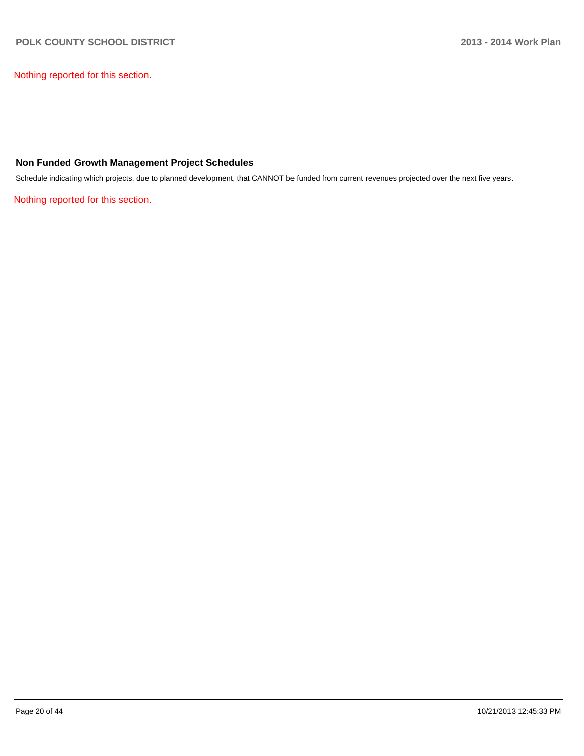Nothing reported for this section.

## Non Funded Growth Management Project Schedules

Schedule indicating which projects, due to planned development, that CANNOT be funded from current revenues projected over the next five years.

Nothing reported for this section.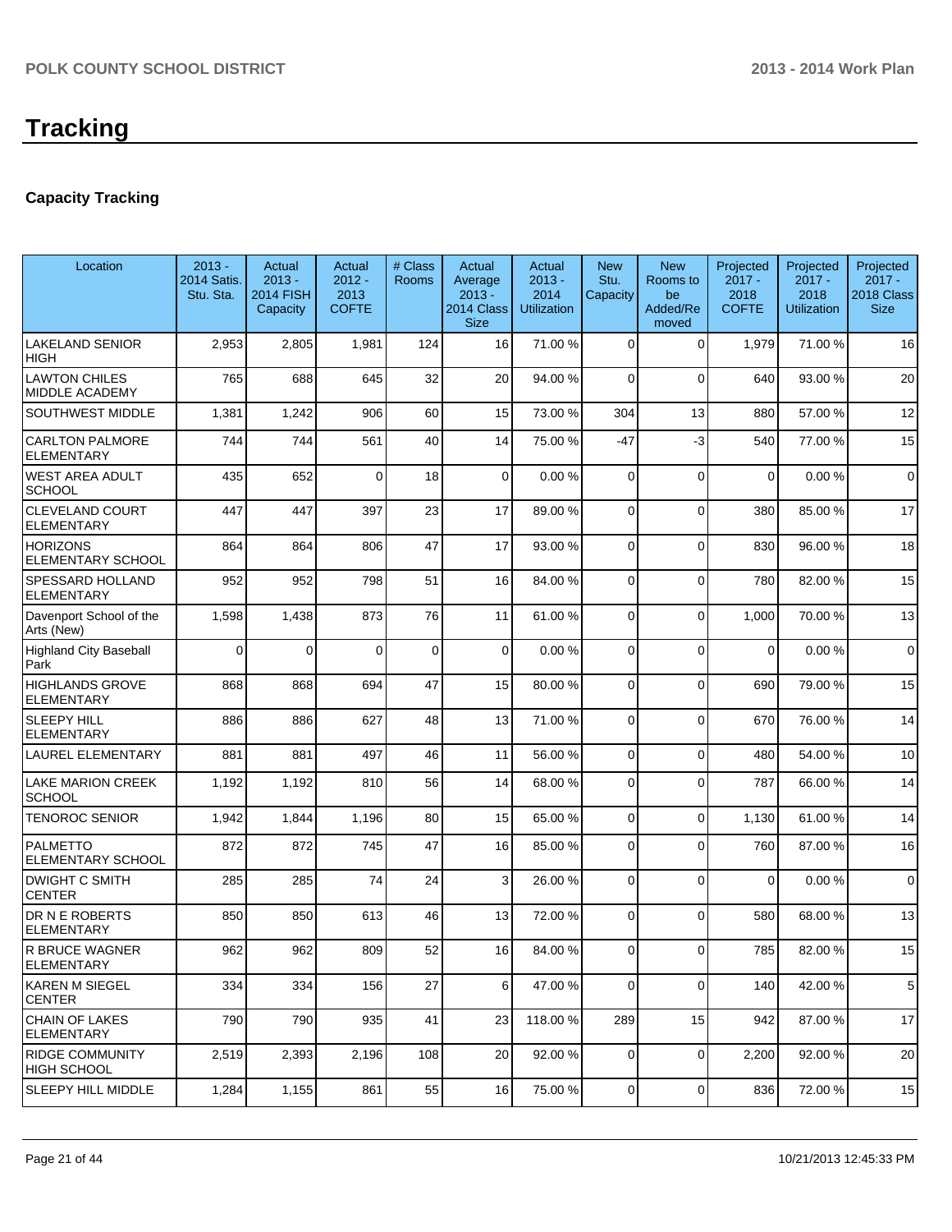# Tracking

### Capacity Tracking

| Location | 2013 - 2014 Satis. Stu. Sta. | Actual 2013 - 2014 FISH Capacity | Actual 2012 - 2013 COFTE | # Class Rooms | Actual Average 2013 - 2014 Class Size | Actual 2013 - 2014 Utilization | New Stu. Capacity | New Rooms to be Added/Removed | Projected 2017 - 2018 COFTE | Projected 2017 - 2018 Utilization | Projected 2017 - 2018 Class Size |
|---|---|---|---|---|---|---|---|---|---|---|---|
| LAKELAND SENIOR HIGH | 2,953 | 2,805 | 1,981 | 124 | 16 | 71.00 % | 0 | 0 | 1,979 | 71.00 % | 16 |
| LAWTON CHILES MIDDLE ACADEMY | 765 | 688 | 645 | 32 | 20 | 94.00 % | 0 | 0 | 640 | 93.00 % | 20 |
| SOUTHWEST MIDDLE | 1,381 | 1,242 | 906 | 60 | 15 | 73.00 % | 304 | 13 | 880 | 57.00 % | 12 |
| CARLTON PALMORE ELEMENTARY | 744 | 744 | 561 | 40 | 14 | 75.00 % | -47 | -3 | 540 | 77.00 % | 15 |
| WEST AREA ADULT SCHOOL | 435 | 652 | 0 | 18 | 0 | 0.00 % | 0 | 0 | 0 | 0.00 % | 0 |
| CLEVELAND COURT ELEMENTARY | 447 | 447 | 397 | 23 | 17 | 89.00 % | 0 | 0 | 380 | 85.00 % | 17 |
| HORIZONS ELEMENTARY SCHOOL | 864 | 864 | 806 | 47 | 17 | 93.00 % | 0 | 0 | 830 | 96.00 % | 18 |
| SPESSARD HOLLAND ELEMENTARY | 952 | 952 | 798 | 51 | 16 | 84.00 % | 0 | 0 | 780 | 82.00 % | 15 |
| Davenport School of the Arts (New) | 1,598 | 1,438 | 873 | 76 | 11 | 61.00 % | 0 | 0 | 1,000 | 70.00 % | 13 |
| Highland City Baseball Park | 0 | 0 | 0 | 0 | 0 | 0.00 % | 0 | 0 | 0 | 0.00 % | 0 |
| HIGHLANDS GROVE ELEMENTARY | 868 | 868 | 694 | 47 | 15 | 80.00 % | 0 | 0 | 690 | 79.00 % | 15 |
| SLEEPY HILL ELEMENTARY | 886 | 886 | 627 | 48 | 13 | 71.00 % | 0 | 0 | 670 | 76.00 % | 14 |
| LAUREL ELEMENTARY | 881 | 881 | 497 | 46 | 11 | 56.00 % | 0 | 0 | 480 | 54.00 % | 10 |
| LAKE MARION CREEK SCHOOL | 1,192 | 1,192 | 810 | 56 | 14 | 68.00 % | 0 | 0 | 787 | 66.00 % | 14 |
| TENOROC SENIOR | 1,942 | 1,844 | 1,196 | 80 | 15 | 65.00 % | 0 | 0 | 1,130 | 61.00 % | 14 |
| PALMETTO ELEMENTARY SCHOOL | 872 | 872 | 745 | 47 | 16 | 85.00 % | 0 | 0 | 760 | 87.00 % | 16 |
| DWIGHT C SMITH CENTER | 285 | 285 | 74 | 24 | 3 | 26.00 % | 0 | 0 | 0 | 0.00 % | 0 |
| DR N E ROBERTS ELEMENTARY | 850 | 850 | 613 | 46 | 13 | 72.00 % | 0 | 0 | 580 | 68.00 % | 13 |
| R BRUCE WAGNER ELEMENTARY | 962 | 962 | 809 | 52 | 16 | 84.00 % | 0 | 0 | 785 | 82.00 % | 15 |
| KAREN M SIEGEL CENTER | 334 | 334 | 156 | 27 | 6 | 47.00 % | 0 | 0 | 140 | 42.00 % | 5 |
| CHAIN OF LAKES ELEMENTARY | 790 | 790 | 935 | 41 | 23 | 118.00 % | 289 | 15 | 942 | 87.00 % | 17 |
| RIDGE COMMUNITY HIGH SCHOOL | 2,519 | 2,393 | 2,196 | 108 | 20 | 92.00 % | 0 | 0 | 2,200 | 92.00 % | 20 |
| SLEEPY HILL MIDDLE | 1,284 | 1,155 | 861 | 55 | 16 | 75.00 % | 0 | 0 | 836 | 72.00 % | 15 |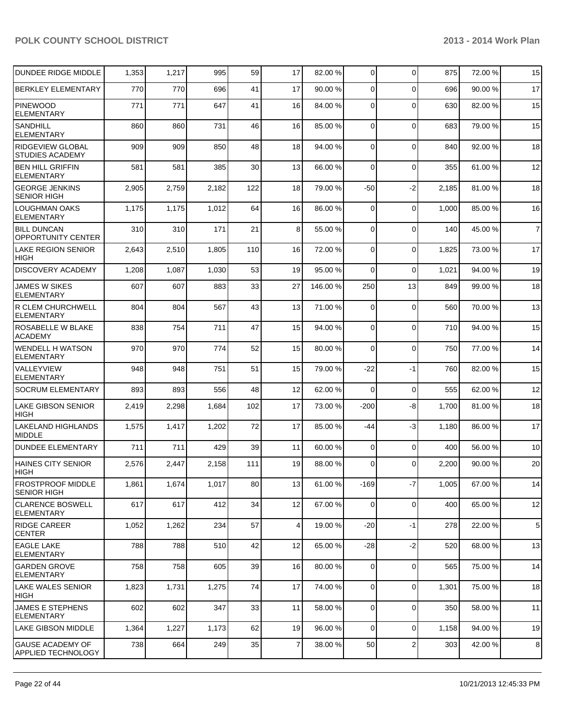| | | | | | | | | | | |
|---|---|---|---|---|---|---|---|---|---|---|
| DUNDEE RIDGE MIDDLE | 1,353 | 1,217 | 995 | 59 | 17 | 82.00 % | 0 | 0 | 875 | 72.00 % | 15 |
| BERKLEY ELEMENTARY | 770 | 770 | 696 | 41 | 17 | 90.00 % | 0 | 0 | 696 | 90.00 % | 17 |
| PINEWOOD ELEMENTARY | 771 | 771 | 647 | 41 | 16 | 84.00 % | 0 | 0 | 630 | 82.00 % | 15 |
| SANDHILL ELEMENTARY | 860 | 860 | 731 | 46 | 16 | 85.00 % | 0 | 0 | 683 | 79.00 % | 15 |
| RIDGEVIEW GLOBAL STUDIES ACADEMY | 909 | 909 | 850 | 48 | 18 | 94.00 % | 0 | 0 | 840 | 92.00 % | 18 |
| BEN HILL GRIFFIN ELEMENTARY | 581 | 581 | 385 | 30 | 13 | 66.00 % | 0 | 0 | 355 | 61.00 % | 12 |
| GEORGE JENKINS SENIOR HIGH | 2,905 | 2,759 | 2,182 | 122 | 18 | 79.00 % | -50 | -2 | 2,185 | 81.00 % | 18 |
| LOUGHMAN OAKS ELEMENTARY | 1,175 | 1,175 | 1,012 | 64 | 16 | 86.00 % | 0 | 0 | 1,000 | 85.00 % | 16 |
| BILL DUNCAN OPPORTUNITY CENTER | 310 | 310 | 171 | 21 | 8 | 55.00 % | 0 | 0 | 140 | 45.00 % | 7 |
| LAKE REGION SENIOR HIGH | 2,643 | 2,510 | 1,805 | 110 | 16 | 72.00 % | 0 | 0 | 1,825 | 73.00 % | 17 |
| DISCOVERY ACADEMY | 1,208 | 1,087 | 1,030 | 53 | 19 | 95.00 % | 0 | 0 | 1,021 | 94.00 % | 19 |
| JAMES W SIKES ELEMENTARY | 607 | 607 | 883 | 33 | 27 | 146.00 % | 250 | 13 | 849 | 99.00 % | 18 |
| R CLEM CHURCHWELL ELEMENTARY | 804 | 804 | 567 | 43 | 13 | 71.00 % | 0 | 0 | 560 | 70.00 % | 13 |
| ROSABELLE W BLAKE ACADEMY | 838 | 754 | 711 | 47 | 15 | 94.00 % | 0 | 0 | 710 | 94.00 % | 15 |
| WENDELL H WATSON ELEMENTARY | 970 | 970 | 774 | 52 | 15 | 80.00 % | 0 | 0 | 750 | 77.00 % | 14 |
| VALLEYVIEW ELEMENTARY | 948 | 948 | 751 | 51 | 15 | 79.00 % | -22 | -1 | 760 | 82.00 % | 15 |
| SOCRUM ELEMENTARY | 893 | 893 | 556 | 48 | 12 | 62.00 % | 0 | 0 | 555 | 62.00 % | 12 |
| LAKE GIBSON SENIOR HIGH | 2,419 | 2,298 | 1,684 | 102 | 17 | 73.00 % | -200 | -8 | 1,700 | 81.00 % | 18 |
| LAKELAND HIGHLANDS MIDDLE | 1,575 | 1,417 | 1,202 | 72 | 17 | 85.00 % | -44 | -3 | 1,180 | 86.00 % | 17 |
| DUNDEE ELEMENTARY | 711 | 711 | 429 | 39 | 11 | 60.00 % | 0 | 0 | 400 | 56.00 % | 10 |
| HAINES CITY SENIOR HIGH | 2,576 | 2,447 | 2,158 | 111 | 19 | 88.00 % | 0 | 0 | 2,200 | 90.00 % | 20 |
| FROSTPROOF MIDDLE SENIOR HIGH | 1,861 | 1,674 | 1,017 | 80 | 13 | 61.00 % | -169 | -7 | 1,005 | 67.00 % | 14 |
| CLARENCE BOSWELL ELEMENTARY | 617 | 617 | 412 | 34 | 12 | 67.00 % | 0 | 0 | 400 | 65.00 % | 12 |
| RIDGE CAREER CENTER | 1,052 | 1,262 | 234 | 57 | 4 | 19.00 % | -20 | -1 | 278 | 22.00 % | 5 |
| EAGLE LAKE ELEMENTARY | 788 | 788 | 510 | 42 | 12 | 65.00 % | -28 | -2 | 520 | 68.00 % | 13 |
| GARDEN GROVE ELEMENTARY | 758 | 758 | 605 | 39 | 16 | 80.00 % | 0 | 0 | 565 | 75.00 % | 14 |
| LAKE WALES SENIOR HIGH | 1,823 | 1,731 | 1,275 | 74 | 17 | 74.00 % | 0 | 0 | 1,301 | 75.00 % | 18 |
| JAMES E STEPHENS ELEMENTARY | 602 | 602 | 347 | 33 | 11 | 58.00 % | 0 | 0 | 350 | 58.00 % | 11 |
| LAKE GIBSON MIDDLE | 1,364 | 1,227 | 1,173 | 62 | 19 | 96.00 % | 0 | 0 | 1,158 | 94.00 % | 19 |
| GAUSE ACADEMY OF APPLIED TECHNOLOGY | 738 | 664 | 249 | 35 | 7 | 38.00 % | 50 | 2 | 303 | 42.00 % | 8 |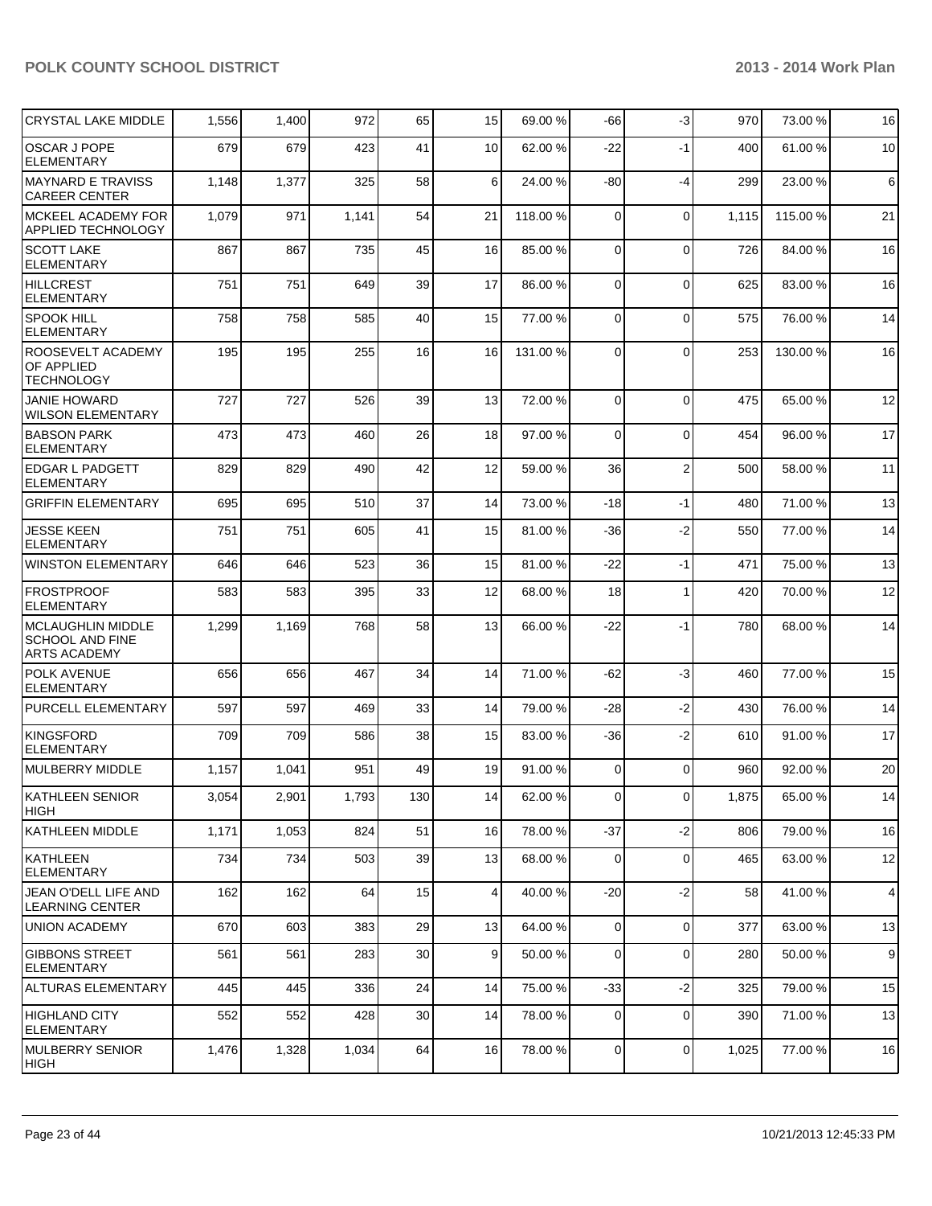| | | | | | | | | | | |
|---|---|---|---|---|---|---|---|---|---|---|
| CRYSTAL LAKE MIDDLE | 1,556 | 1,400 | 972 | 65 | 15 | 69.00 % | -66 | -3 | 970 | 73.00 % | 16 |
| OSCAR J POPE ELEMENTARY | 679 | 679 | 423 | 41 | 10 | 62.00 % | -22 | -1 | 400 | 61.00 % | 10 |
| MAYNARD E TRAVISS CAREER CENTER | 1,148 | 1,377 | 325 | 58 | 6 | 24.00 % | -80 | -4 | 299 | 23.00 % | 6 |
| MCKEEL ACADEMY FOR APPLIED TECHNOLOGY | 1,079 | 971 | 1,141 | 54 | 21 | 118.00 % | 0 | 0 | 1,115 | 115.00 % | 21 |
| SCOTT LAKE ELEMENTARY | 867 | 867 | 735 | 45 | 16 | 85.00 % | 0 | 0 | 726 | 84.00 % | 16 |
| HILLCREST ELEMENTARY | 751 | 751 | 649 | 39 | 17 | 86.00 % | 0 | 0 | 625 | 83.00 % | 16 |
| SPOOK HILL ELEMENTARY | 758 | 758 | 585 | 40 | 15 | 77.00 % | 0 | 0 | 575 | 76.00 % | 14 |
| ROOSEVELT ACADEMY OF APPLIED TECHNOLOGY | 195 | 195 | 255 | 16 | 16 | 131.00 % | 0 | 0 | 253 | 130.00 % | 16 |
| JANIE HOWARD WILSON ELEMENTARY | 727 | 727 | 526 | 39 | 13 | 72.00 % | 0 | 0 | 475 | 65.00 % | 12 |
| BABSON PARK ELEMENTARY | 473 | 473 | 460 | 26 | 18 | 97.00 % | 0 | 0 | 454 | 96.00 % | 17 |
| EDGAR L PADGETT ELEMENTARY | 829 | 829 | 490 | 42 | 12 | 59.00 % | 36 | 2 | 500 | 58.00 % | 11 |
| GRIFFIN ELEMENTARY | 695 | 695 | 510 | 37 | 14 | 73.00 % | -18 | -1 | 480 | 71.00 % | 13 |
| JESSE KEEN ELEMENTARY | 751 | 751 | 605 | 41 | 15 | 81.00 % | -36 | -2 | 550 | 77.00 % | 14 |
| WINSTON ELEMENTARY | 646 | 646 | 523 | 36 | 15 | 81.00 % | -22 | -1 | 471 | 75.00 % | 13 |
| FROSTPROOF ELEMENTARY | 583 | 583 | 395 | 33 | 12 | 68.00 % | 18 | 1 | 420 | 70.00 % | 12 |
| MCLAUGHLIN MIDDLE SCHOOL AND FINE ARTS ACADEMY | 1,299 | 1,169 | 768 | 58 | 13 | 66.00 % | -22 | -1 | 780 | 68.00 % | 14 |
| POLK AVENUE ELEMENTARY | 656 | 656 | 467 | 34 | 14 | 71.00 % | -62 | -3 | 460 | 77.00 % | 15 |
| PURCELL ELEMENTARY | 597 | 597 | 469 | 33 | 14 | 79.00 % | -28 | -2 | 430 | 76.00 % | 14 |
| KINGSFORD ELEMENTARY | 709 | 709 | 586 | 38 | 15 | 83.00 % | -36 | -2 | 610 | 91.00 % | 17 |
| MULBERRY MIDDLE | 1,157 | 1,041 | 951 | 49 | 19 | 91.00 % | 0 | 0 | 960 | 92.00 % | 20 |
| KATHLEEN SENIOR HIGH | 3,054 | 2,901 | 1,793 | 130 | 14 | 62.00 % | 0 | 0 | 1,875 | 65.00 % | 14 |
| KATHLEEN MIDDLE | 1,171 | 1,053 | 824 | 51 | 16 | 78.00 % | -37 | -2 | 806 | 79.00 % | 16 |
| KATHLEEN ELEMENTARY | 734 | 734 | 503 | 39 | 13 | 68.00 % | 0 | 0 | 465 | 63.00 % | 12 |
| JEAN O'DELL LIFE AND LEARNING CENTER | 162 | 162 | 64 | 15 | 4 | 40.00 % | -20 | -2 | 58 | 41.00 % | 4 |
| UNION ACADEMY | 670 | 603 | 383 | 29 | 13 | 64.00 % | 0 | 0 | 377 | 63.00 % | 13 |
| GIBBONS STREET ELEMENTARY | 561 | 561 | 283 | 30 | 9 | 50.00 % | 0 | 0 | 280 | 50.00 % | 9 |
| ALTURAS ELEMENTARY | 445 | 445 | 336 | 24 | 14 | 75.00 % | -33 | -2 | 325 | 79.00 % | 15 |
| HIGHLAND CITY ELEMENTARY | 552 | 552 | 428 | 30 | 14 | 78.00 % | 0 | 0 | 390 | 71.00 % | 13 |
| MULBERRY SENIOR HIGH | 1,476 | 1,328 | 1,034 | 64 | 16 | 78.00 % | 0 | 0 | 1,025 | 77.00 % | 16 |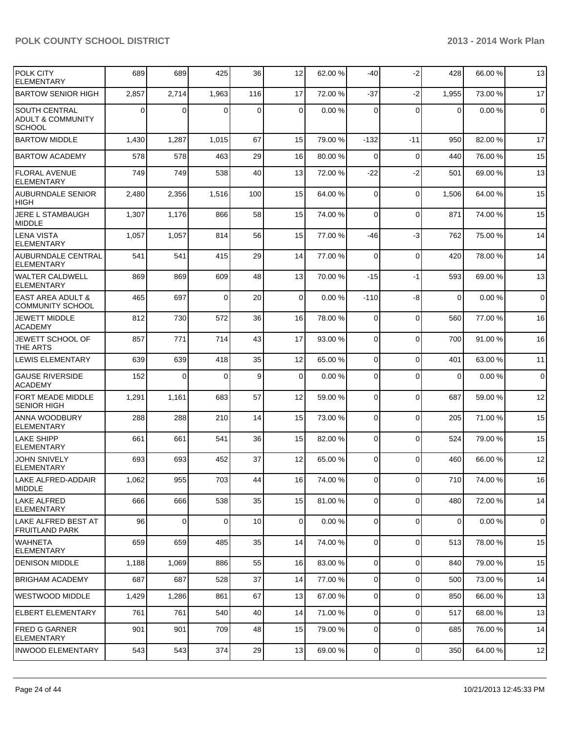| POLK CITY ELEMENTARY | 689 | 689 | 425 | 36 | 12 | 62.00 % | -40 | -2 | 428 | 66.00 % | 13 |
|---|---|---|---|---|---|---|---|---|---|---|---|
| BARTOW SENIOR HIGH | 2,857 | 2,714 | 1,963 | 116 | 17 | 72.00 % | -37 | -2 | 1,955 | 73.00 % | 17 |
| SOUTH CENTRAL ADULT & COMMUNITY SCHOOL | 0 | 0 | 0 | 0 | 0 | 0.00 % | 0 | 0 | 0 | 0.00 % | 0 |
| BARTOW MIDDLE | 1,430 | 1,287 | 1,015 | 67 | 15 | 79.00 % | -132 | -11 | 950 | 82.00 % | 17 |
| BARTOW ACADEMY | 578 | 578 | 463 | 29 | 16 | 80.00 % | 0 | 0 | 440 | 76.00 % | 15 |
| FLORAL AVENUE ELEMENTARY | 749 | 749 | 538 | 40 | 13 | 72.00 % | -22 | -2 | 501 | 69.00 % | 13 |
| AUBURNDALE SENIOR HIGH | 2,480 | 2,356 | 1,516 | 100 | 15 | 64.00 % | 0 | 0 | 1,506 | 64.00 % | 15 |
| JERE L STAMBAUGH MIDDLE | 1,307 | 1,176 | 866 | 58 | 15 | 74.00 % | 0 | 0 | 871 | 74.00 % | 15 |
| LENA VISTA ELEMENTARY | 1,057 | 1,057 | 814 | 56 | 15 | 77.00 % | -46 | -3 | 762 | 75.00 % | 14 |
| AUBURNDALE CENTRAL ELEMENTARY | 541 | 541 | 415 | 29 | 14 | 77.00 % | 0 | 0 | 420 | 78.00 % | 14 |
| WALTER CALDWELL ELEMENTARY | 869 | 869 | 609 | 48 | 13 | 70.00 % | -15 | -1 | 593 | 69.00 % | 13 |
| EAST AREA ADULT & COMMUNITY SCHOOL | 465 | 697 | 0 | 20 | 0 | 0.00 % | -110 | -8 | 0 | 0.00 % | 0 |
| JEWETT MIDDLE ACADEMY | 812 | 730 | 572 | 36 | 16 | 78.00 % | 0 | 0 | 560 | 77.00 % | 16 |
| JEWETT SCHOOL OF THE ARTS | 857 | 771 | 714 | 43 | 17 | 93.00 % | 0 | 0 | 700 | 91.00 % | 16 |
| LEWIS ELEMENTARY | 639 | 639 | 418 | 35 | 12 | 65.00 % | 0 | 0 | 401 | 63.00 % | 11 |
| GAUSE RIVERSIDE ACADEMY | 152 | 0 | 0 | 9 | 0 | 0.00 % | 0 | 0 | 0 | 0.00 % | 0 |
| FORT MEADE MIDDLE SENIOR HIGH | 1,291 | 1,161 | 683 | 57 | 12 | 59.00 % | 0 | 0 | 687 | 59.00 % | 12 |
| ANNA WOODBURY ELEMENTARY | 288 | 288 | 210 | 14 | 15 | 73.00 % | 0 | 0 | 205 | 71.00 % | 15 |
| LAKE SHIPP ELEMENTARY | 661 | 661 | 541 | 36 | 15 | 82.00 % | 0 | 0 | 524 | 79.00 % | 15 |
| JOHN SNIVELY ELEMENTARY | 693 | 693 | 452 | 37 | 12 | 65.00 % | 0 | 0 | 460 | 66.00 % | 12 |
| LAKE ALFRED-ADDAIR MIDDLE | 1,062 | 955 | 703 | 44 | 16 | 74.00 % | 0 | 0 | 710 | 74.00 % | 16 |
| LAKE ALFRED ELEMENTARY | 666 | 666 | 538 | 35 | 15 | 81.00 % | 0 | 0 | 480 | 72.00 % | 14 |
| LAKE ALFRED BEST AT FRUITLAND PARK | 96 | 0 | 0 | 10 | 0 | 0.00 % | 0 | 0 | 0 | 0.00 % | 0 |
| WAHNETA ELEMENTARY | 659 | 659 | 485 | 35 | 14 | 74.00 % | 0 | 0 | 513 | 78.00 % | 15 |
| DENISON MIDDLE | 1,188 | 1,069 | 886 | 55 | 16 | 83.00 % | 0 | 0 | 840 | 79.00 % | 15 |
| BRIGHAM ACADEMY | 687 | 687 | 528 | 37 | 14 | 77.00 % | 0 | 0 | 500 | 73.00 % | 14 |
| WESTWOOD MIDDLE | 1,429 | 1,286 | 861 | 67 | 13 | 67.00 % | 0 | 0 | 850 | 66.00 % | 13 |
| ELBERT ELEMENTARY | 761 | 761 | 540 | 40 | 14 | 71.00 % | 0 | 0 | 517 | 68.00 % | 13 |
| FRED G GARNER ELEMENTARY | 901 | 901 | 709 | 48 | 15 | 79.00 % | 0 | 0 | 685 | 76.00 % | 14 |
| INWOOD ELEMENTARY | 543 | 543 | 374 | 29 | 13 | 69.00 % | 0 | 0 | 350 | 64.00 % | 12 |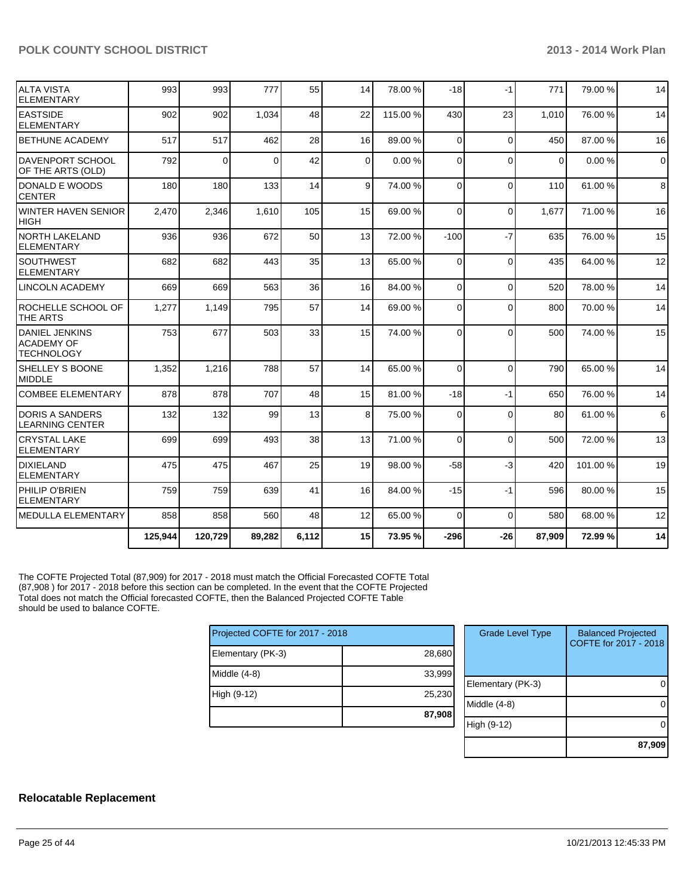| | | | | | | | | | | |
|---|---|---|---|---|---|---|---|---|---|---|
| ALTA VISTA ELEMENTARY | 993 | 993 | 777 | 55 | 14 | 78.00 % | -18 | -1 | 771 | 79.00 % | 14 |
| EASTSIDE ELEMENTARY | 902 | 902 | 1,034 | 48 | 22 | 115.00 % | 430 | 23 | 1,010 | 76.00 % | 14 |
| BETHUNE ACADEMY | 517 | 517 | 462 | 28 | 16 | 89.00 % | 0 | 0 | 450 | 87.00 % | 16 |
| DAVENPORT SCHOOL OF THE ARTS (OLD) | 792 | 0 | 0 | 42 | 0 | 0.00 % | 0 | 0 | 0 | 0.00 % | 0 |
| DONALD E WOODS CENTER | 180 | 180 | 133 | 14 | 9 | 74.00 % | 0 | 0 | 110 | 61.00 % | 8 |
| WINTER HAVEN SENIOR HIGH | 2,470 | 2,346 | 1,610 | 105 | 15 | 69.00 % | 0 | 0 | 1,677 | 71.00 % | 16 |
| NORTH LAKELAND ELEMENTARY | 936 | 936 | 672 | 50 | 13 | 72.00 % | -100 | -7 | 635 | 76.00 % | 15 |
| SOUTHWEST ELEMENTARY | 682 | 682 | 443 | 35 | 13 | 65.00 % | 0 | 0 | 435 | 64.00 % | 12 |
| LINCOLN ACADEMY | 669 | 669 | 563 | 36 | 16 | 84.00 % | 0 | 0 | 520 | 78.00 % | 14 |
| ROCHELLE SCHOOL OF THE ARTS | 1,277 | 1,149 | 795 | 57 | 14 | 69.00 % | 0 | 0 | 800 | 70.00 % | 14 |
| DANIEL JENKINS ACADEMY OF TECHNOLOGY | 753 | 677 | 503 | 33 | 15 | 74.00 % | 0 | 0 | 500 | 74.00 % | 15 |
| SHELLEY S BOONE MIDDLE | 1,352 | 1,216 | 788 | 57 | 14 | 65.00 % | 0 | 0 | 790 | 65.00 % | 14 |
| COMBEE ELEMENTARY | 878 | 878 | 707 | 48 | 15 | 81.00 % | -18 | -1 | 650 | 76.00 % | 14 |
| DORIS A SANDERS LEARNING CENTER | 132 | 132 | 99 | 13 | 8 | 75.00 % | 0 | 0 | 80 | 61.00 % | 6 |
| CRYSTAL LAKE ELEMENTARY | 699 | 699 | 493 | 38 | 13 | 71.00 % | 0 | 0 | 500 | 72.00 % | 13 |
| DIXIELAND ELEMENTARY | 475 | 475 | 467 | 25 | 19 | 98.00 % | -58 | -3 | 420 | 101.00 % | 19 |
| PHILIP O'BRIEN ELEMENTARY | 759 | 759 | 639 | 41 | 16 | 84.00 % | -15 | -1 | 596 | 80.00 % | 15 |
| MEDULLA ELEMENTARY | 858 | 858 | 560 | 48 | 12 | 65.00 % | 0 | 0 | 580 | 68.00 % | 12 |
| | **125,944** | **120,729** | **89,282** | **6,112** | **15** | **73.95 %** | **-296** | **-26** | **87,909** | **72.99 %** | **14** |

The COFTE Projected Total (87,909) for 2017 - 2018 must match the Official Forecasted COFTE Total (87,908 ) for 2017 - 2018 before this section can be completed. In the event that the COFTE Projected Total does not match the Official forecasted COFTE, then the Balanced Projected COFTE Table should be used to balance COFTE.

| Projected COFTE for 2017 - 2018 | |
|---|---|
| Elementary (PK-3) | 28,680 |
| Middle (4-8) | 33,999 |
| High (9-12) | 25,230 |
| | **87,908** |

| Grade Level Type | Balanced Projected COFTE for 2017 - 2018 |
|---|---|
| Elementary (PK-3) | 0 |
| Middle (4-8) | 0 |
| High (9-12) | 0 |
| | **87,909** |

## Relocatable Replacement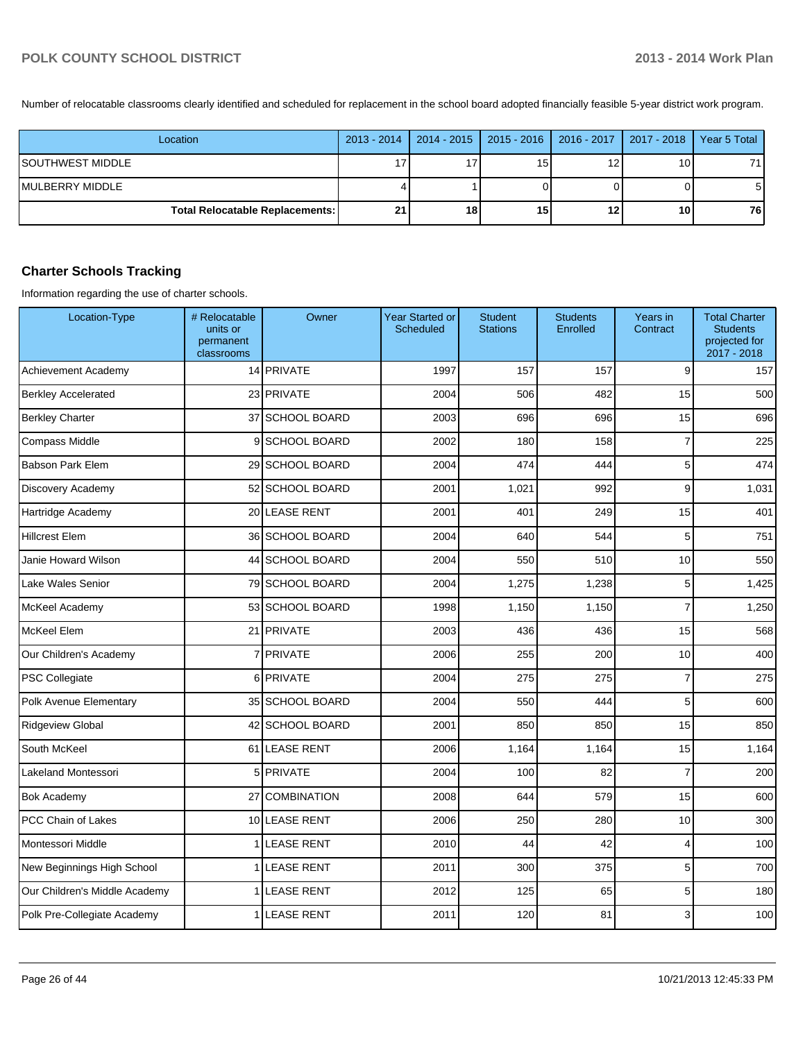Number of relocatable classrooms clearly identified and scheduled for replacement in the school board adopted financially feasible 5-year district work program.

| Location | 2013 - 2014 | 2014 - 2015 | 2015 - 2016 | 2016 - 2017 | 2017 - 2018 | Year 5 Total |
|---|---|---|---|---|---|---|
| SOUTHWEST MIDDLE | 17 | 17 | 15 | 12 | 10 | 71 |
| MULBERRY MIDDLE | 4 | 1 | 0 | 0 | 0 | 5 |
| **Total Relocatable Replacements:** | **21** | **18** | **15** | **12** | **10** | **76** |

## Charter Schools Tracking

Information regarding the use of charter schools.

| Location-Type | # Relocatable units or permanent classrooms | Owner | Year Started or Scheduled | Student Stations | Students Enrolled | Years in Contract | Total Charter Students projected for 2017 - 2018 |
|---|---|---|---|---|---|---|---|
| Achievement Academy | 14 | PRIVATE | 1997 | 157 | 157 | 9 | 157 |
| Berkley Accelerated | 23 | PRIVATE | 2004 | 506 | 482 | 15 | 500 |
| Berkley Charter | 37 | SCHOOL BOARD | 2003 | 696 | 696 | 15 | 696 |
| Compass Middle | 9 | SCHOOL BOARD | 2002 | 180 | 158 | 7 | 225 |
| Babson Park Elem | 29 | SCHOOL BOARD | 2004 | 474 | 444 | 5 | 474 |
| Discovery Academy | 52 | SCHOOL BOARD | 2001 | 1,021 | 992 | 9 | 1,031 |
| Hartridge Academy | 20 | LEASE RENT | 2001 | 401 | 249 | 15 | 401 |
| Hillcrest Elem | 36 | SCHOOL BOARD | 2004 | 640 | 544 | 5 | 751 |
| Janie Howard Wilson | 44 | SCHOOL BOARD | 2004 | 550 | 510 | 10 | 550 |
| Lake Wales Senior | 79 | SCHOOL BOARD | 2004 | 1,275 | 1,238 | 5 | 1,425 |
| McKeel Academy | 53 | SCHOOL BOARD | 1998 | 1,150 | 1,150 | 7 | 1,250 |
| McKeel Elem | 21 | PRIVATE | 2003 | 436 | 436 | 15 | 568 |
| Our Children's Academy | 7 | PRIVATE | 2006 | 255 | 200 | 10 | 400 |
| PSC Collegiate | 6 | PRIVATE | 2004 | 275 | 275 | 7 | 275 |
| Polk Avenue Elementary | 35 | SCHOOL BOARD | 2004 | 550 | 444 | 5 | 600 |
| Ridgeview Global | 42 | SCHOOL BOARD | 2001 | 850 | 850 | 15 | 850 |
| South McKeel | 61 | LEASE RENT | 2006 | 1,164 | 1,164 | 15 | 1,164 |
| Lakeland Montessori | 5 | PRIVATE | 2004 | 100 | 82 | 7 | 200 |
| Bok Academy | 27 | COMBINATION | 2008 | 644 | 579 | 15 | 600 |
| PCC Chain of Lakes | 10 | LEASE RENT | 2006 | 250 | 280 | 10 | 300 |
| Montessori Middle | 1 | LEASE RENT | 2010 | 44 | 42 | 4 | 100 |
| New Beginnings High School | 1 | LEASE RENT | 2011 | 300 | 375 | 5 | 700 |
| Our Children's Middle Academy | 1 | LEASE RENT | 2012 | 125 | 65 | 5 | 180 |
| Polk Pre-Collegiate Academy | 1 | LEASE RENT | 2011 | 120 | 81 | 3 | 100 |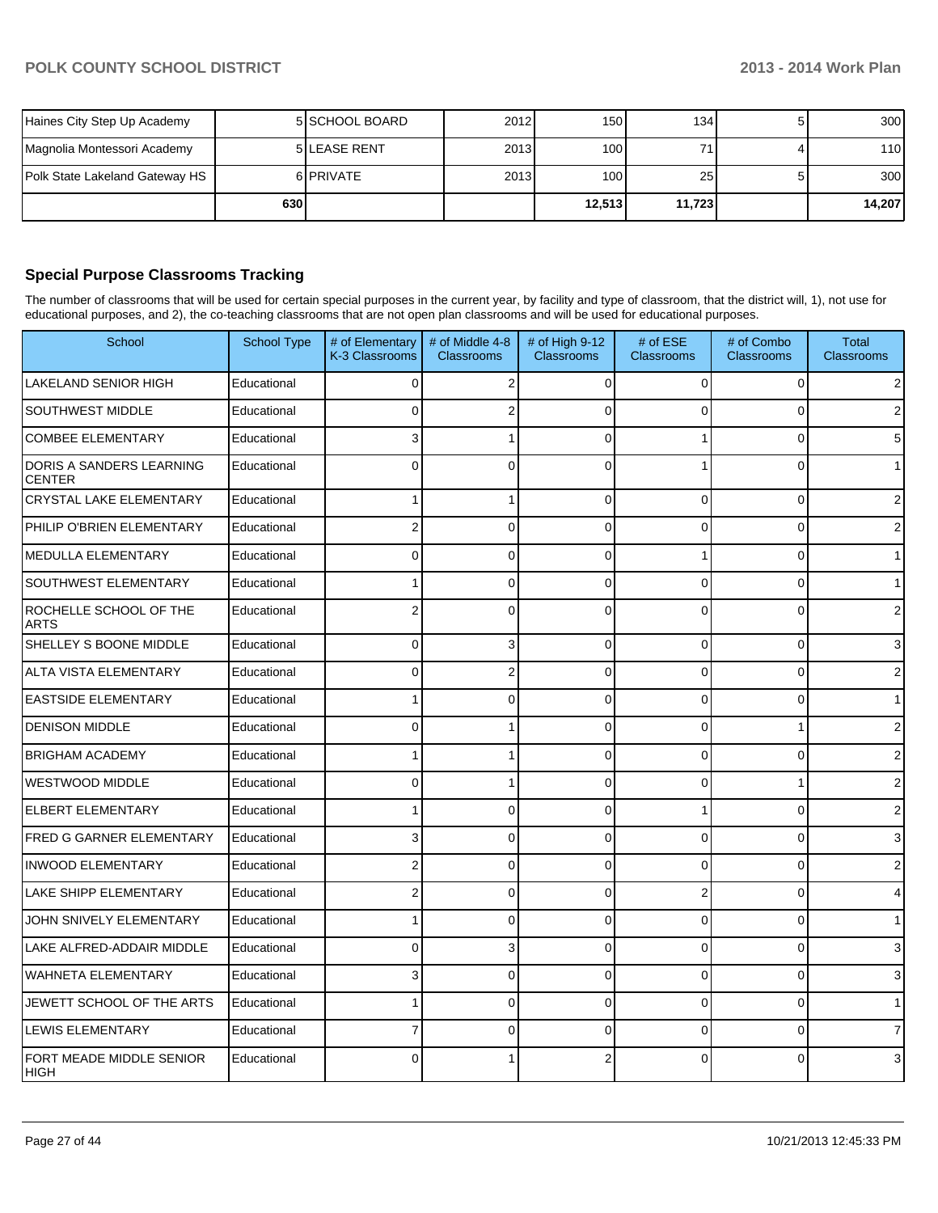| | | | | | | | |
|---|---|---|---|---|---|---|---|
| Haines City Step Up Academy | 5 | SCHOOL BOARD | 2012 | 150 | 134 | 5 | 300 |
| Magnolia Montessori Academy | 5 | LEASE RENT | 2013 | 100 | 71 | 4 | 110 |
| Polk State Lakeland Gateway HS | 6 | PRIVATE | 2013 | 100 | 25 | 5 | 300 |
| | 630 | | | 12,513 | 11,723 | | 14,207 |

## Special Purpose Classrooms Tracking

The number of classrooms that will be used for certain special purposes in the current year, by facility and type of classroom, that the district will, 1), not use for educational purposes, and 2), the co-teaching classrooms that are not open plan classrooms and will be used for educational purposes.

| School | School Type | # of Elementary K-3 Classrooms | # of Middle 4-8 Classrooms | # of High 9-12 Classrooms | # of ESE Classrooms | # of Combo Classrooms | Total Classrooms |
|---|---|---|---|---|---|---|---|
| LAKELAND SENIOR HIGH | Educational | 0 | 2 | 0 | 0 | 0 | 2 |
| SOUTHWEST MIDDLE | Educational | 0 | 2 | 0 | 0 | 0 | 2 |
| COMBEE ELEMENTARY | Educational | 3 | 1 | 0 | 1 | 0 | 5 |
| DORIS A SANDERS LEARNING CENTER | Educational | 0 | 0 | 0 | 1 | 0 | 1 |
| CRYSTAL LAKE ELEMENTARY | Educational | 1 | 1 | 0 | 0 | 0 | 2 |
| PHILIP O'BRIEN ELEMENTARY | Educational | 2 | 0 | 0 | 0 | 0 | 2 |
| MEDULLA ELEMENTARY | Educational | 0 | 0 | 0 | 1 | 0 | 1 |
| SOUTHWEST ELEMENTARY | Educational | 1 | 0 | 0 | 0 | 0 | 1 |
| ROCHELLE SCHOOL OF THE ARTS | Educational | 2 | 0 | 0 | 0 | 0 | 2 |
| SHELLEY S BOONE MIDDLE | Educational | 0 | 3 | 0 | 0 | 0 | 3 |
| ALTA VISTA ELEMENTARY | Educational | 0 | 2 | 0 | 0 | 0 | 2 |
| EASTSIDE ELEMENTARY | Educational | 1 | 0 | 0 | 0 | 0 | 1 |
| DENISON MIDDLE | Educational | 0 | 1 | 0 | 0 | 1 | 2 |
| BRIGHAM ACADEMY | Educational | 1 | 1 | 0 | 0 | 0 | 2 |
| WESTWOOD MIDDLE | Educational | 0 | 1 | 0 | 0 | 1 | 2 |
| ELBERT ELEMENTARY | Educational | 1 | 0 | 0 | 1 | 0 | 2 |
| FRED G GARNER ELEMENTARY | Educational | 3 | 0 | 0 | 0 | 0 | 3 |
| INWOOD ELEMENTARY | Educational | 2 | 0 | 0 | 0 | 0 | 2 |
| LAKE SHIPP ELEMENTARY | Educational | 2 | 0 | 0 | 2 | 0 | 4 |
| JOHN SNIVELY ELEMENTARY | Educational | 1 | 0 | 0 | 0 | 0 | 1 |
| LAKE ALFRED-ADDAIR MIDDLE | Educational | 0 | 3 | 0 | 0 | 0 | 3 |
| WAHNETA ELEMENTARY | Educational | 3 | 0 | 0 | 0 | 0 | 3 |
| JEWETT SCHOOL OF THE ARTS | Educational | 1 | 0 | 0 | 0 | 0 | 1 |
| LEWIS ELEMENTARY | Educational | 7 | 0 | 0 | 0 | 0 | 7 |
| FORT MEADE MIDDLE SENIOR HIGH | Educational | 0 | 1 | 2 | 0 | 0 | 3 |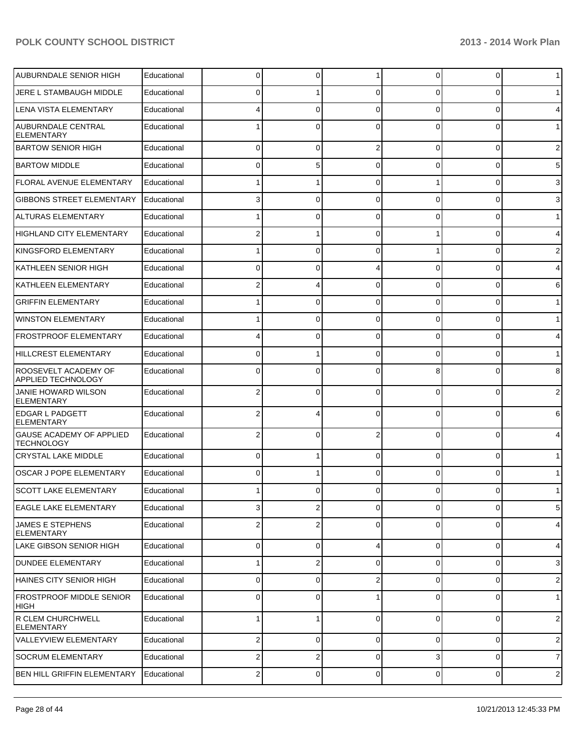| | | | | | | | |
|---|---|---|---|---|---|---|---|
| AUBURNDALE SENIOR HIGH | Educational | 0 | 0 | 1 | 0 | 0 | 1 |
| JERE L STAMBAUGH MIDDLE | Educational | 0 | 1 | 0 | 0 | 0 | 1 |
| LENA VISTA ELEMENTARY | Educational | 4 | 0 | 0 | 0 | 0 | 4 |
| AUBURNDALE CENTRAL ELEMENTARY | Educational | 1 | 0 | 0 | 0 | 0 | 1 |
| BARTOW SENIOR HIGH | Educational | 0 | 0 | 2 | 0 | 0 | 2 |
| BARTOW MIDDLE | Educational | 0 | 5 | 0 | 0 | 0 | 5 |
| FLORAL AVENUE ELEMENTARY | Educational | 1 | 1 | 0 | 1 | 0 | 3 |
| GIBBONS STREET ELEMENTARY | Educational | 3 | 0 | 0 | 0 | 0 | 3 |
| ALTURAS ELEMENTARY | Educational | 1 | 0 | 0 | 0 | 0 | 1 |
| HIGHLAND CITY ELEMENTARY | Educational | 2 | 1 | 0 | 1 | 0 | 4 |
| KINGSFORD ELEMENTARY | Educational | 1 | 0 | 0 | 1 | 0 | 2 |
| KATHLEEN SENIOR HIGH | Educational | 0 | 0 | 4 | 0 | 0 | 4 |
| KATHLEEN ELEMENTARY | Educational | 2 | 4 | 0 | 0 | 0 | 6 |
| GRIFFIN ELEMENTARY | Educational | 1 | 0 | 0 | 0 | 0 | 1 |
| WINSTON ELEMENTARY | Educational | 1 | 0 | 0 | 0 | 0 | 1 |
| FROSTPROOF ELEMENTARY | Educational | 4 | 0 | 0 | 0 | 0 | 4 |
| HILLCREST ELEMENTARY | Educational | 0 | 1 | 0 | 0 | 0 | 1 |
| ROOSEVELT ACADEMY OF APPLIED TECHNOLOGY | Educational | 0 | 0 | 0 | 8 | 0 | 8 |
| JANIE HOWARD WILSON ELEMENTARY | Educational | 2 | 0 | 0 | 0 | 0 | 2 |
| EDGAR L PADGETT ELEMENTARY | Educational | 2 | 4 | 0 | 0 | 0 | 6 |
| GAUSE ACADEMY OF APPLIED TECHNOLOGY | Educational | 2 | 0 | 2 | 0 | 0 | 4 |
| CRYSTAL LAKE MIDDLE | Educational | 0 | 1 | 0 | 0 | 0 | 1 |
| OSCAR J POPE ELEMENTARY | Educational | 0 | 1 | 0 | 0 | 0 | 1 |
| SCOTT LAKE ELEMENTARY | Educational | 1 | 0 | 0 | 0 | 0 | 1 |
| EAGLE LAKE ELEMENTARY | Educational | 3 | 2 | 0 | 0 | 0 | 5 |
| JAMES E STEPHENS ELEMENTARY | Educational | 2 | 2 | 0 | 0 | 0 | 4 |
| LAKE GIBSON SENIOR HIGH | Educational | 0 | 0 | 4 | 0 | 0 | 4 |
| DUNDEE ELEMENTARY | Educational | 1 | 2 | 0 | 0 | 0 | 3 |
| HAINES CITY SENIOR HIGH | Educational | 0 | 0 | 2 | 0 | 0 | 2 |
| FROSTPROOF MIDDLE SENIOR HIGH | Educational | 0 | 0 | 1 | 0 | 0 | 1 |
| R CLEM CHURCHWELL ELEMENTARY | Educational | 1 | 1 | 0 | 0 | 0 | 2 |
| VALLEYVIEW ELEMENTARY | Educational | 2 | 0 | 0 | 0 | 0 | 2 |
| SOCRUM ELEMENTARY | Educational | 2 | 2 | 0 | 3 | 0 | 7 |
| BEN HILL GRIFFIN ELEMENTARY | Educational | 2 | 0 | 0 | 0 | 0 | 2 |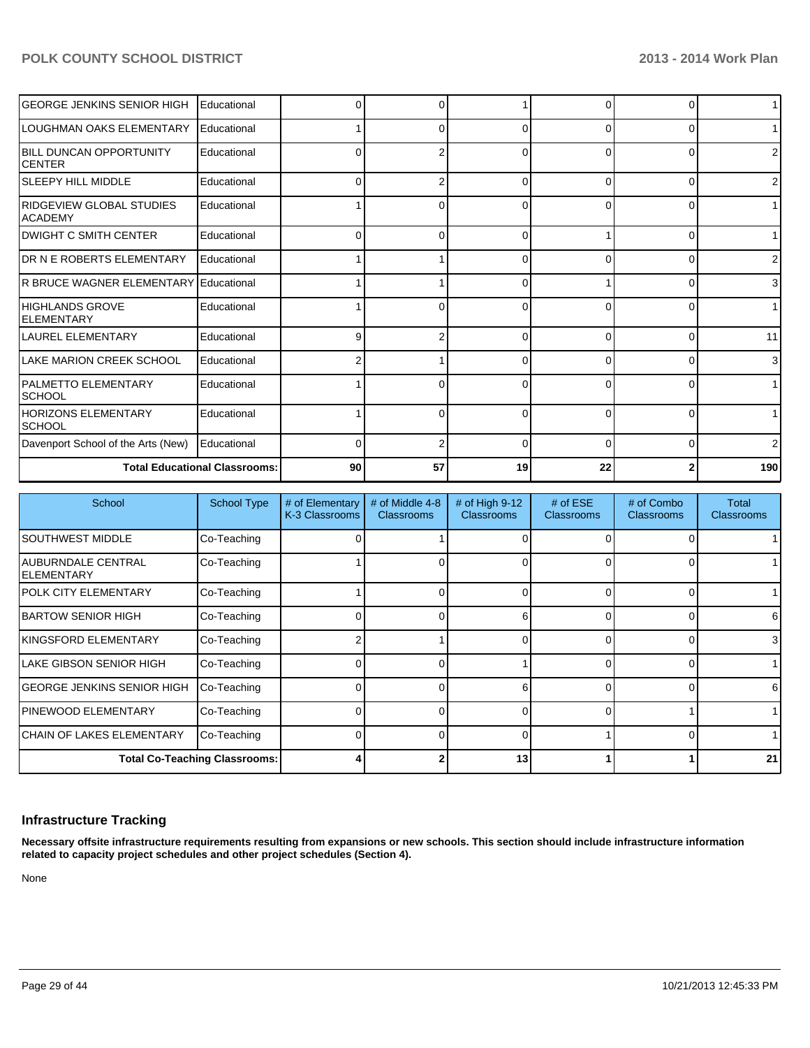| School | School Type | # of Elementary K-3 Classrooms | # of Middle 4-8 Classrooms | # of High 9-12 Classrooms | # of ESE Classrooms | # of Combo Classrooms | Total Classrooms |
|---|---|---|---|---|---|---|---|
| GEORGE JENKINS SENIOR HIGH | Educational | 0 | 0 | 1 | 0 | 0 | 1 |
| LOUGHMAN OAKS ELEMENTARY | Educational | 1 | 0 | 0 | 0 | 0 | 1 |
| BILL DUNCAN OPPORTUNITY CENTER | Educational | 0 | 2 | 0 | 0 | 0 | 2 |
| SLEEPY HILL MIDDLE | Educational | 0 | 2 | 0 | 0 | 0 | 2 |
| RIDGEVIEW GLOBAL STUDIES ACADEMY | Educational | 1 | 0 | 0 | 0 | 0 | 1 |
| DWIGHT C SMITH CENTER | Educational | 0 | 0 | 0 | 1 | 0 | 1 |
| DR N E ROBERTS ELEMENTARY | Educational | 1 | 1 | 0 | 0 | 0 | 2 |
| R BRUCE WAGNER ELEMENTARY | Educational | 1 | 1 | 0 | 1 | 0 | 3 |
| HIGHLANDS GROVE ELEMENTARY | Educational | 1 | 0 | 0 | 0 | 0 | 1 |
| LAUREL ELEMENTARY | Educational | 9 | 2 | 0 | 0 | 0 | 11 |
| LAKE MARION CREEK SCHOOL | Educational | 2 | 1 | 0 | 0 | 0 | 3 |
| PALMETTO ELEMENTARY SCHOOL | Educational | 1 | 0 | 0 | 0 | 0 | 1 |
| HORIZONS ELEMENTARY SCHOOL | Educational | 1 | 0 | 0 | 0 | 0 | 1 |
| Davenport School of the Arts (New) | Educational | 0 | 2 | 0 | 0 | 0 | 2 |
| **Total Educational Classrooms:** | | **90** | **57** | **19** | **22** | **2** | **190** |

| School | School Type | # of Elementary K-3 Classrooms | # of Middle 4-8 Classrooms | # of High 9-12 Classrooms | # of ESE Classrooms | # of Combo Classrooms | Total Classrooms |
|---|---|---|---|---|---|---|---|
| SOUTHWEST MIDDLE | Co-Teaching | 0 | 1 | 0 | 0 | 0 | 1 |
| AUBURNDALE CENTRAL ELEMENTARY | Co-Teaching | 1 | 0 | 0 | 0 | 0 | 1 |
| POLK CITY ELEMENTARY | Co-Teaching | 1 | 0 | 0 | 0 | 0 | 1 |
| BARTOW SENIOR HIGH | Co-Teaching | 0 | 0 | 6 | 0 | 0 | 6 |
| KINGSFORD ELEMENTARY | Co-Teaching | 2 | 1 | 0 | 0 | 0 | 3 |
| LAKE GIBSON SENIOR HIGH | Co-Teaching | 0 | 0 | 1 | 0 | 0 | 1 |
| GEORGE JENKINS SENIOR HIGH | Co-Teaching | 0 | 0 | 6 | 0 | 0 | 6 |
| PINEWOOD ELEMENTARY | Co-Teaching | 0 | 0 | 0 | 0 | 1 | 1 |
| CHAIN OF LAKES ELEMENTARY | Co-Teaching | 0 | 0 | 0 | 1 | 0 | 1 |
| **Total Co-Teaching Classrooms:** | | **4** | **2** | **13** | **1** | **1** | **21** |

## Infrastructure Tracking

**Necessary offsite infrastructure requirements resulting from expansions or new schools. This section should include infrastructure information related to capacity project schedules and other project schedules (Section 4).**

None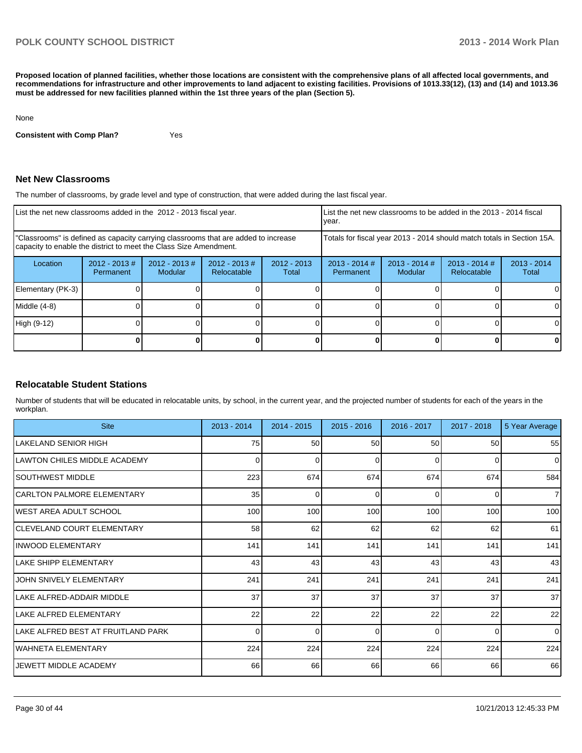**Proposed location of planned facilities, whether those locations are consistent with the comprehensive plans of all affected local governments, and recommendations for infrastructure and other improvements to land adjacent to existing facilities. Provisions of 1013.33(12), (13) and (14) and 1013.36 must be addressed for new facilities planned within the 1st three years of the plan (Section 5).**

None

**Consistent with Comp Plan?** Yes

## Net New Classrooms

The number of classrooms, by grade level and type of construction, that were added during the last fiscal year.

| List the net new classrooms added in the 2012 - 2013 fiscal year. | | | | | List the net new classrooms to be added in the 2013 - 2014 fiscal year. | | | |
|---|---|---|---|---|---|---|---|---|
| "Classrooms" is defined as capacity carrying classrooms that are added to increase capacity to enable the district to meet the Class Size Amendment. | | | | | Totals for fiscal year 2013 - 2014 should match totals in Section 15A. | | | |
| Location | 2012 - 2013 # Permanent | 2012 - 2013 # Modular | 2012 - 2013 # Relocatable | 2012 - 2013 Total | 2013 - 2014 # Permanent | 2013 - 2014 # Modular | 2013 - 2014 # Relocatable | 2013 - 2014 Total |
| Elementary (PK-3) | 0 | 0 | 0 | 0 | 0 | 0 | 0 | 0 |
| Middle (4-8) | 0 | 0 | 0 | 0 | 0 | 0 | 0 | 0 |
| High (9-12) | 0 | 0 | 0 | 0 | 0 | 0 | 0 | 0 |
| | **0** | **0** | **0** | **0** | **0** | **0** | **0** | **0** |

## Relocatable Student Stations

Number of students that will be educated in relocatable units, by school, in the current year, and the projected number of students for each of the years in the workplan.

| Site | 2013 - 2014 | 2014 - 2015 | 2015 - 2016 | 2016 - 2017 | 2017 - 2018 | 5 Year Average |
|---|---|---|---|---|---|---|
| LAKELAND SENIOR HIGH | 75 | 50 | 50 | 50 | 50 | 55 |
| LAWTON CHILES MIDDLE ACADEMY | 0 | 0 | 0 | 0 | 0 | 0 |
| SOUTHWEST MIDDLE | 223 | 674 | 674 | 674 | 674 | 584 |
| CARLTON PALMORE ELEMENTARY | 35 | 0 | 0 | 0 | 0 | 7 |
| WEST AREA ADULT SCHOOL | 100 | 100 | 100 | 100 | 100 | 100 |
| CLEVELAND COURT ELEMENTARY | 58 | 62 | 62 | 62 | 62 | 61 |
| INWOOD ELEMENTARY | 141 | 141 | 141 | 141 | 141 | 141 |
| LAKE SHIPP ELEMENTARY | 43 | 43 | 43 | 43 | 43 | 43 |
| JOHN SNIVELY ELEMENTARY | 241 | 241 | 241 | 241 | 241 | 241 |
| LAKE ALFRED-ADDAIR MIDDLE | 37 | 37 | 37 | 37 | 37 | 37 |
| LAKE ALFRED ELEMENTARY | 22 | 22 | 22 | 22 | 22 | 22 |
| LAKE ALFRED BEST AT FRUITLAND PARK | 0 | 0 | 0 | 0 | 0 | 0 |
| WAHNETA ELEMENTARY | 224 | 224 | 224 | 224 | 224 | 224 |
| JEWETT MIDDLE ACADEMY | 66 | 66 | 66 | 66 | 66 | 66 |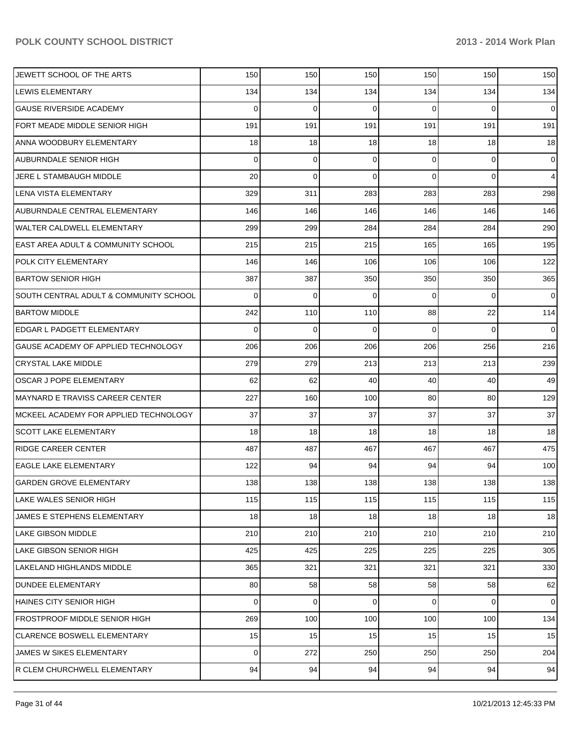| | | | | | | |
|---|---|---|---|---|---|---|
| JEWETT SCHOOL OF THE ARTS | 150 | 150 | 150 | 150 | 150 | 150 |
| LEWIS ELEMENTARY | 134 | 134 | 134 | 134 | 134 | 134 |
| GAUSE RIVERSIDE ACADEMY | 0 | 0 | 0 | 0 | 0 | 0 |
| FORT MEADE MIDDLE SENIOR HIGH | 191 | 191 | 191 | 191 | 191 | 191 |
| ANNA WOODBURY ELEMENTARY | 18 | 18 | 18 | 18 | 18 | 18 |
| AUBURNDALE SENIOR HIGH | 0 | 0 | 0 | 0 | 0 | 0 |
| JERE L STAMBAUGH MIDDLE | 20 | 0 | 0 | 0 | 0 | 4 |
| LENA VISTA ELEMENTARY | 329 | 311 | 283 | 283 | 283 | 298 |
| AUBURNDALE CENTRAL ELEMENTARY | 146 | 146 | 146 | 146 | 146 | 146 |
| WALTER CALDWELL ELEMENTARY | 299 | 299 | 284 | 284 | 284 | 290 |
| EAST AREA ADULT & COMMUNITY SCHOOL | 215 | 215 | 215 | 165 | 165 | 195 |
| POLK CITY ELEMENTARY | 146 | 146 | 106 | 106 | 106 | 122 |
| BARTOW SENIOR HIGH | 387 | 387 | 350 | 350 | 350 | 365 |
| SOUTH CENTRAL ADULT & COMMUNITY SCHOOL | 0 | 0 | 0 | 0 | 0 | 0 |
| BARTOW MIDDLE | 242 | 110 | 110 | 88 | 22 | 114 |
| EDGAR L PADGETT ELEMENTARY | 0 | 0 | 0 | 0 | 0 | 0 |
| GAUSE ACADEMY OF APPLIED TECHNOLOGY | 206 | 206 | 206 | 206 | 256 | 216 |
| CRYSTAL LAKE MIDDLE | 279 | 279 | 213 | 213 | 213 | 239 |
| OSCAR J POPE ELEMENTARY | 62 | 62 | 40 | 40 | 40 | 49 |
| MAYNARD E TRAVISS CAREER CENTER | 227 | 160 | 100 | 80 | 80 | 129 |
| MCKEEL ACADEMY FOR APPLIED TECHNOLOGY | 37 | 37 | 37 | 37 | 37 | 37 |
| SCOTT LAKE ELEMENTARY | 18 | 18 | 18 | 18 | 18 | 18 |
| RIDGE CAREER CENTER | 487 | 487 | 467 | 467 | 467 | 475 |
| EAGLE LAKE ELEMENTARY | 122 | 94 | 94 | 94 | 94 | 100 |
| GARDEN GROVE ELEMENTARY | 138 | 138 | 138 | 138 | 138 | 138 |
| LAKE WALES SENIOR HIGH | 115 | 115 | 115 | 115 | 115 | 115 |
| JAMES E STEPHENS ELEMENTARY | 18 | 18 | 18 | 18 | 18 | 18 |
| LAKE GIBSON MIDDLE | 210 | 210 | 210 | 210 | 210 | 210 |
| LAKE GIBSON SENIOR HIGH | 425 | 425 | 225 | 225 | 225 | 305 |
| LAKELAND HIGHLANDS MIDDLE | 365 | 321 | 321 | 321 | 321 | 330 |
| DUNDEE ELEMENTARY | 80 | 58 | 58 | 58 | 58 | 62 |
| HAINES CITY SENIOR HIGH | 0 | 0 | 0 | 0 | 0 | 0 |
| FROSTPROOF MIDDLE SENIOR HIGH | 269 | 100 | 100 | 100 | 100 | 134 |
| CLARENCE BOSWELL ELEMENTARY | 15 | 15 | 15 | 15 | 15 | 15 |
| JAMES W SIKES ELEMENTARY | 0 | 272 | 250 | 250 | 250 | 204 |
| R CLEM CHURCHWELL ELEMENTARY | 94 | 94 | 94 | 94 | 94 | 94 |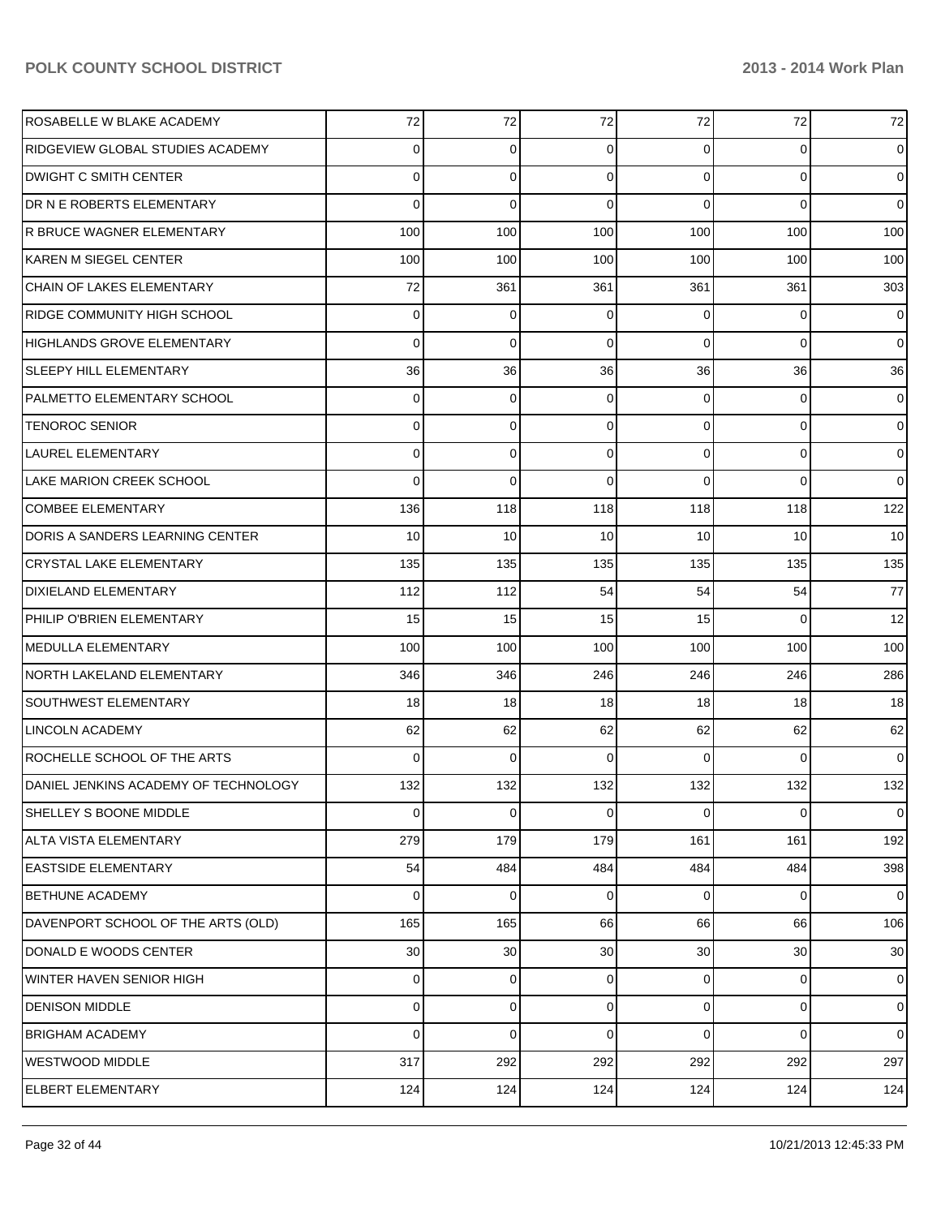| | | | | | | |
|---|---|---|---|---|---|---|
| ROSABELLE W BLAKE ACADEMY | 72 | 72 | 72 | 72 | 72 | 72 |
| RIDGEVIEW GLOBAL STUDIES ACADEMY | 0 | 0 | 0 | 0 | 0 | 0 |
| DWIGHT C SMITH CENTER | 0 | 0 | 0 | 0 | 0 | 0 |
| DR N E ROBERTS ELEMENTARY | 0 | 0 | 0 | 0 | 0 | 0 |
| R BRUCE WAGNER ELEMENTARY | 100 | 100 | 100 | 100 | 100 | 100 |
| KAREN M SIEGEL CENTER | 100 | 100 | 100 | 100 | 100 | 100 |
| CHAIN OF LAKES ELEMENTARY | 72 | 361 | 361 | 361 | 361 | 303 |
| RIDGE COMMUNITY HIGH SCHOOL | 0 | 0 | 0 | 0 | 0 | 0 |
| HIGHLANDS GROVE ELEMENTARY | 0 | 0 | 0 | 0 | 0 | 0 |
| SLEEPY HILL ELEMENTARY | 36 | 36 | 36 | 36 | 36 | 36 |
| PALMETTO ELEMENTARY SCHOOL | 0 | 0 | 0 | 0 | 0 | 0 |
| TENOROC SENIOR | 0 | 0 | 0 | 0 | 0 | 0 |
| LAUREL ELEMENTARY | 0 | 0 | 0 | 0 | 0 | 0 |
| LAKE MARION CREEK SCHOOL | 0 | 0 | 0 | 0 | 0 | 0 |
| COMBEE ELEMENTARY | 136 | 118 | 118 | 118 | 118 | 122 |
| DORIS A SANDERS LEARNING CENTER | 10 | 10 | 10 | 10 | 10 | 10 |
| CRYSTAL LAKE ELEMENTARY | 135 | 135 | 135 | 135 | 135 | 135 |
| DIXIELAND ELEMENTARY | 112 | 112 | 54 | 54 | 54 | 77 |
| PHILIP O'BRIEN ELEMENTARY | 15 | 15 | 15 | 15 | 0 | 12 |
| MEDULLA ELEMENTARY | 100 | 100 | 100 | 100 | 100 | 100 |
| NORTH LAKELAND ELEMENTARY | 346 | 346 | 246 | 246 | 246 | 286 |
| SOUTHWEST ELEMENTARY | 18 | 18 | 18 | 18 | 18 | 18 |
| LINCOLN ACADEMY | 62 | 62 | 62 | 62 | 62 | 62 |
| ROCHELLE SCHOOL OF THE ARTS | 0 | 0 | 0 | 0 | 0 | 0 |
| DANIEL JENKINS ACADEMY OF TECHNOLOGY | 132 | 132 | 132 | 132 | 132 | 132 |
| SHELLEY S BOONE MIDDLE | 0 | 0 | 0 | 0 | 0 | 0 |
| ALTA VISTA ELEMENTARY | 279 | 179 | 179 | 161 | 161 | 192 |
| EASTSIDE ELEMENTARY | 54 | 484 | 484 | 484 | 484 | 398 |
| BETHUNE ACADEMY | 0 | 0 | 0 | 0 | 0 | 0 |
| DAVENPORT SCHOOL OF THE ARTS (OLD) | 165 | 165 | 66 | 66 | 66 | 106 |
| DONALD E WOODS CENTER | 30 | 30 | 30 | 30 | 30 | 30 |
| WINTER HAVEN SENIOR HIGH | 0 | 0 | 0 | 0 | 0 | 0 |
| DENISON MIDDLE | 0 | 0 | 0 | 0 | 0 | 0 |
| BRIGHAM ACADEMY | 0 | 0 | 0 | 0 | 0 | 0 |
| WESTWOOD MIDDLE | 317 | 292 | 292 | 292 | 292 | 297 |
| ELBERT ELEMENTARY | 124 | 124 | 124 | 124 | 124 | 124 |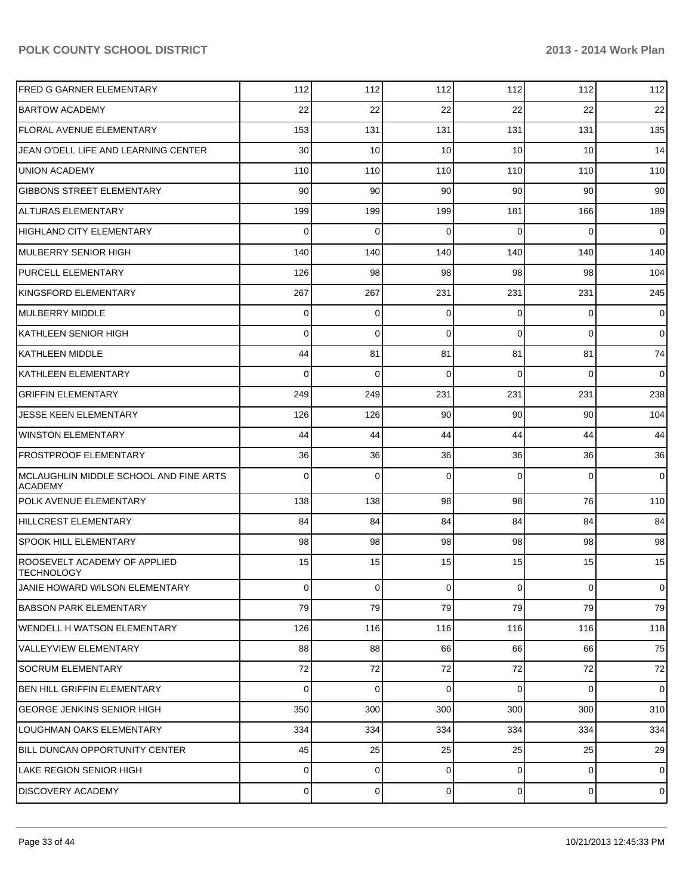| | | | | | | |
|---|---|---|---|---|---|---|
| FRED G GARNER ELEMENTARY | 112 | 112 | 112 | 112 | 112 | 112 |
| BARTOW ACADEMY | 22 | 22 | 22 | 22 | 22 | 22 |
| FLORAL AVENUE ELEMENTARY | 153 | 131 | 131 | 131 | 131 | 135 |
| JEAN O'DELL LIFE AND LEARNING CENTER | 30 | 10 | 10 | 10 | 10 | 14 |
| UNION ACADEMY | 110 | 110 | 110 | 110 | 110 | 110 |
| GIBBONS STREET ELEMENTARY | 90 | 90 | 90 | 90 | 90 | 90 |
| ALTURAS ELEMENTARY | 199 | 199 | 199 | 181 | 166 | 189 |
| HIGHLAND CITY ELEMENTARY | 0 | 0 | 0 | 0 | 0 | 0 |
| MULBERRY SENIOR HIGH | 140 | 140 | 140 | 140 | 140 | 140 |
| PURCELL ELEMENTARY | 126 | 98 | 98 | 98 | 98 | 104 |
| KINGSFORD ELEMENTARY | 267 | 267 | 231 | 231 | 231 | 245 |
| MULBERRY MIDDLE | 0 | 0 | 0 | 0 | 0 | 0 |
| KATHLEEN SENIOR HIGH | 0 | 0 | 0 | 0 | 0 | 0 |
| KATHLEEN MIDDLE | 44 | 81 | 81 | 81 | 81 | 74 |
| KATHLEEN ELEMENTARY | 0 | 0 | 0 | 0 | 0 | 0 |
| GRIFFIN ELEMENTARY | 249 | 249 | 231 | 231 | 231 | 238 |
| JESSE KEEN ELEMENTARY | 126 | 126 | 90 | 90 | 90 | 104 |
| WINSTON ELEMENTARY | 44 | 44 | 44 | 44 | 44 | 44 |
| FROSTPROOF ELEMENTARY | 36 | 36 | 36 | 36 | 36 | 36 |
| MCLAUGHLIN MIDDLE SCHOOL AND FINE ARTS ACADEMY | 0 | 0 | 0 | 0 | 0 | 0 |
| POLK AVENUE ELEMENTARY | 138 | 138 | 98 | 98 | 76 | 110 |
| HILLCREST ELEMENTARY | 84 | 84 | 84 | 84 | 84 | 84 |
| SPOOK HILL ELEMENTARY | 98 | 98 | 98 | 98 | 98 | 98 |
| ROOSEVELT ACADEMY OF APPLIED TECHNOLOGY | 15 | 15 | 15 | 15 | 15 | 15 |
| JANIE HOWARD WILSON ELEMENTARY | 0 | 0 | 0 | 0 | 0 | 0 |
| BABSON PARK ELEMENTARY | 79 | 79 | 79 | 79 | 79 | 79 |
| WENDELL H WATSON ELEMENTARY | 126 | 116 | 116 | 116 | 116 | 118 |
| VALLEYVIEW ELEMENTARY | 88 | 88 | 66 | 66 | 66 | 75 |
| SOCRUM ELEMENTARY | 72 | 72 | 72 | 72 | 72 | 72 |
| BEN HILL GRIFFIN ELEMENTARY | 0 | 0 | 0 | 0 | 0 | 0 |
| GEORGE JENKINS SENIOR HIGH | 350 | 300 | 300 | 300 | 300 | 310 |
| LOUGHMAN OAKS ELEMENTARY | 334 | 334 | 334 | 334 | 334 | 334 |
| BILL DUNCAN OPPORTUNITY CENTER | 45 | 25 | 25 | 25 | 25 | 29 |
| LAKE REGION SENIOR HIGH | 0 | 0 | 0 | 0 | 0 | 0 |
| DISCOVERY ACADEMY | 0 | 0 | 0 | 0 | 0 | 0 |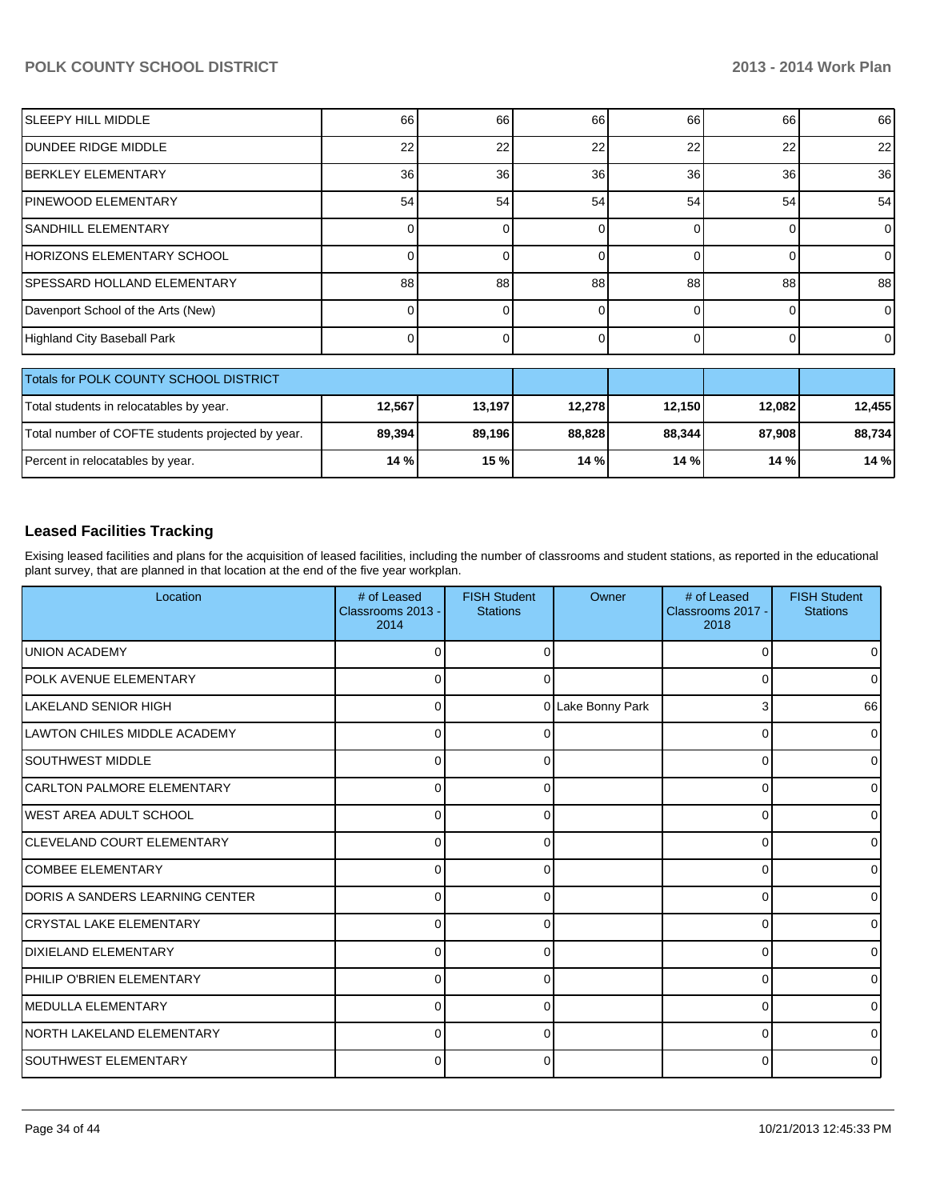| | | | | | | |
|---|---|---|---|---|---|---|
| SLEEPY HILL MIDDLE | 66 | 66 | 66 | 66 | 66 | 66 |
| DUNDEE RIDGE MIDDLE | 22 | 22 | 22 | 22 | 22 | 22 |
| BERKLEY ELEMENTARY | 36 | 36 | 36 | 36 | 36 | 36 |
| PINEWOOD ELEMENTARY | 54 | 54 | 54 | 54 | 54 | 54 |
| SANDHILL ELEMENTARY | 0 | 0 | 0 | 0 | 0 | 0 |
| HORIZONS ELEMENTARY SCHOOL | 0 | 0 | 0 | 0 | 0 | 0 |
| SPESSARD HOLLAND ELEMENTARY | 88 | 88 | 88 | 88 | 88 | 88 |
| Davenport School of the Arts (New) | 0 | 0 | 0 | 0 | 0 | 0 |
| Highland City Baseball Park | 0 | 0 | 0 | 0 | 0 | 0 |

| Totals for POLK COUNTY SCHOOL DISTRICT | | | | | | |
|---|---|---|---|---|---|---|
| Total students in relocatables by year. | **12,567** | **13,197** | **12,278** | **12,150** | **12,082** | **12,455** |
| Total number of COFTE students projected by year. | **89,394** | **89,196** | **88,828** | **88,344** | **87,908** | **88,734** |
| Percent in relocatables by year. | **14 %** | **15 %** | **14 %** | **14 %** | **14 %** | **14 %** |

## Leased Facilities Tracking

Exising leased facilities and plans for the acquisition of leased facilities, including the number of classrooms and student stations, as reported in the educational plant survey, that are planned in that location at the end of the five year workplan.

| Location | # of Leased Classrooms 2013 - 2014 | FISH Student Stations | Owner | # of Leased Classrooms 2017 - 2018 | FISH Student Stations |
|---|---|---|---|---|---|
| UNION ACADEMY | 0 | 0 | | 0 | 0 |
| POLK AVENUE ELEMENTARY | 0 | 0 | | 0 | 0 |
| LAKELAND SENIOR HIGH | 0 | 0 | Lake Bonny Park | 3 | 66 |
| LAWTON CHILES MIDDLE ACADEMY | 0 | 0 | | 0 | 0 |
| SOUTHWEST MIDDLE | 0 | 0 | | 0 | 0 |
| CARLTON PALMORE ELEMENTARY | 0 | 0 | | 0 | 0 |
| WEST AREA ADULT SCHOOL | 0 | 0 | | 0 | 0 |
| CLEVELAND COURT ELEMENTARY | 0 | 0 | | 0 | 0 |
| COMBEE ELEMENTARY | 0 | 0 | | 0 | 0 |
| DORIS A SANDERS LEARNING CENTER | 0 | 0 | | 0 | 0 |
| CRYSTAL LAKE ELEMENTARY | 0 | 0 | | 0 | 0 |
| DIXIELAND ELEMENTARY | 0 | 0 | | 0 | 0 |
| PHILIP O'BRIEN ELEMENTARY | 0 | 0 | | 0 | 0 |
| MEDULLA ELEMENTARY | 0 | 0 | | 0 | 0 |
| NORTH LAKELAND ELEMENTARY | 0 | 0 | | 0 | 0 |
| SOUTHWEST ELEMENTARY | 0 | 0 | | 0 | 0 |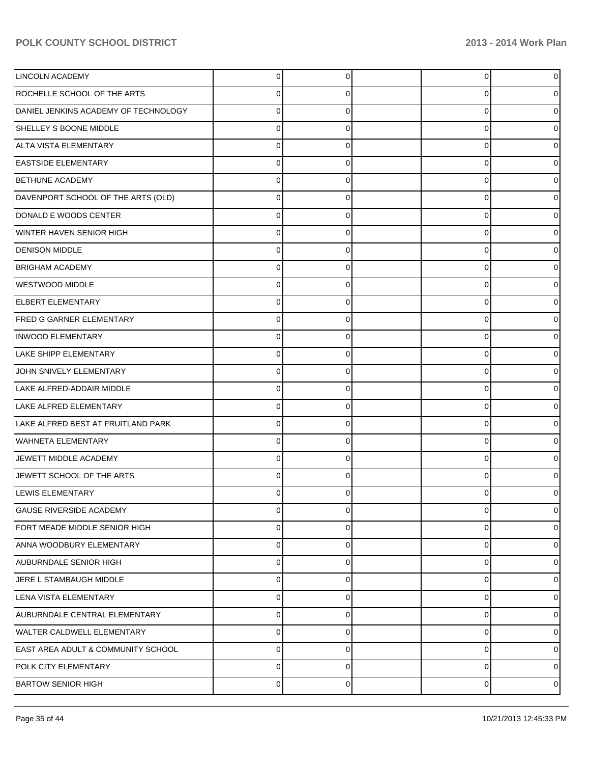| | | | | | |
|---|---|---|---|---|---|
| LINCOLN ACADEMY | 0 | 0 | | 0 | 0 |
| ROCHELLE SCHOOL OF THE ARTS | 0 | 0 | | 0 | 0 |
| DANIEL JENKINS ACADEMY OF TECHNOLOGY | 0 | 0 | | 0 | 0 |
| SHELLEY S BOONE MIDDLE | 0 | 0 | | 0 | 0 |
| ALTA VISTA ELEMENTARY | 0 | 0 | | 0 | 0 |
| EASTSIDE ELEMENTARY | 0 | 0 | | 0 | 0 |
| BETHUNE ACADEMY | 0 | 0 | | 0 | 0 |
| DAVENPORT SCHOOL OF THE ARTS (OLD) | 0 | 0 | | 0 | 0 |
| DONALD E WOODS CENTER | 0 | 0 | | 0 | 0 |
| WINTER HAVEN SENIOR HIGH | 0 | 0 | | 0 | 0 |
| DENISON MIDDLE | 0 | 0 | | 0 | 0 |
| BRIGHAM ACADEMY | 0 | 0 | | 0 | 0 |
| WESTWOOD MIDDLE | 0 | 0 | | 0 | 0 |
| ELBERT ELEMENTARY | 0 | 0 | | 0 | 0 |
| FRED G GARNER ELEMENTARY | 0 | 0 | | 0 | 0 |
| INWOOD ELEMENTARY | 0 | 0 | | 0 | 0 |
| LAKE SHIPP ELEMENTARY | 0 | 0 | | 0 | 0 |
| JOHN SNIVELY ELEMENTARY | 0 | 0 | | 0 | 0 |
| LAKE ALFRED-ADDAIR MIDDLE | 0 | 0 | | 0 | 0 |
| LAKE ALFRED ELEMENTARY | 0 | 0 | | 0 | 0 |
| LAKE ALFRED BEST AT FRUITLAND PARK | 0 | 0 | | 0 | 0 |
| WAHNETA ELEMENTARY | 0 | 0 | | 0 | 0 |
| JEWETT MIDDLE ACADEMY | 0 | 0 | | 0 | 0 |
| JEWETT SCHOOL OF THE ARTS | 0 | 0 | | 0 | 0 |
| LEWIS ELEMENTARY | 0 | 0 | | 0 | 0 |
| GAUSE RIVERSIDE ACADEMY | 0 | 0 | | 0 | 0 |
| FORT MEADE MIDDLE SENIOR HIGH | 0 | 0 | | 0 | 0 |
| ANNA WOODBURY ELEMENTARY | 0 | 0 | | 0 | 0 |
| AUBURNDALE SENIOR HIGH | 0 | 0 | | 0 | 0 |
| JERE L STAMBAUGH MIDDLE | 0 | 0 | | 0 | 0 |
| LENA VISTA ELEMENTARY | 0 | 0 | | 0 | 0 |
| AUBURNDALE CENTRAL ELEMENTARY | 0 | 0 | | 0 | 0 |
| WALTER CALDWELL ELEMENTARY | 0 | 0 | | 0 | 0 |
| EAST AREA ADULT & COMMUNITY SCHOOL | 0 | 0 | | 0 | 0 |
| POLK CITY ELEMENTARY | 0 | 0 | | 0 | 0 |
| BARTOW SENIOR HIGH | 0 | 0 | | 0 | 0 |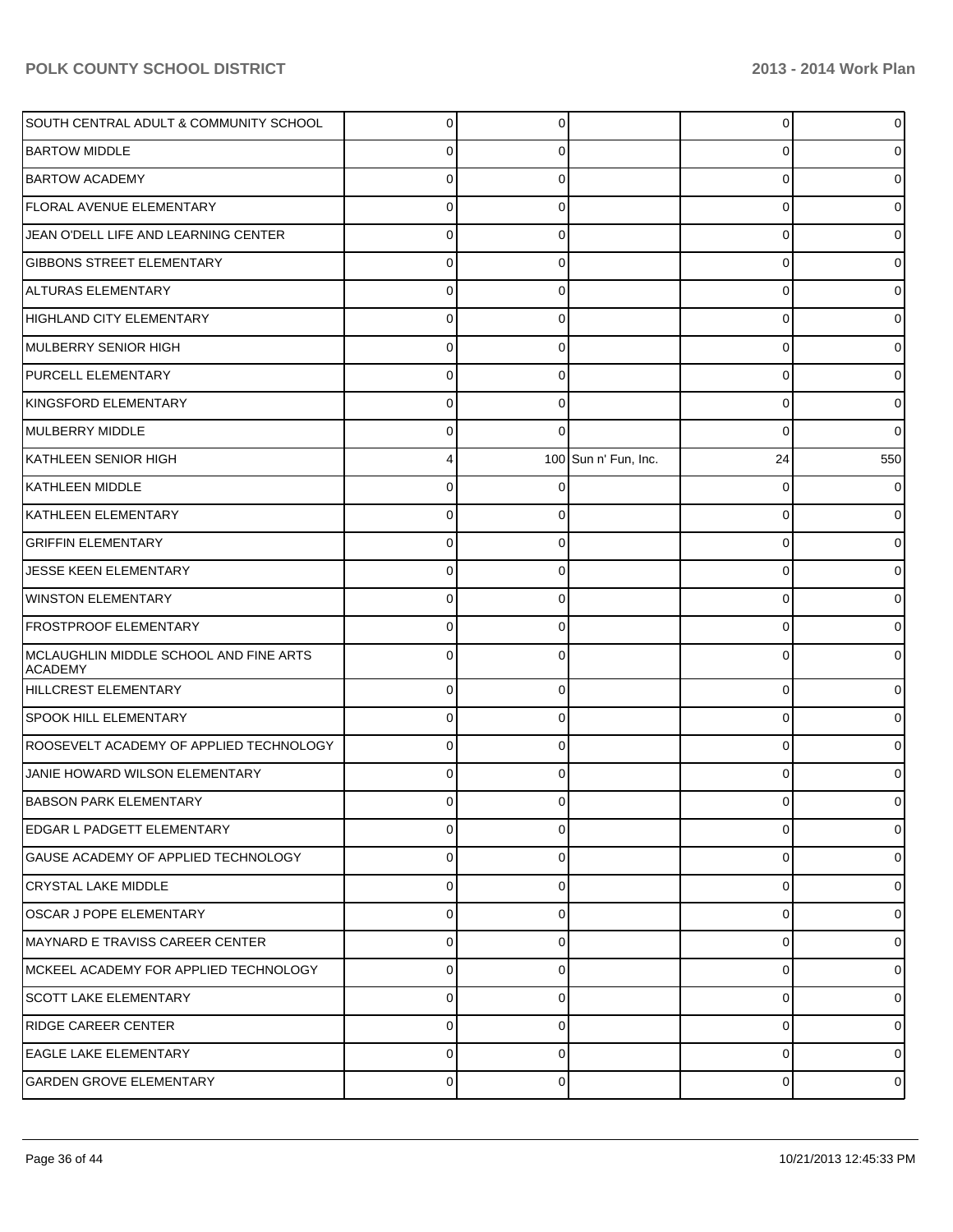| | | | | | |
|---|---|---|---|---|---|
| SOUTH CENTRAL ADULT & COMMUNITY SCHOOL | 0 | 0 | | 0 | 0 |
| BARTOW MIDDLE | 0 | 0 | | 0 | 0 |
| BARTOW ACADEMY | 0 | 0 | | 0 | 0 |
| FLORAL AVENUE ELEMENTARY | 0 | 0 | | 0 | 0 |
| JEAN O'DELL LIFE AND LEARNING CENTER | 0 | 0 | | 0 | 0 |
| GIBBONS STREET ELEMENTARY | 0 | 0 | | 0 | 0 |
| ALTURAS ELEMENTARY | 0 | 0 | | 0 | 0 |
| HIGHLAND CITY ELEMENTARY | 0 | 0 | | 0 | 0 |
| MULBERRY SENIOR HIGH | 0 | 0 | | 0 | 0 |
| PURCELL ELEMENTARY | 0 | 0 | | 0 | 0 |
| KINGSFORD ELEMENTARY | 0 | 0 | | 0 | 0 |
| MULBERRY MIDDLE | 0 | 0 | | 0 | 0 |
| KATHLEEN SENIOR HIGH | 4 | 100 | Sun n' Fun, Inc. | 24 | 550 |
| KATHLEEN MIDDLE | 0 | 0 | | 0 | 0 |
| KATHLEEN ELEMENTARY | 0 | 0 | | 0 | 0 |
| GRIFFIN ELEMENTARY | 0 | 0 | | 0 | 0 |
| JESSE KEEN ELEMENTARY | 0 | 0 | | 0 | 0 |
| WINSTON ELEMENTARY | 0 | 0 | | 0 | 0 |
| FROSTPROOF ELEMENTARY | 0 | 0 | | 0 | 0 |
| MCLAUGHLIN MIDDLE SCHOOL AND FINE ARTS ACADEMY | 0 | 0 | | 0 | 0 |
| HILLCREST ELEMENTARY | 0 | 0 | | 0 | 0 |
| SPOOK HILL ELEMENTARY | 0 | 0 | | 0 | 0 |
| ROOSEVELT ACADEMY OF APPLIED TECHNOLOGY | 0 | 0 | | 0 | 0 |
| JANIE HOWARD WILSON ELEMENTARY | 0 | 0 | | 0 | 0 |
| BABSON PARK ELEMENTARY | 0 | 0 | | 0 | 0 |
| EDGAR L PADGETT ELEMENTARY | 0 | 0 | | 0 | 0 |
| GAUSE ACADEMY OF APPLIED TECHNOLOGY | 0 | 0 | | 0 | 0 |
| CRYSTAL LAKE MIDDLE | 0 | 0 | | 0 | 0 |
| OSCAR J POPE ELEMENTARY | 0 | 0 | | 0 | 0 |
| MAYNARD E TRAVISS CAREER CENTER | 0 | 0 | | 0 | 0 |
| MCKEEL ACADEMY FOR APPLIED TECHNOLOGY | 0 | 0 | | 0 | 0 |
| SCOTT LAKE ELEMENTARY | 0 | 0 | | 0 | 0 |
| RIDGE CAREER CENTER | 0 | 0 | | 0 | 0 |
| EAGLE LAKE ELEMENTARY | 0 | 0 | | 0 | 0 |
| GARDEN GROVE ELEMENTARY | 0 | 0 | | 0 | 0 |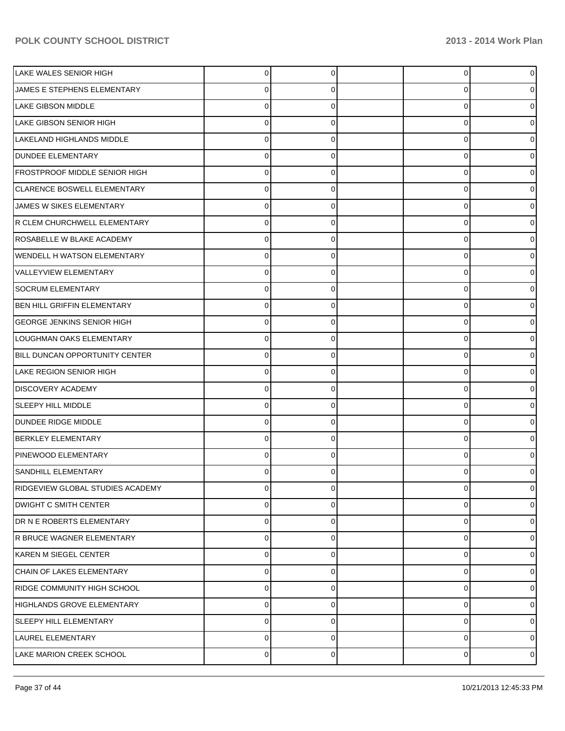| | | | | | |
|---|---|---|---|---|---|
| LAKE WALES SENIOR HIGH | 0 | 0 | | 0 | 0 |
| JAMES E STEPHENS ELEMENTARY | 0 | 0 | | 0 | 0 |
| LAKE GIBSON MIDDLE | 0 | 0 | | 0 | 0 |
| LAKE GIBSON SENIOR HIGH | 0 | 0 | | 0 | 0 |
| LAKELAND HIGHLANDS MIDDLE | 0 | 0 | | 0 | 0 |
| DUNDEE ELEMENTARY | 0 | 0 | | 0 | 0 |
| FROSTPROOF MIDDLE SENIOR HIGH | 0 | 0 | | 0 | 0 |
| CLARENCE BOSWELL ELEMENTARY | 0 | 0 | | 0 | 0 |
| JAMES W SIKES ELEMENTARY | 0 | 0 | | 0 | 0 |
| R CLEM CHURCHWELL ELEMENTARY | 0 | 0 | | 0 | 0 |
| ROSABELLE W BLAKE ACADEMY | 0 | 0 | | 0 | 0 |
| WENDELL H WATSON ELEMENTARY | 0 | 0 | | 0 | 0 |
| VALLEYVIEW ELEMENTARY | 0 | 0 | | 0 | 0 |
| SOCRUM ELEMENTARY | 0 | 0 | | 0 | 0 |
| BEN HILL GRIFFIN ELEMENTARY | 0 | 0 | | 0 | 0 |
| GEORGE JENKINS SENIOR HIGH | 0 | 0 | | 0 | 0 |
| LOUGHMAN OAKS ELEMENTARY | 0 | 0 | | 0 | 0 |
| BILL DUNCAN OPPORTUNITY CENTER | 0 | 0 | | 0 | 0 |
| LAKE REGION SENIOR HIGH | 0 | 0 | | 0 | 0 |
| DISCOVERY ACADEMY | 0 | 0 | | 0 | 0 |
| SLEEPY HILL MIDDLE | 0 | 0 | | 0 | 0 |
| DUNDEE RIDGE MIDDLE | 0 | 0 | | 0 | 0 |
| BERKLEY ELEMENTARY | 0 | 0 | | 0 | 0 |
| PINEWOOD ELEMENTARY | 0 | 0 | | 0 | 0 |
| SANDHILL ELEMENTARY | 0 | 0 | | 0 | 0 |
| RIDGEVIEW GLOBAL STUDIES ACADEMY | 0 | 0 | | 0 | 0 |
| DWIGHT C SMITH CENTER | 0 | 0 | | 0 | 0 |
| DR N E ROBERTS ELEMENTARY | 0 | 0 | | 0 | 0 |
| R BRUCE WAGNER ELEMENTARY | 0 | 0 | | 0 | 0 |
| KAREN M SIEGEL CENTER | 0 | 0 | | 0 | 0 |
| CHAIN OF LAKES ELEMENTARY | 0 | 0 | | 0 | 0 |
| RIDGE COMMUNITY HIGH SCHOOL | 0 | 0 | | 0 | 0 |
| HIGHLANDS GROVE ELEMENTARY | 0 | 0 | | 0 | 0 |
| SLEEPY HILL ELEMENTARY | 0 | 0 | | 0 | 0 |
| LAUREL ELEMENTARY | 0 | 0 | | 0 | 0 |
| LAKE MARION CREEK SCHOOL | 0 | 0 | | 0 | 0 |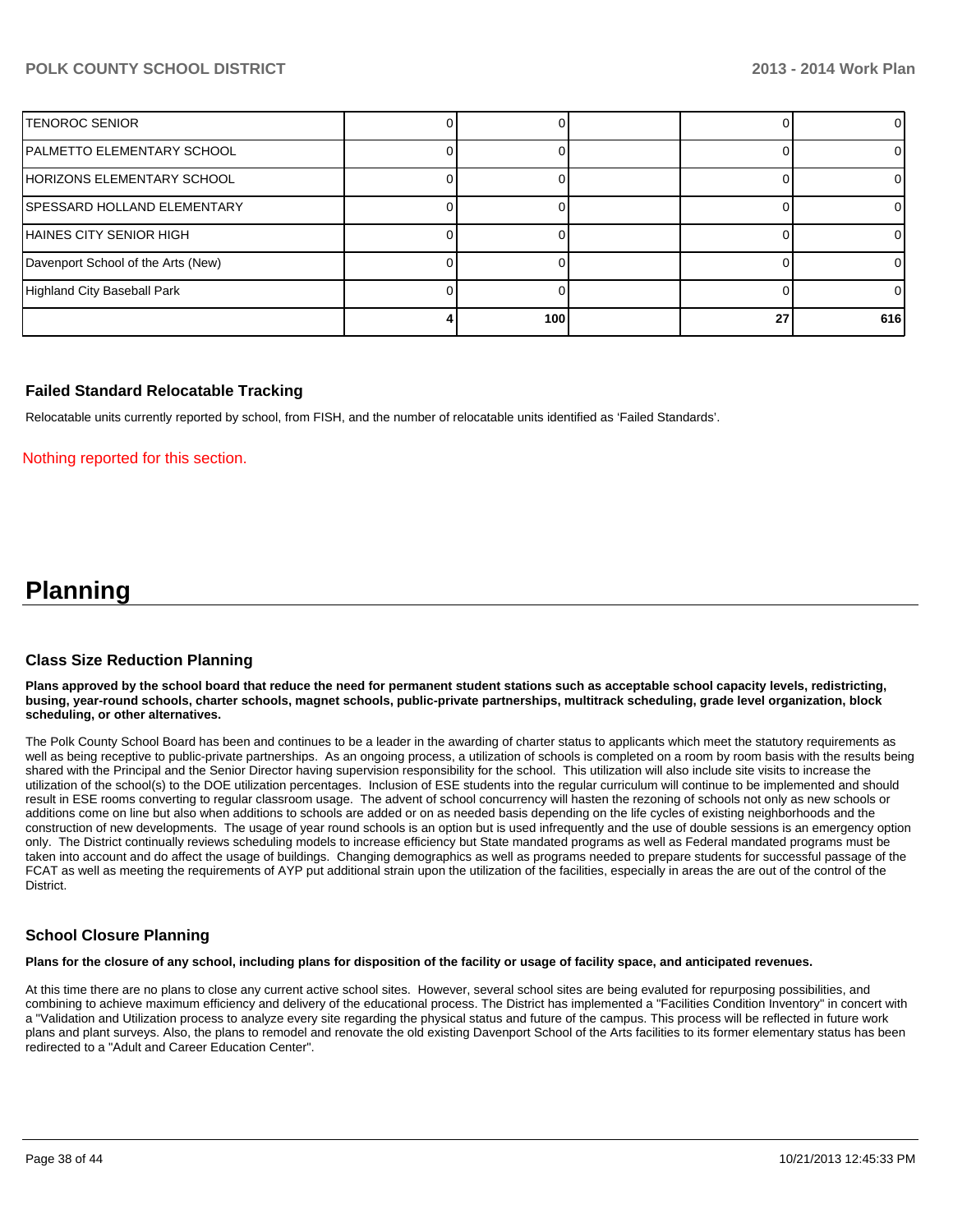| | | | | | |
|---|---|---|---|---|---|
| TENOROC SENIOR | 0 | 0 | | 0 | 0 |
| PALMETTO ELEMENTARY SCHOOL | 0 | 0 | | 0 | 0 |
| HORIZONS ELEMENTARY SCHOOL | 0 | 0 | | 0 | 0 |
| SPESSARD HOLLAND ELEMENTARY | 0 | 0 | | 0 | 0 |
| HAINES CITY SENIOR HIGH | 0 | 0 | | 0 | 0 |
| Davenport School of the Arts (New) | 0 | 0 | | 0 | 0 |
| Highland City Baseball Park | 0 | 0 | | 0 | 0 |
| | 4 | 100 | | 27 | 616 |

### Failed Standard Relocatable Tracking

Relocatable units currently reported by school, from FISH, and the number of relocatable units identified as 'Failed Standards'.

Nothing reported for this section.

# Planning

### Class Size Reduction Planning

**Plans approved by the school board that reduce the need for permanent student stations such as acceptable school capacity levels, redistricting, busing, year-round schools, charter schools, magnet schools, public-private partnerships, multitrack scheduling, grade level organization, block scheduling, or other alternatives.**

The Polk County School Board has been and continues to be a leader in the awarding of charter status to applicants which meet the statutory requirements as well as being receptive to public-private partnerships. As an ongoing process, a utilization of schools is completed on a room by room basis with the results being shared with the Principal and the Senior Director having supervision responsibility for the school. This utilization will also include site visits to increase the utilization of the school(s) to the DOE utilization percentages. Inclusion of ESE students into the regular curriculum will continue to be implemented and should result in ESE rooms converting to regular classroom usage. The advent of school concurrency will hasten the rezoning of schools not only as new schools or additions come on line but also when additions to schools are added or on as needed basis depending on the life cycles of existing neighborhoods and the construction of new developments. The usage of year round schools is an option but is used infrequently and the use of double sessions is an emergency option only. The District continually reviews scheduling models to increase efficiency but State mandated programs as well as Federal mandated programs must be taken into account and do affect the usage of buildings. Changing demographics as well as programs needed to prepare students for successful passage of the FCAT as well as meeting the requirements of AYP put additional strain upon the utilization of the facilities, especially in areas the are out of the control of the District.

### School Closure Planning

**Plans for the closure of any school, including plans for disposition of the facility or usage of facility space, and anticipated revenues.**

At this time there are no plans to close any current active school sites. However, several school sites are being evaluted for repurposing possibilities, and combining to achieve maximum efficiency and delivery of the educational process. The District has implemented a "Facilities Condition Inventory" in concert with a "Validation and Utilization process to analyze every site regarding the physical status and future of the campus. This process will be reflected in future work plans and plant surveys. Also, the plans to remodel and renovate the old existing Davenport School of the Arts facilities to its former elementary status has been redirected to a "Adult and Career Education Center".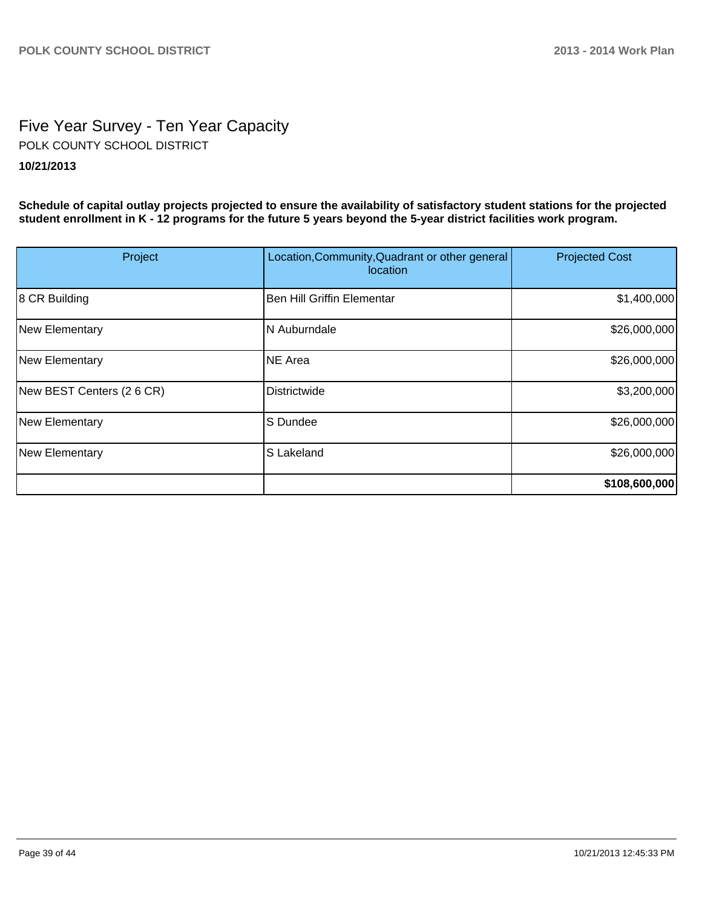# Five Year Survey - Ten Year Capacity

POLK COUNTY SCHOOL DISTRICT

**10/21/2013**

**Schedule of capital outlay projects projected to ensure the availability of satisfactory student stations for the projected student enrollment in K - 12 programs for the future 5 years beyond the 5-year district facilities work program.**

| Project | Location,Community,Quadrant or other general location | Projected Cost |
|---|---|---|
| 8 CR Building | Ben Hill Griffin Elementar | $1,400,000 |
| New Elementary | N Auburndale | $26,000,000 |
| New Elementary | NE Area | $26,000,000 |
| New BEST Centers (2 6 CR) | Districtwide | $3,200,000 |
| New Elementary | S Dundee | $26,000,000 |
| New Elementary | S Lakeland | $26,000,000 |
| | | **$108,600,000** |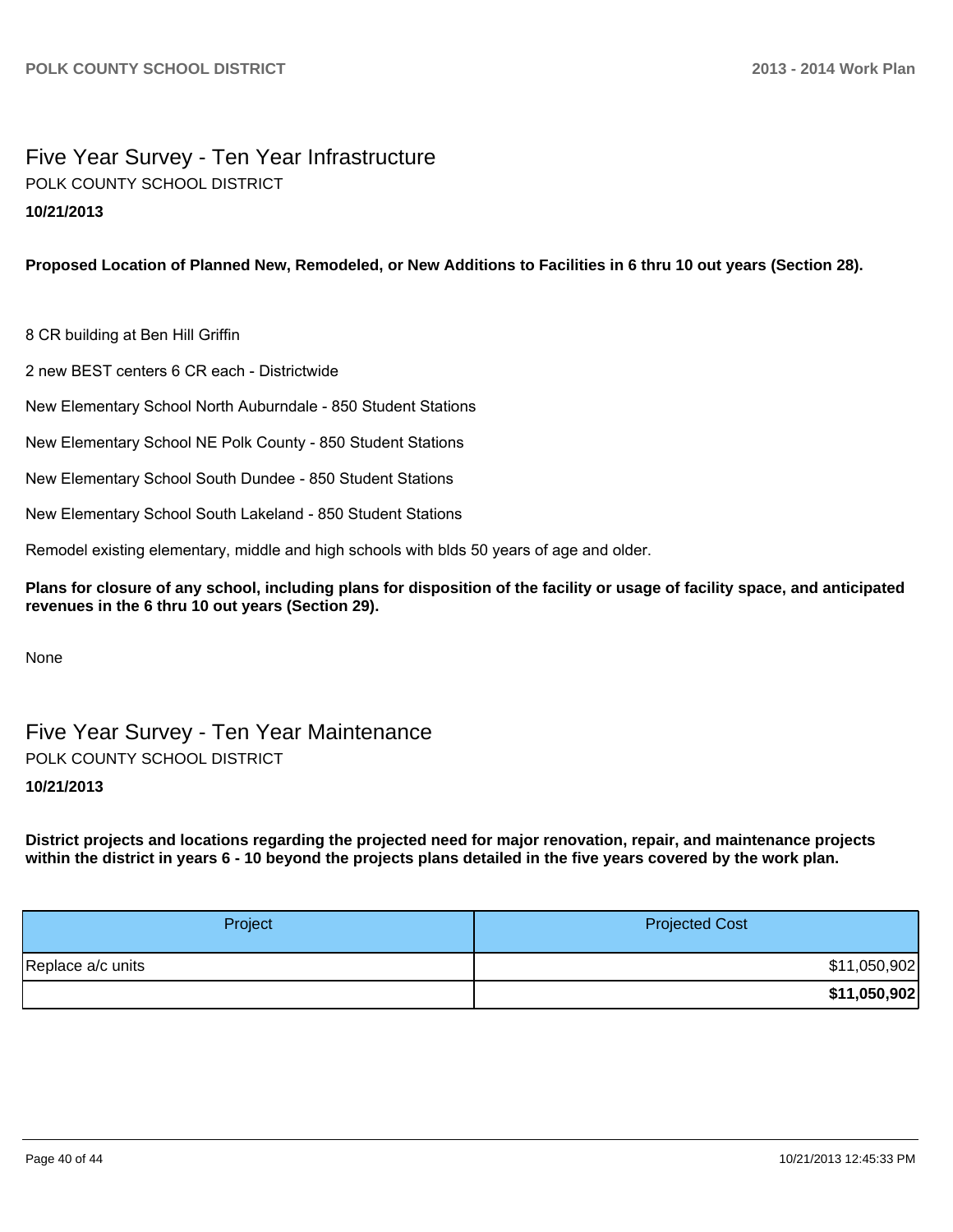# Five Year Survey - Ten Year Infrastructure

POLK COUNTY SCHOOL DISTRICT

**10/21/2013**

**Proposed Location of Planned New, Remodeled, or New Additions to Facilities in 6 thru 10 out years (Section 28).**

8 CR building at Ben Hill Griffin

2 new BEST centers 6 CR each - Districtwide

New Elementary School North Auburndale - 850 Student Stations

New Elementary School NE Polk County - 850 Student Stations

New Elementary School South Dundee - 850 Student Stations

New Elementary School South Lakeland - 850 Student Stations

Remodel existing elementary, middle and high schools with blds 50 years of age and older.

**Plans for closure of any school, including plans for disposition of the facility or usage of facility space, and anticipated revenues in the 6 thru 10 out years (Section 29).**

None

# Five Year Survey - Ten Year Maintenance

POLK COUNTY SCHOOL DISTRICT

**10/21/2013**

**District projects and locations regarding the projected need for major renovation, repair, and maintenance projects within the district in years 6 - 10 beyond the projects plans detailed in the five years covered by the work plan.**

| Project | Projected Cost |
|---|---|
| Replace a/c units | $11,050,902 |
| | **$11,050,902** |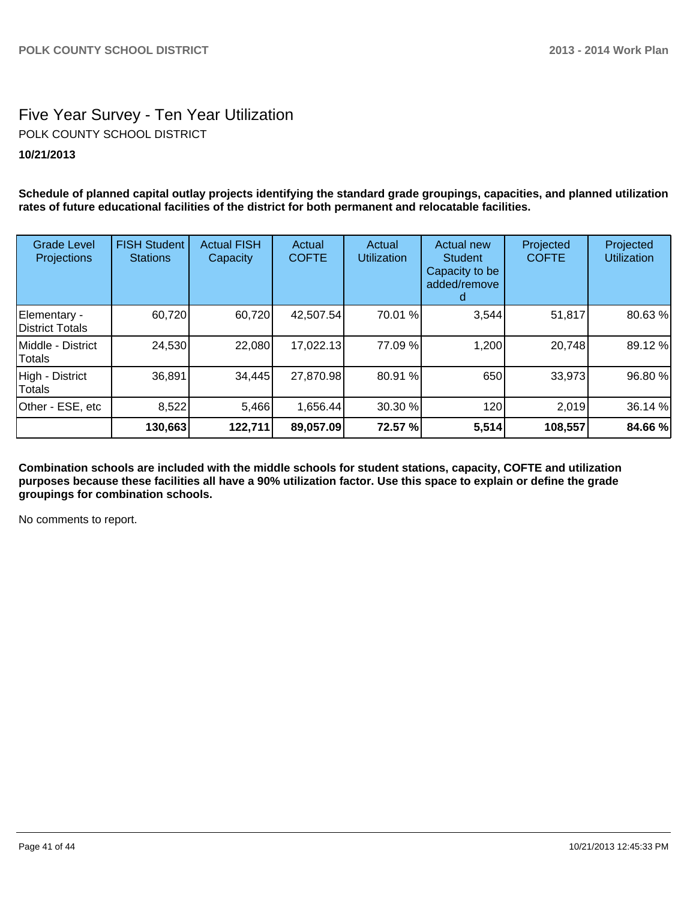# Five Year Survey - Ten Year Utilization

POLK COUNTY SCHOOL DISTRICT

**10/21/2013**

**Schedule of planned capital outlay projects identifying the standard grade groupings, capacities, and planned utilization rates of future educational facilities of the district for both permanent and relocatable facilities.**

| Grade Level Projections | FISH Student Stations | Actual FISH Capacity | Actual COFTE | Actual Utilization | Actual new Student Capacity to be added/removed | Projected COFTE | Projected Utilization |
|---|---|---|---|---|---|---|---|
| Elementary - District Totals | 60,720 | 60,720 | 42,507.54 | 70.01 % | 3,544 | 51,817 | 80.63 % |
| Middle - District Totals | 24,530 | 22,080 | 17,022.13 | 77.09 % | 1,200 | 20,748 | 89.12 % |
| High - District Totals | 36,891 | 34,445 | 27,870.98 | 80.91 % | 650 | 33,973 | 96.80 % |
| Other - ESE, etc | 8,522 | 5,466 | 1,656.44 | 30.30 % | 120 | 2,019 | 36.14 % |
| | **130,663** | **122,711** | **89,057.09** | **72.57 %** | **5,514** | **108,557** | **84.66 %** |

**Combination schools are included with the middle schools for student stations, capacity, COFTE and utilization purposes because these facilities all have a 90% utilization factor. Use this space to explain or define the grade groupings for combination schools.**

No comments to report.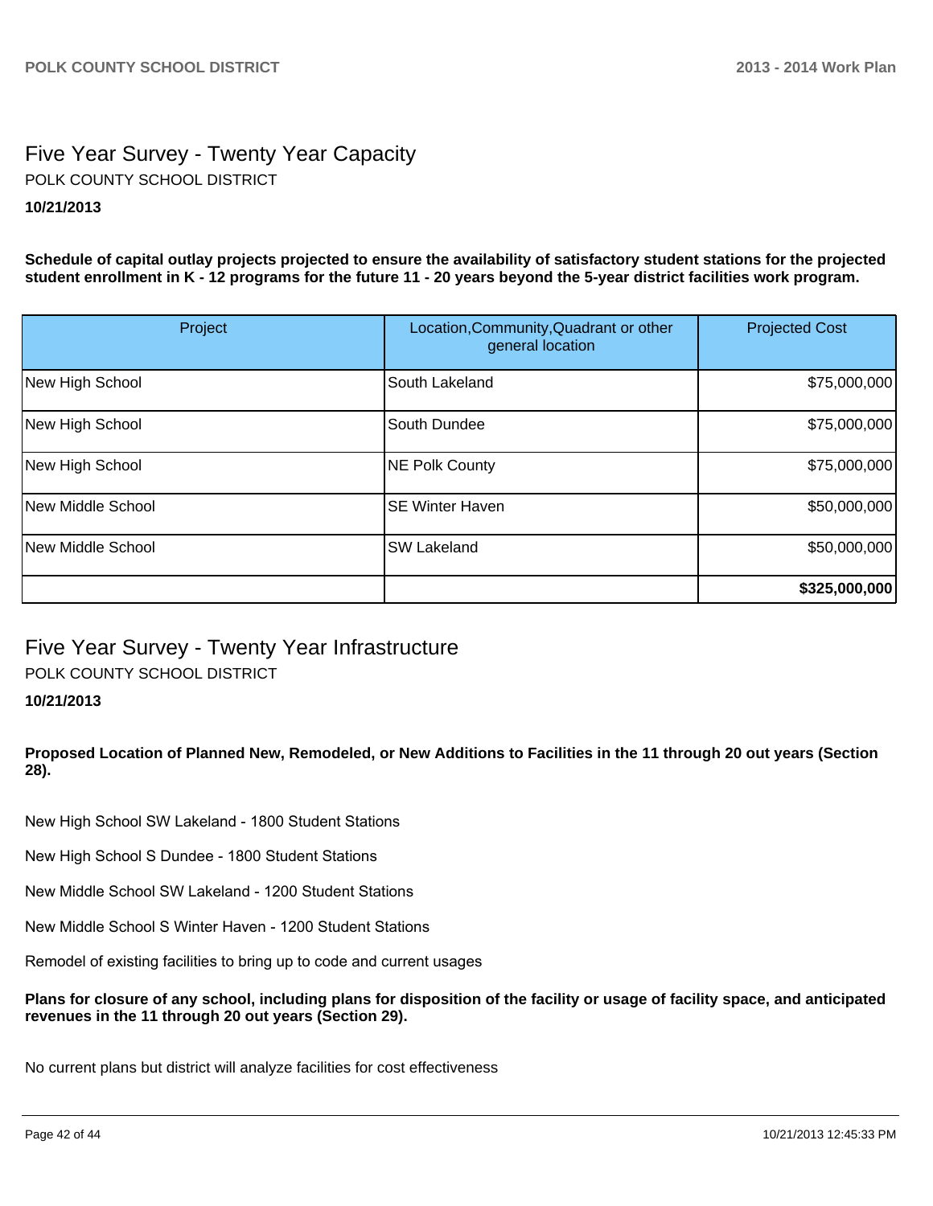## Five Year Survey - Twenty Year Capacity

POLK COUNTY SCHOOL DISTRICT

**10/21/2013**

**Schedule of capital outlay projects projected to ensure the availability of satisfactory student stations for the projected student enrollment in K - 12 programs for the future 11 - 20 years beyond the 5-year district facilities work program.**

| Project | Location,Community,Quadrant or other general location | Projected Cost |
|---|---|---|
| New High School | South Lakeland | $75,000,000 |
| New High School | South Dundee | $75,000,000 |
| New High School | NE Polk County | $75,000,000 |
| New Middle School | SE Winter Haven | $50,000,000 |
| New Middle School | SW Lakeland | $50,000,000 |
| | | **$325,000,000** |

## Five Year Survey - Twenty Year Infrastructure

POLK COUNTY SCHOOL DISTRICT

**10/21/2013**

**Proposed Location of Planned New, Remodeled, or New Additions to Facilities in the 11 through 20 out years (Section 28).**

New High School SW Lakeland - 1800 Student Stations

New High School S Dundee - 1800 Student Stations

New Middle School SW Lakeland - 1200 Student Stations

New Middle School S Winter Haven - 1200 Student Stations

Remodel of existing facilities to bring up to code and current usages

**Plans for closure of any school, including plans for disposition of the facility or usage of facility space, and anticipated revenues in the 11 through 20 out years (Section 29).**

No current plans but district will analyze facilities for cost effectiveness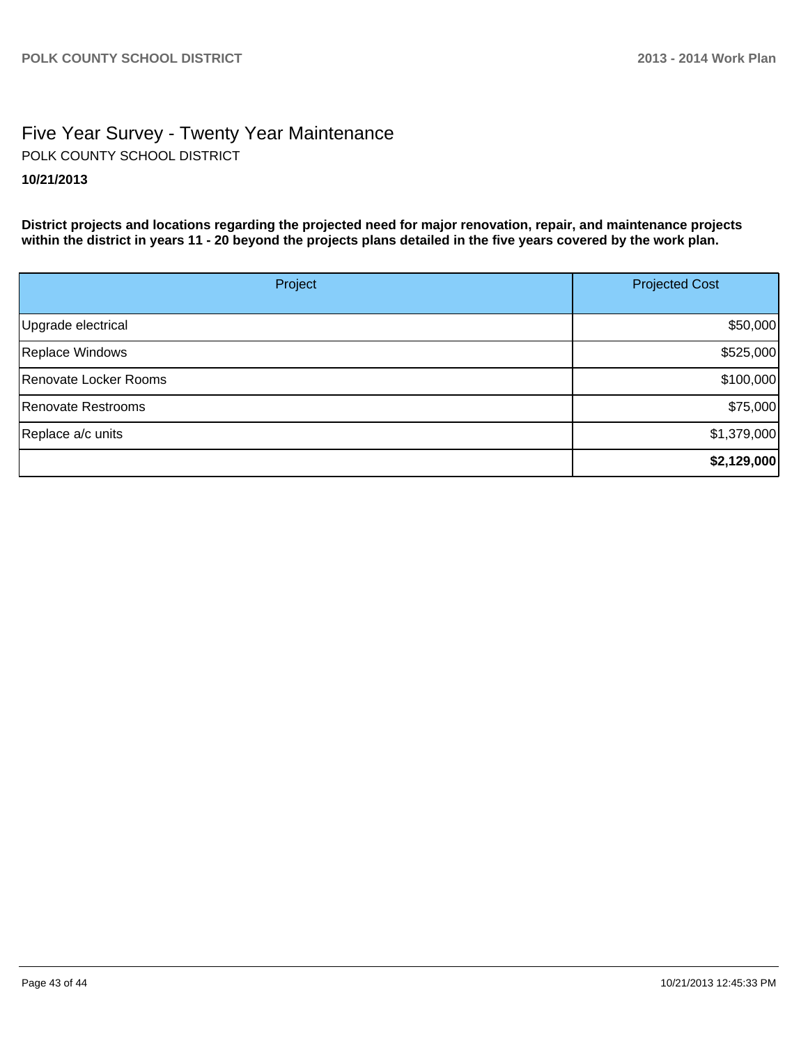# Five Year Survey - Twenty Year Maintenance

POLK COUNTY SCHOOL DISTRICT

**10/21/2013**

**District projects and locations regarding the projected need for major renovation, repair, and maintenance projects within the district in years 11 - 20 beyond the projects plans detailed in the five years covered by the work plan.**

| Project | Projected Cost |
|---|---:|
| Upgrade electrical | $50,000 |
| Replace Windows | $525,000 |
| Renovate Locker Rooms | $100,000 |
| Renovate Restrooms | $75,000 |
| Replace a/c units | $1,379,000 |
| | **$2,129,000** |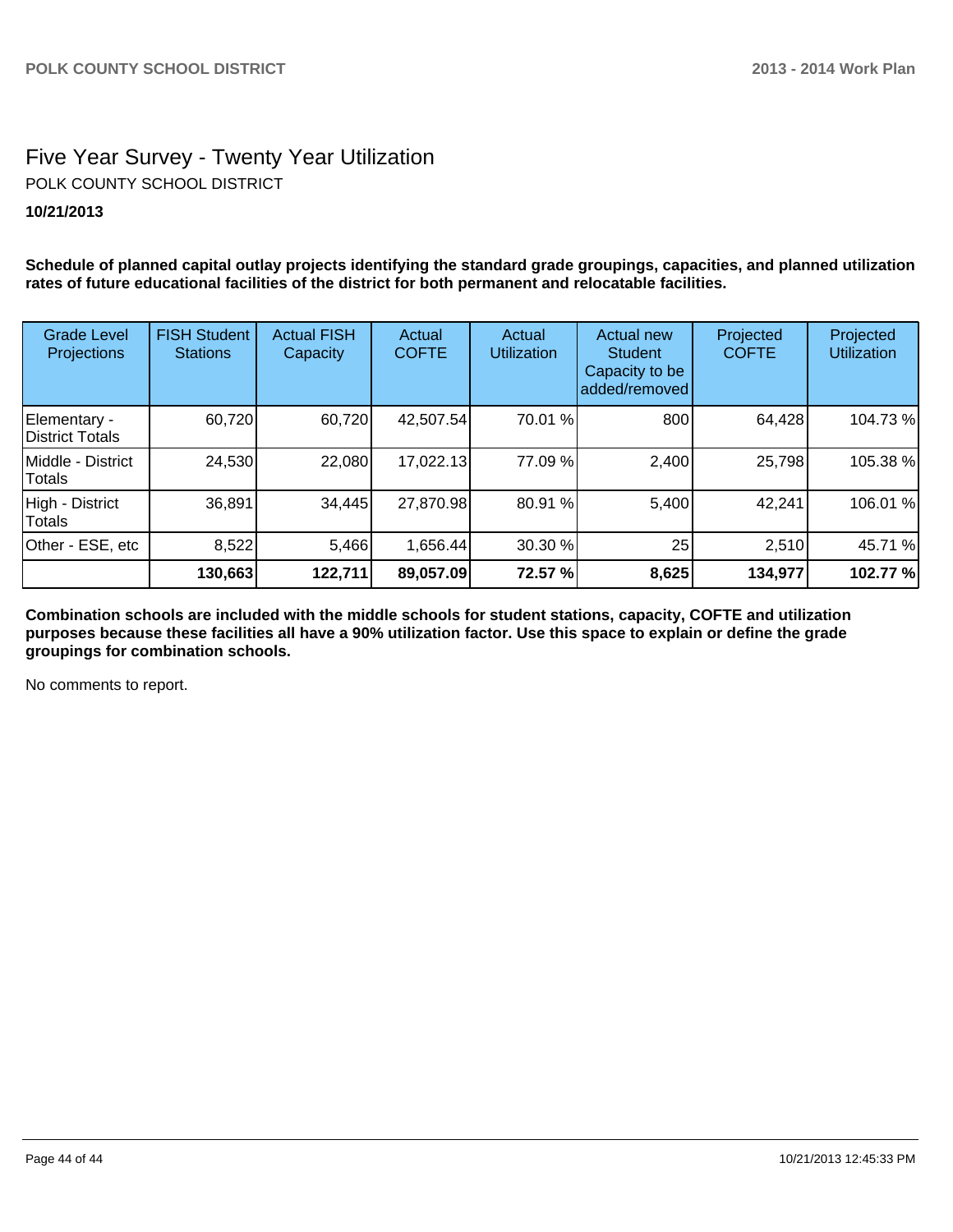# Five Year Survey - Twenty Year Utilization

POLK COUNTY SCHOOL DISTRICT

**10/21/2013**

**Schedule of planned capital outlay projects identifying the standard grade groupings, capacities, and planned utilization rates of future educational facilities of the district for both permanent and relocatable facilities.**

| Grade Level Projections | FISH Student Stations | Actual FISH Capacity | Actual COFTE | Actual Utilization | Actual new Student Capacity to be added/removed | Projected COFTE | Projected Utilization |
|---|---|---|---|---|---|---|---|
| Elementary - District Totals | 60,720 | 60,720 | 42,507.54 | 70.01 % | 800 | 64,428 | 104.73 % |
| Middle - District Totals | 24,530 | 22,080 | 17,022.13 | 77.09 % | 2,400 | 25,798 | 105.38 % |
| High - District Totals | 36,891 | 34,445 | 27,870.98 | 80.91 % | 5,400 | 42,241 | 106.01 % |
| Other - ESE, etc | 8,522 | 5,466 | 1,656.44 | 30.30 % | 25 | 2,510 | 45.71 % |
| | **130,663** | **122,711** | **89,057.09** | **72.57 %** | **8,625** | **134,977** | **102.77 %** |

**Combination schools are included with the middle schools for student stations, capacity, COFTE and utilization purposes because these facilities all have a 90% utilization factor. Use this space to explain or define the grade groupings for combination schools.**

No comments to report.